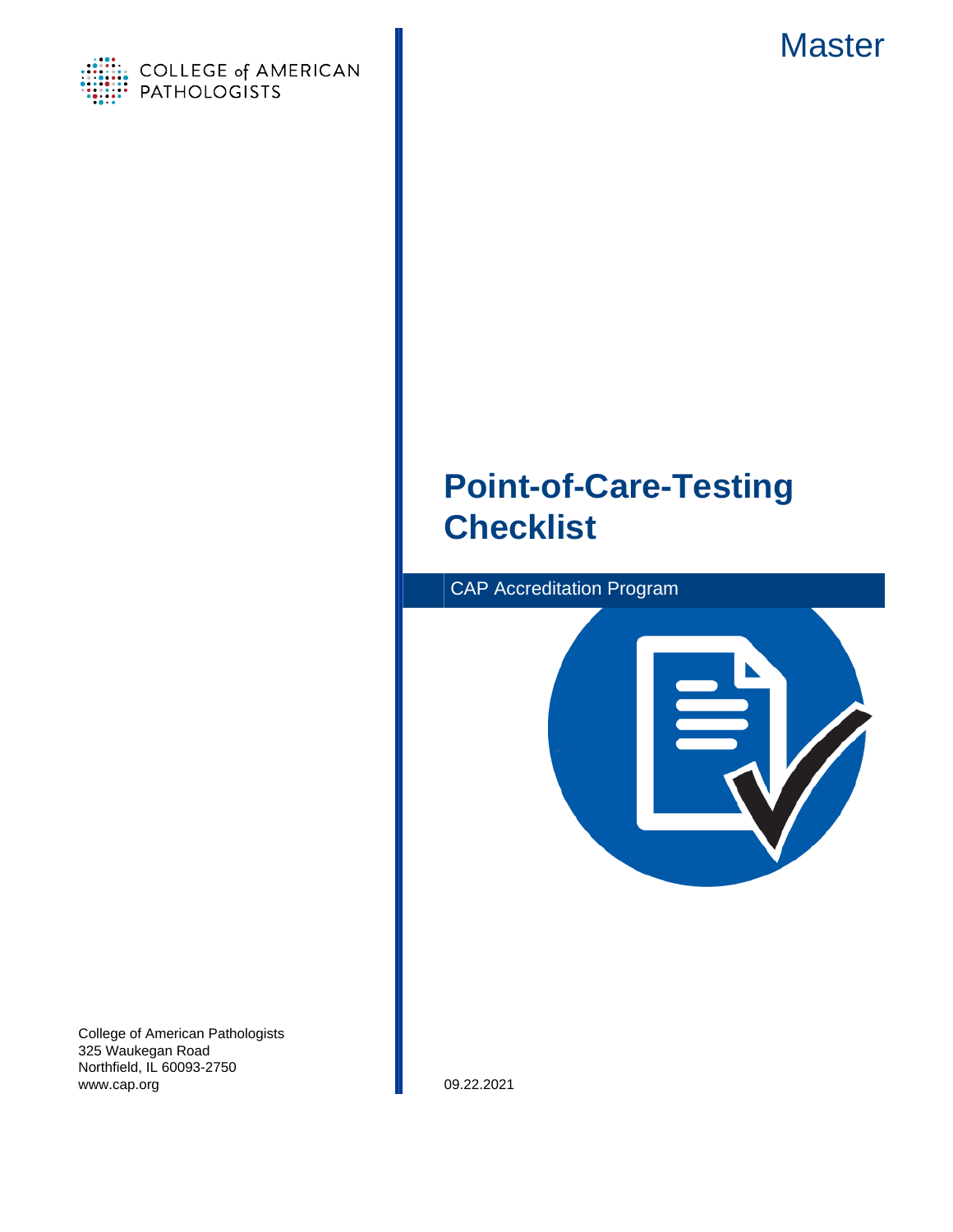COLLEGE of AMERICAN PATHOLOGISTS

Master

# Point-of-Care-Testing Checklist

CAP Accreditation Program

College of American Pathologists
325 Waukegan Road
Northfield, IL 60093-2750
www.cap.org

09.22.2021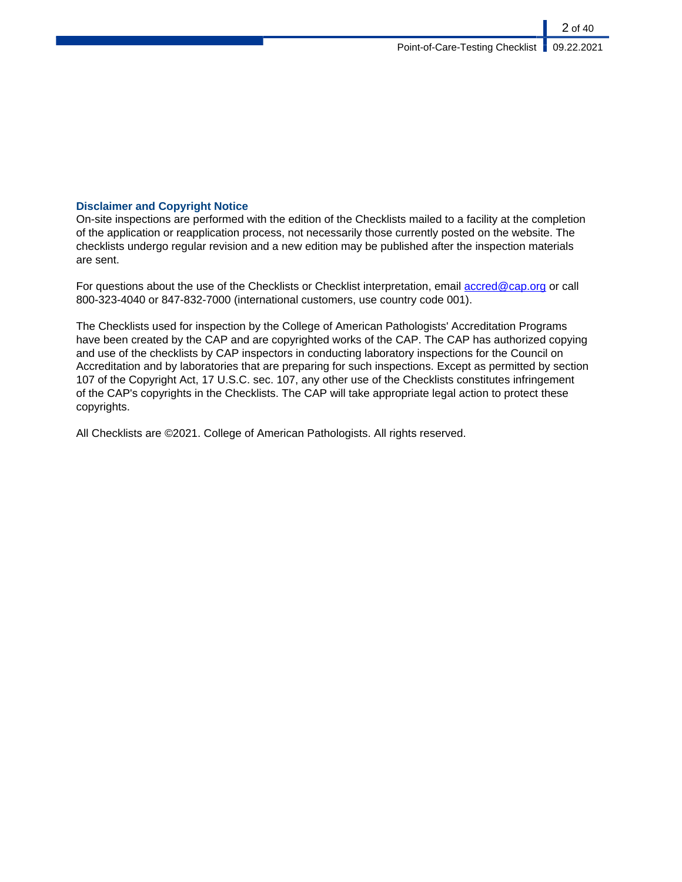## Disclaimer and Copyright Notice

On-site inspections are performed with the edition of the Checklists mailed to a facility at the completion of the application or reapplication process, not necessarily those currently posted on the website. The checklists undergo regular revision and a new edition may be published after the inspection materials are sent.

For questions about the use of the Checklists or Checklist interpretation, email accred@cap.org or call 800-323-4040 or 847-832-7000 (international customers, use country code 001).

The Checklists used for inspection by the College of American Pathologists' Accreditation Programs have been created by the CAP and are copyrighted works of the CAP. The CAP has authorized copying and use of the checklists by CAP inspectors in conducting laboratory inspections for the Council on Accreditation and by laboratories that are preparing for such inspections. Except as permitted by section 107 of the Copyright Act, 17 U.S.C. sec. 107, any other use of the Checklists constitutes infringement of the CAP's copyrights in the Checklists. The CAP will take appropriate legal action to protect these copyrights.

All Checklists are ©2021. College of American Pathologists. All rights reserved.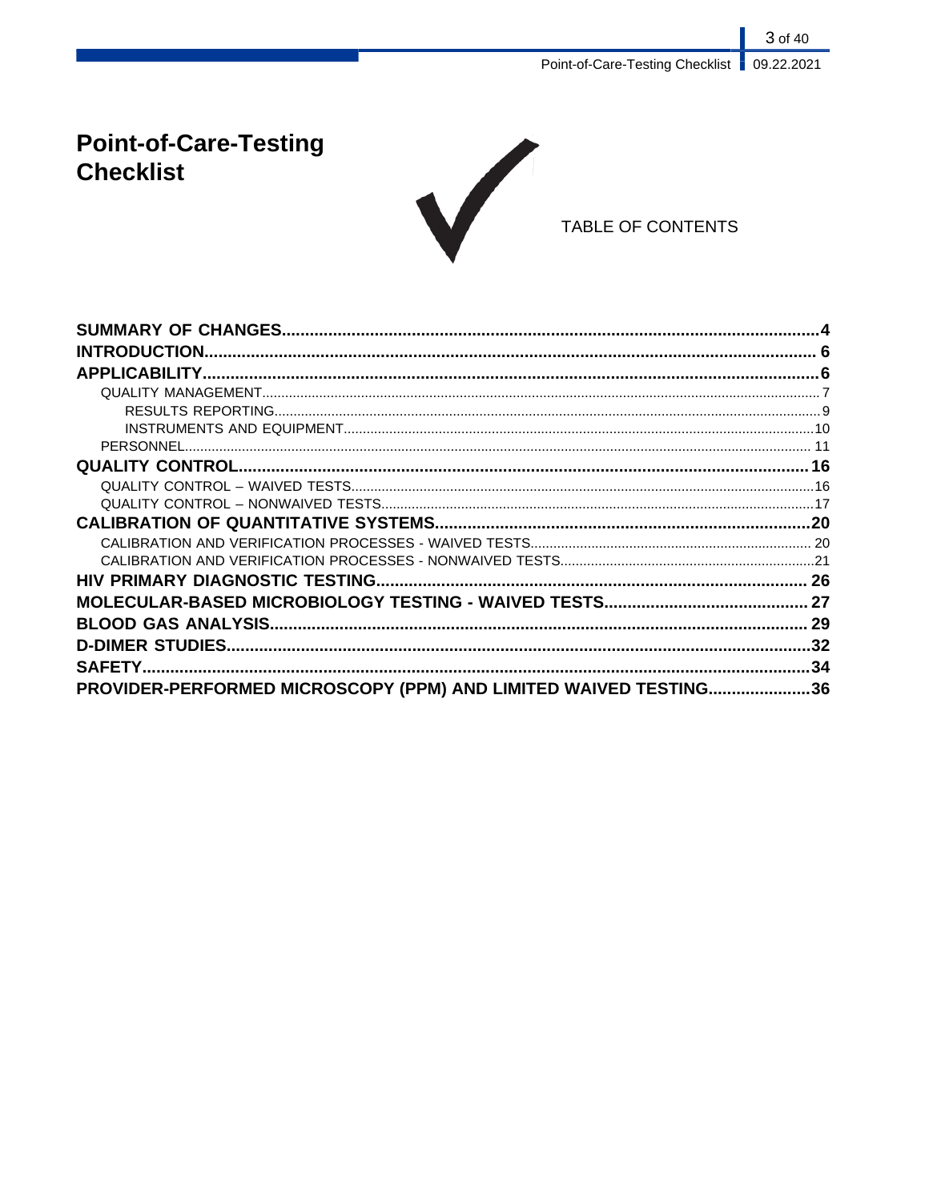# Point-of-Care-Testing Checklist

TABLE OF CONTENTS

**SUMMARY OF CHANGES** ..... 4
**INTRODUCTION** ..... 6
**APPLICABILITY** ..... 6
- QUALITY MANAGEMENT ..... 7
  - RESULTS REPORTING ..... 9
  - INSTRUMENTS AND EQUIPMENT ..... 10
- PERSONNEL ..... 11

**QUALITY CONTROL** ..... 16
- QUALITY CONTROL – WAIVED TESTS ..... 16
- QUALITY CONTROL – NONWAIVED TESTS ..... 17

**CALIBRATION OF QUANTITATIVE SYSTEMS** ..... 20
- CALIBRATION AND VERIFICATION PROCESSES - WAIVED TESTS ..... 20
- CALIBRATION AND VERIFICATION PROCESSES - NONWAIVED TESTS ..... 21

**HIV PRIMARY DIAGNOSTIC TESTING** ..... 26
**MOLECULAR-BASED MICROBIOLOGY TESTING - WAIVED TESTS** ..... 27
**BLOOD GAS ANALYSIS** ..... 29
**D-DIMER STUDIES** ..... 32
**SAFETY** ..... 34
**PROVIDER-PERFORMED MICROSCOPY (PPM) AND LIMITED WAIVED TESTING** ..... 36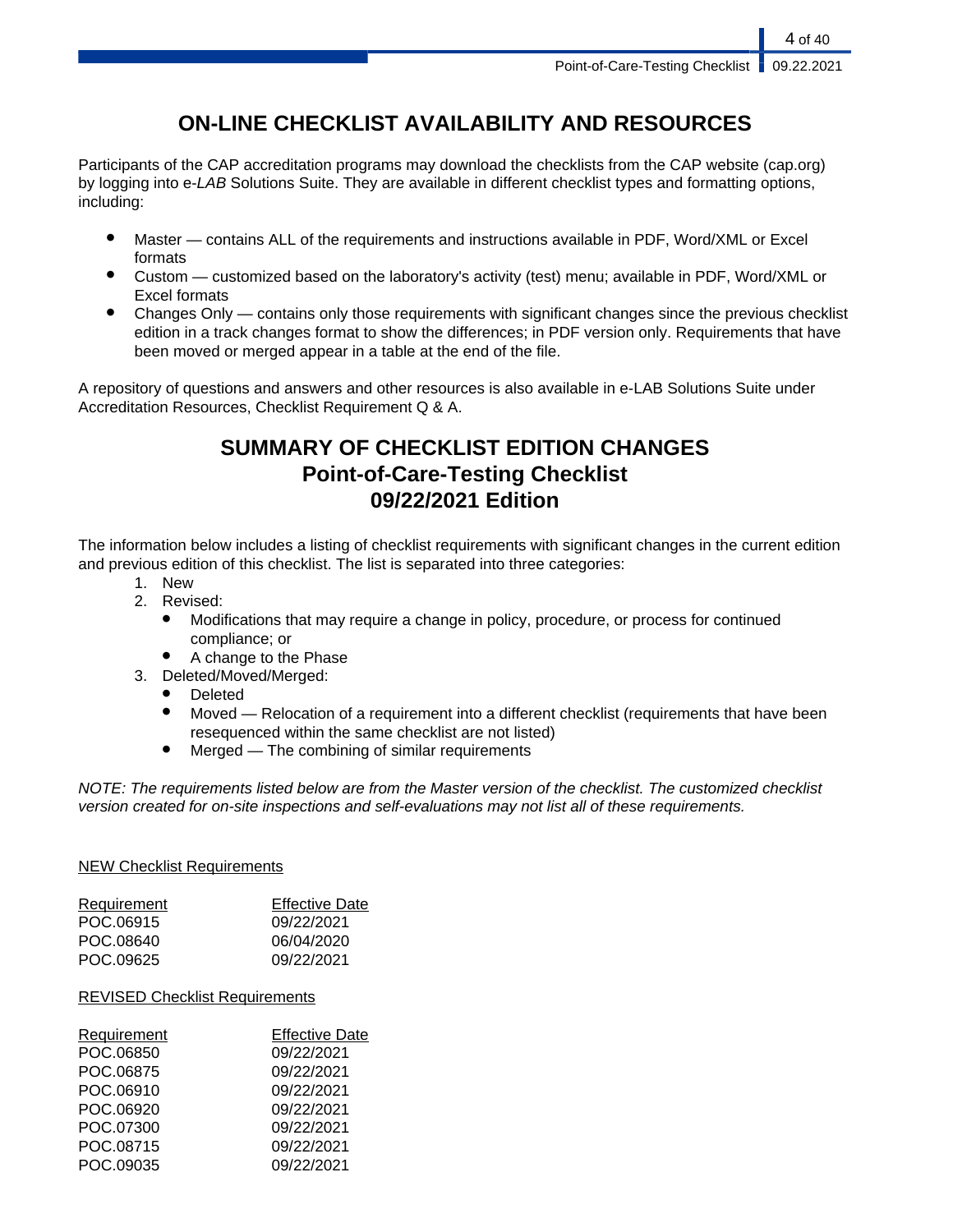# ON-LINE CHECKLIST AVAILABILITY AND RESOURCES

Participants of the CAP accreditation programs may download the checklists from the CAP website (cap.org) by logging into e-*LAB* Solutions Suite. They are available in different checklist types and formatting options, including:

- Master — contains ALL of the requirements and instructions available in PDF, Word/XML or Excel formats
- Custom — customized based on the laboratory's activity (test) menu; available in PDF, Word/XML or Excel formats
- Changes Only — contains only those requirements with significant changes since the previous checklist edition in a track changes format to show the differences; in PDF version only. Requirements that have been moved or merged appear in a table at the end of the file.

A repository of questions and answers and other resources is also available in e-LAB Solutions Suite under Accreditation Resources, Checklist Requirement Q & A.

# SUMMARY OF CHECKLIST EDITION CHANGES
# Point-of-Care-Testing Checklist
# 09/22/2021 Edition

The information below includes a listing of checklist requirements with significant changes in the current edition and previous edition of this checklist. The list is separated into three categories:

1. New
2. Revised:
   - Modifications that may require a change in policy, procedure, or process for continued compliance; or
   - A change to the Phase
3. Deleted/Moved/Merged:
   - Deleted
   - Moved — Relocation of a requirement into a different checklist (requirements that have been resequenced within the same checklist are not listed)
   - Merged — The combining of similar requirements

*NOTE: The requirements listed below are from the Master version of the checklist. The customized checklist version created for on-site inspections and self-evaluations may not list all of these requirements.*

NEW Checklist Requirements

| Requirement | Effective Date |
|---|---|
| POC.06915 | 09/22/2021 |
| POC.08640 | 06/04/2020 |
| POC.09625 | 09/22/2021 |

REVISED Checklist Requirements

| Requirement | Effective Date |
|---|---|
| POC.06850 | 09/22/2021 |
| POC.06875 | 09/22/2021 |
| POC.06910 | 09/22/2021 |
| POC.06920 | 09/22/2021 |
| POC.07300 | 09/22/2021 |
| POC.08715 | 09/22/2021 |
| POC.09035 | 09/22/2021 |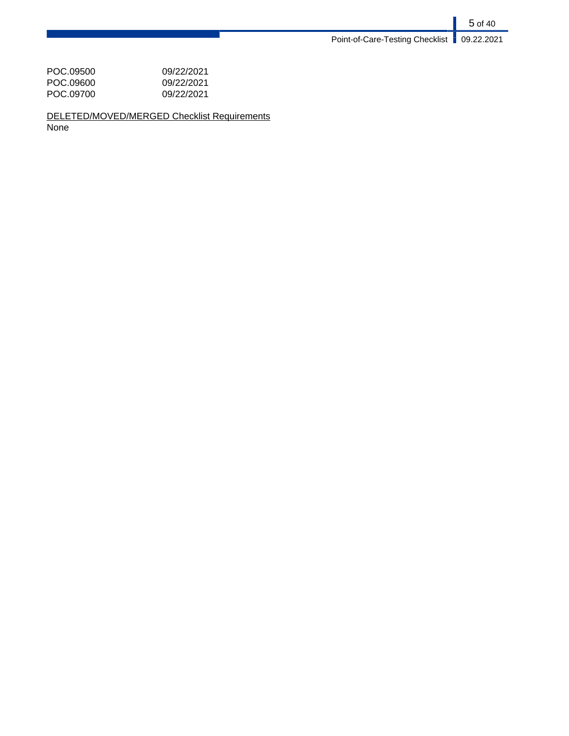| | |
|---|---|
| POC.09500 | 09/22/2021 |
| POC.09600 | 09/22/2021 |
| POC.09700 | 09/22/2021 |

<u>DELETED/MOVED/MERGED Checklist Requirements</u>

None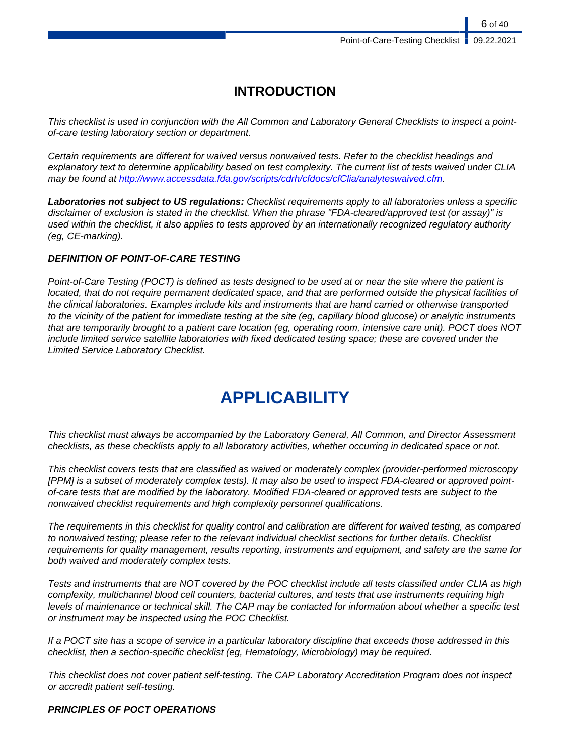# INTRODUCTION

*This checklist is used in conjunction with the All Common and Laboratory General Checklists to inspect a point-of-care testing laboratory section or department.*

*Certain requirements are different for waived versus nonwaived tests. Refer to the checklist headings and explanatory text to determine applicability based on test complexity. The current list of tests waived under CLIA may be found at [http://www.accessdata.fda.gov/scripts/cdrh/cfdocs/cfClia/analyteswaived.cfm](http://www.accessdata.fda.gov/scripts/cdrh/cfdocs/cfClia/analyteswaived.cfm).*

***Laboratories not subject to US regulations:*** *Checklist requirements apply to all laboratories unless a specific disclaimer of exclusion is stated in the checklist. When the phrase "FDA-cleared/approved test (or assay)" is used within the checklist, it also applies to tests approved by an internationally recognized regulatory authority (eg, CE-marking).*

***DEFINITION OF POINT-OF-CARE TESTING***

*Point-of-Care Testing (POCT) is defined as tests designed to be used at or near the site where the patient is located, that do not require permanent dedicated space, and that are performed outside the physical facilities of the clinical laboratories. Examples include kits and instruments that are hand carried or otherwise transported to the vicinity of the patient for immediate testing at the site (eg, capillary blood glucose) or analytic instruments that are temporarily brought to a patient care location (eg, operating room, intensive care unit). POCT does NOT include limited service satellite laboratories with fixed dedicated testing space; these are covered under the Limited Service Laboratory Checklist.*

# APPLICABILITY

*This checklist must always be accompanied by the Laboratory General, All Common, and Director Assessment checklists, as these checklists apply to all laboratory activities, whether occurring in dedicated space or not.*

*This checklist covers tests that are classified as waived or moderately complex (provider-performed microscopy [PPM] is a subset of moderately complex tests). It may also be used to inspect FDA-cleared or approved point-of-care tests that are modified by the laboratory. Modified FDA-cleared or approved tests are subject to the nonwaived checklist requirements and high complexity personnel qualifications.*

*The requirements in this checklist for quality control and calibration are different for waived testing, as compared to nonwaived testing; please refer to the relevant individual checklist sections for further details. Checklist requirements for quality management, results reporting, instruments and equipment, and safety are the same for both waived and moderately complex tests.*

*Tests and instruments that are NOT covered by the POC checklist include all tests classified under CLIA as high complexity, multichannel blood cell counters, bacterial cultures, and tests that use instruments requiring high levels of maintenance or technical skill. The CAP may be contacted for information about whether a specific test or instrument may be inspected using the POC Checklist.*

*If a POCT site has a scope of service in a particular laboratory discipline that exceeds those addressed in this checklist, then a section-specific checklist (eg, Hematology, Microbiology) may be required.*

*This checklist does not cover patient self-testing. The CAP Laboratory Accreditation Program does not inspect or accredit patient self-testing.*

***PRINCIPLES OF POCT OPERATIONS***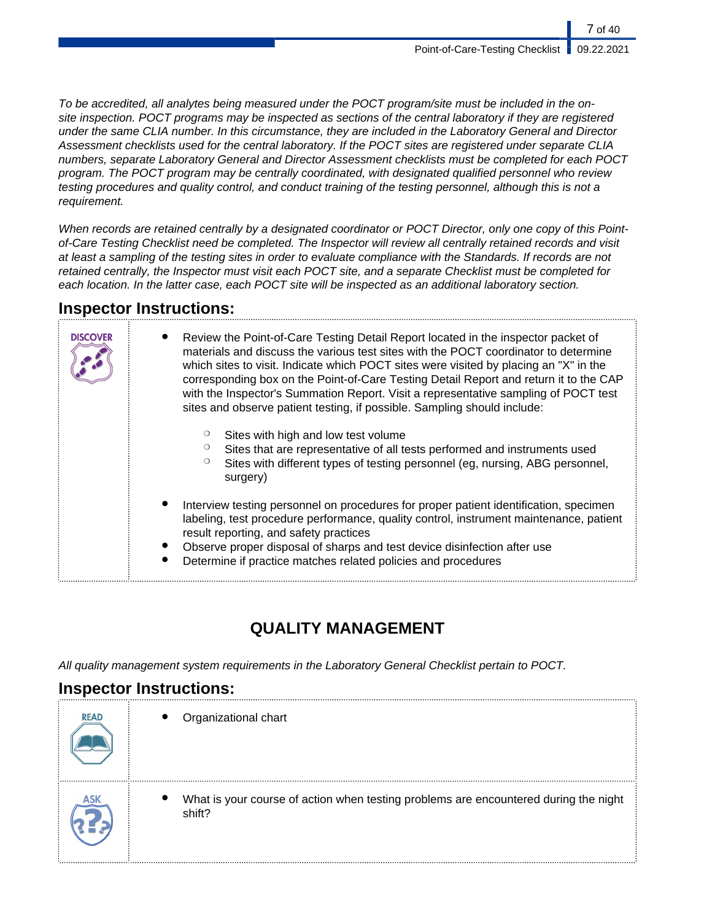*To be accredited, all analytes being measured under the POCT program/site must be included in the on-site inspection. POCT programs may be inspected as sections of the central laboratory if they are registered under the same CLIA number. In this circumstance, they are included in the Laboratory General and Director Assessment checklists used for the central laboratory. If the POCT sites are registered under separate CLIA numbers, separate Laboratory General and Director Assessment checklists must be completed for each POCT program. The POCT program may be centrally coordinated, with designated qualified personnel who review testing procedures and quality control, and conduct training of the testing personnel, although this is not a requirement.*

*When records are retained centrally by a designated coordinator or POCT Director, only one copy of this Point-of-Care Testing Checklist need be completed. The Inspector will review all centrally retained records and visit at least a sampling of the testing sites in order to evaluate compliance with the Standards. If records are not retained centrally, the Inspector must visit each POCT site, and a separate Checklist must be completed for each location. In the latter case, each POCT site will be inspected as an additional laboratory section.*

## Inspector Instructions:

**DISCOVER**

- Review the Point-of-Care Testing Detail Report located in the inspector packet of materials and discuss the various test sites with the POCT coordinator to determine which sites to visit. Indicate which POCT sites were visited by placing an "X" in the corresponding box on the Point-of-Care Testing Detail Report and return it to the CAP with the Inspector's Summation Report. Visit a representative sampling of POCT test sites and observe patient testing, if possible. Sampling should include:
  - Sites with high and low test volume
  - Sites that are representative of all tests performed and instruments used
  - Sites with different types of testing personnel (eg, nursing, ABG personnel, surgery)
- Interview testing personnel on procedures for proper patient identification, specimen labeling, test procedure performance, quality control, instrument maintenance, patient result reporting, and safety practices
- Observe proper disposal of sharps and test device disinfection after use
- Determine if practice matches related policies and procedures

# QUALITY MANAGEMENT

*All quality management system requirements in the Laboratory General Checklist pertain to POCT.*

## Inspector Instructions:

**READ**

- Organizational chart

**ASK**

- What is your course of action when testing problems are encountered during the night shift?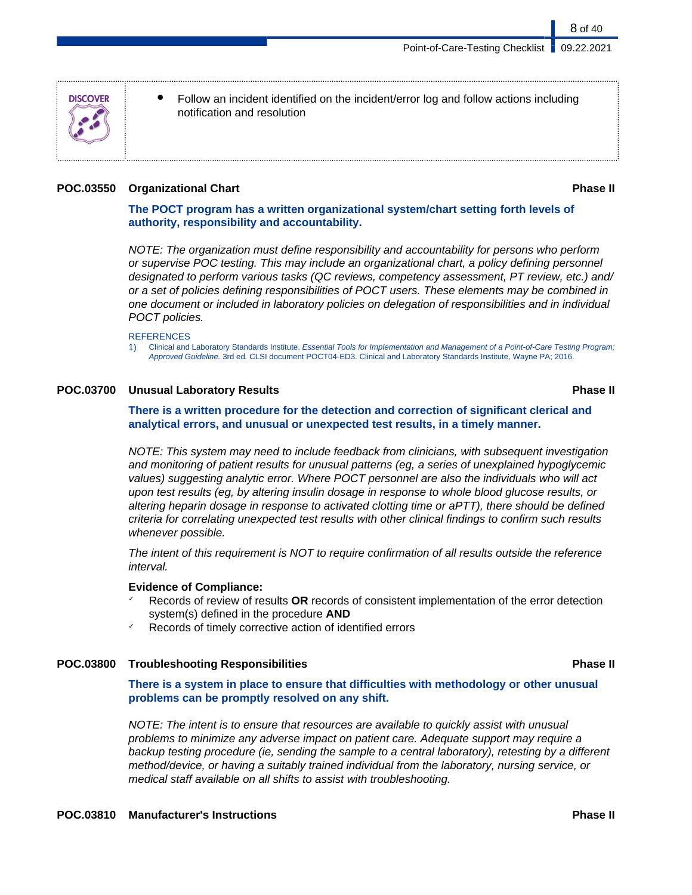DISCOVER

- Follow an incident identified on the incident/error log and follow actions including notification and resolution

### POC.03550 Organizational Chart — Phase II

**The POCT program has a written organizational system/chart setting forth levels of authority, responsibility and accountability.**

*NOTE: The organization must define responsibility and accountability for persons who perform or supervise POC testing. This may include an organizational chart, a policy defining personnel designated to perform various tasks (QC reviews, competency assessment, PT review, etc.) and/or a set of policies defining responsibilities of POCT users. These elements may be combined in one document or included in laboratory policies on delegation of responsibilities and in individual POCT policies.*

REFERENCES

1) Clinical and Laboratory Standards Institute. *Essential Tools for Implementation and Management of a Point-of-Care Testing Program; Approved Guideline.* 3rd ed. CLSI document POCT04-ED3. Clinical and Laboratory Standards Institute, Wayne PA; 2016.

### POC.03700 Unusual Laboratory Results — Phase II

**There is a written procedure for the detection and correction of significant clerical and analytical errors, and unusual or unexpected test results, in a timely manner.**

*NOTE: This system may need to include feedback from clinicians, with subsequent investigation and monitoring of patient results for unusual patterns (eg, a series of unexplained hypoglycemic values) suggesting analytic error. Where POCT personnel are also the individuals who will act upon test results (eg, by altering insulin dosage in response to whole blood glucose results, or altering heparin dosage in response to activated clotting time or aPTT), there should be defined criteria for correlating unexpected test results with other clinical findings to confirm such results whenever possible.*

*The intent of this requirement is NOT to require confirmation of all results outside the reference interval.*

**Evidence of Compliance:**

- ✓ Records of review of results **OR** records of consistent implementation of the error detection system(s) defined in the procedure **AND**
- ✓ Records of timely corrective action of identified errors

### POC.03800 Troubleshooting Responsibilities — Phase II

**There is a system in place to ensure that difficulties with methodology or other unusual problems can be promptly resolved on any shift.**

*NOTE: The intent is to ensure that resources are available to quickly assist with unusual problems to minimize any adverse impact on patient care. Adequate support may require a backup testing procedure (ie, sending the sample to a central laboratory), retesting by a different method/device, or having a suitably trained individual from the laboratory, nursing service, or medical staff available on all shifts to assist with troubleshooting.*

### POC.03810 Manufacturer's Instructions — Phase II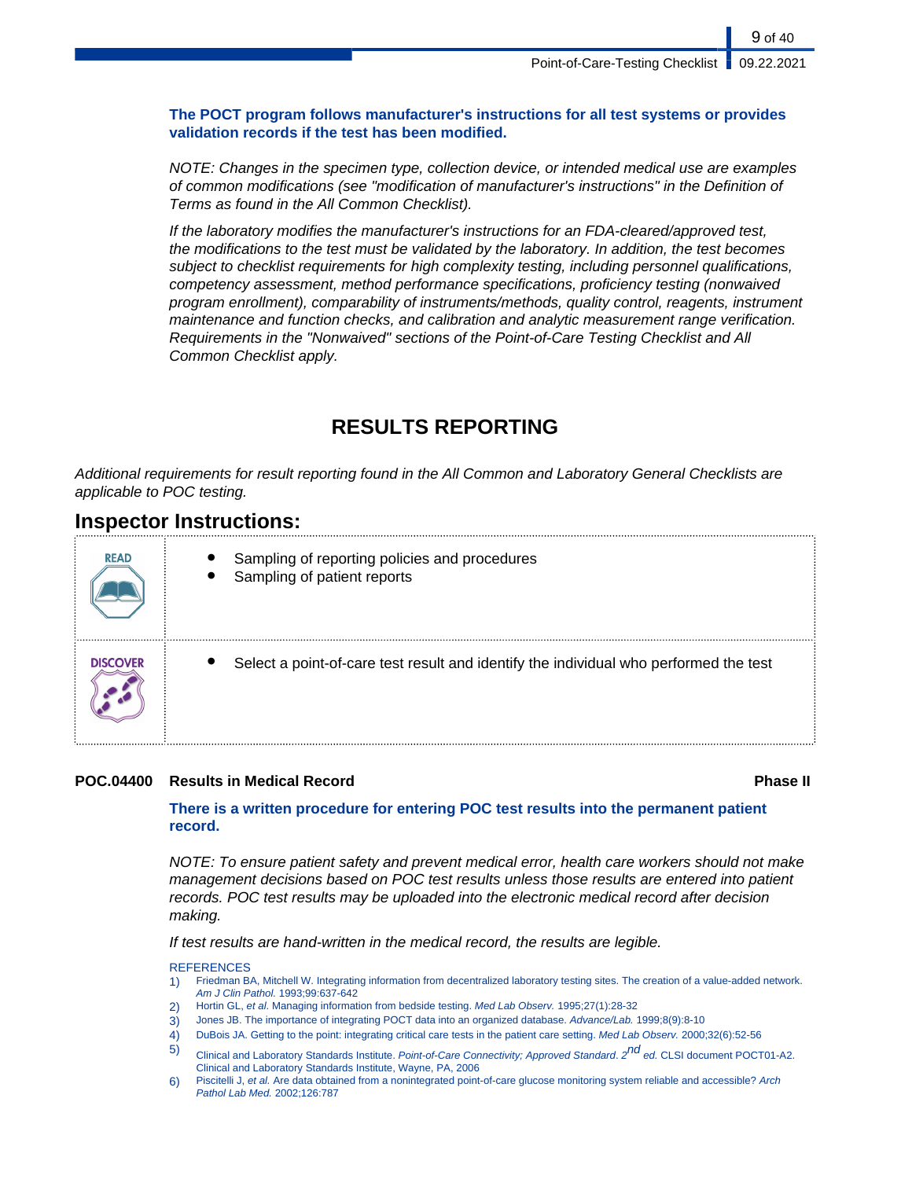**The POCT program follows manufacturer's instructions for all test systems or provides validation records if the test has been modified.**

*NOTE: Changes in the specimen type, collection device, or intended medical use are examples of common modifications (see "modification of manufacturer's instructions" in the Definition of Terms as found in the All Common Checklist).*

*If the laboratory modifies the manufacturer's instructions for an FDA-cleared/approved test, the modifications to the test must be validated by the laboratory. In addition, the test becomes subject to checklist requirements for high complexity testing, including personnel qualifications, competency assessment, method performance specifications, proficiency testing (nonwaived program enrollment), comparability of instruments/methods, quality control, reagents, instrument maintenance and function checks, and calibration and analytic measurement range verification. Requirements in the "Nonwaived" sections of the Point-of-Care Testing Checklist and All Common Checklist apply.*

# RESULTS REPORTING

*Additional requirements for result reporting found in the All Common and Laboratory General Checklists are applicable to POC testing.*

## Inspector Instructions:

| | |
|---|---|
| READ | • Sampling of reporting policies and procedures<br>• Sampling of patient reports |
| DISCOVER | • Select a point-of-care test result and identify the individual who performed the test |

### POC.04400 Results in Medical Record — Phase II

**There is a written procedure for entering POC test results into the permanent patient record.**

*NOTE: To ensure patient safety and prevent medical error, health care workers should not make management decisions based on POC test results unless those results are entered into patient records. POC test results may be uploaded into the electronic medical record after decision making.*

*If test results are hand-written in the medical record, the results are legible.*

REFERENCES

1) Friedman BA, Mitchell W. Integrating information from decentralized laboratory testing sites. The creation of a value-added network. *Am J Clin Pathol.* 1993;99:637-642
2) Hortin GL, *et al.* Managing information from bedside testing. *Med Lab Observ.* 1995;27(1):28-32
3) Jones JB. The importance of integrating POCT data into an organized database. *Advance/Lab.* 1999;8(9):8-10
4) DuBois JA. Getting to the point: integrating critical care tests in the patient care setting. *Med Lab Observ.* 2000;32(6):52-56
5) Clinical and Laboratory Standards Institute. *Point-of-Care Connectivity; Approved Standard*. 2nd ed. CLSI document POCT01-A2. Clinical and Laboratory Standards Institute, Wayne, PA, 2006
6) Piscitelli J, *et al.* Are data obtained from a nonintegrated point-of-care glucose monitoring system reliable and accessible? *Arch Pathol Lab Med.* 2002;126:787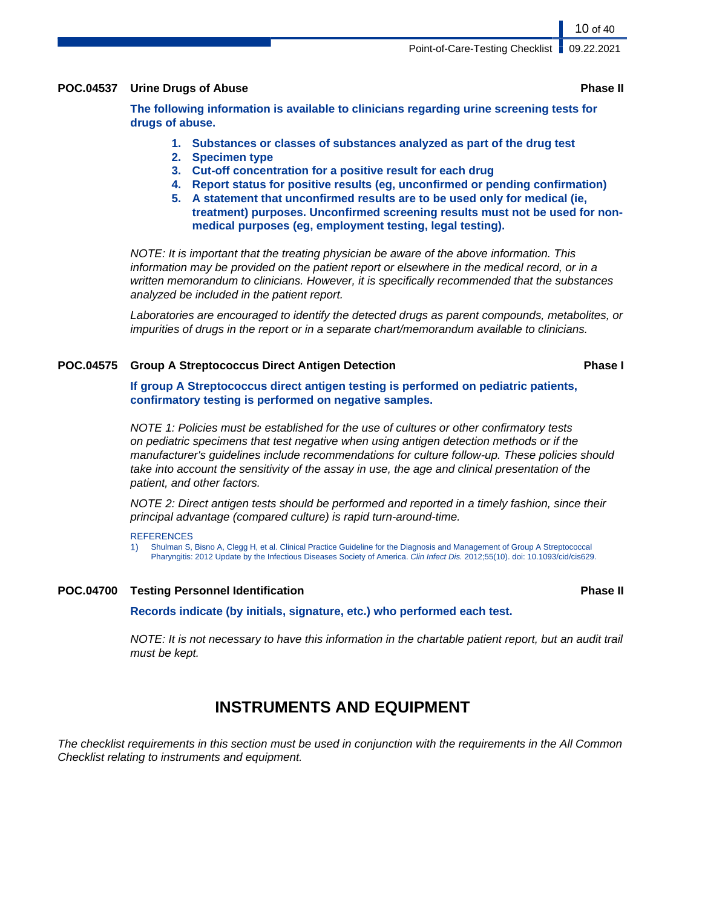### POC.04537 Urine Drugs of Abuse — Phase II

**The following information is available to clinicians regarding urine screening tests for drugs of abuse.**

1. **Substances or classes of substances analyzed as part of the drug test**
2. **Specimen type**
3. **Cut-off concentration for a positive result for each drug**
4. **Report status for positive results (eg, unconfirmed or pending confirmation)**
5. **A statement that unconfirmed results are to be used only for medical (ie, treatment) purposes. Unconfirmed screening results must not be used for non-medical purposes (eg, employment testing, legal testing).**

*NOTE: It is important that the treating physician be aware of the above information. This information may be provided on the patient report or elsewhere in the medical record, or in a written memorandum to clinicians. However, it is specifically recommended that the substances analyzed be included in the patient report.*

*Laboratories are encouraged to identify the detected drugs as parent compounds, metabolites, or impurities of drugs in the report or in a separate chart/memorandum available to clinicians.*

### POC.04575 Group A Streptococcus Direct Antigen Detection — Phase I

**If group A Streptococcus direct antigen testing is performed on pediatric patients, confirmatory testing is performed on negative samples.**

*NOTE 1: Policies must be established for the use of cultures or other confirmatory tests on pediatric specimens that test negative when using antigen detection methods or if the manufacturer's guidelines include recommendations for culture follow-up. These policies should take into account the sensitivity of the assay in use, the age and clinical presentation of the patient, and other factors.*

*NOTE 2: Direct antigen tests should be performed and reported in a timely fashion, since their principal advantage (compared culture) is rapid turn-around-time.*

REFERENCES

1) Shulman S, Bisno A, Clegg H, et al. Clinical Practice Guideline for the Diagnosis and Management of Group A Streptococcal Pharyngitis: 2012 Update by the Infectious Diseases Society of America. *Clin Infect Dis.* 2012;55(10). doi: 10.1093/cid/cis629.

### POC.04700 Testing Personnel Identification — Phase II

**Records indicate (by initials, signature, etc.) who performed each test.**

*NOTE: It is not necessary to have this information in the chartable patient report, but an audit trail must be kept.*

## INSTRUMENTS AND EQUIPMENT

*The checklist requirements in this section must be used in conjunction with the requirements in the All Common Checklist relating to instruments and equipment.*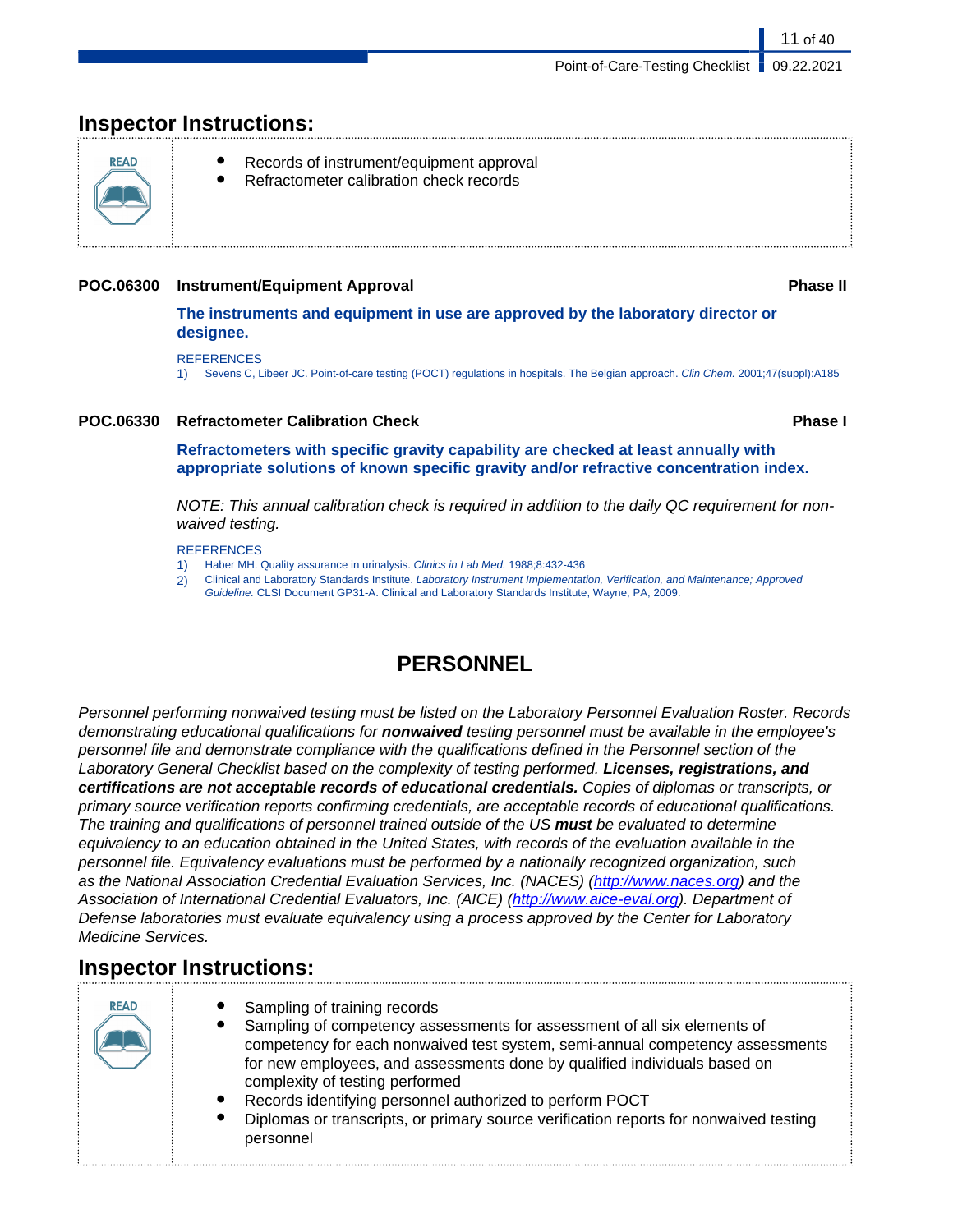## Inspector Instructions:

**READ**

- Records of instrument/equipment approval
- Refractometer calibration check records

### POC.06300 Instrument/Equipment Approval — Phase II

**The instruments and equipment in use are approved by the laboratory director or designee.**

REFERENCES

1) Sevens C, Libeer JC. Point-of-care testing (POCT) regulations in hospitals. The Belgian approach. *Clin Chem.* 2001;47(suppl):A185

### POC.06330 Refractometer Calibration Check — Phase I

**Refractometers with specific gravity capability are checked at least annually with appropriate solutions of known specific gravity and/or refractive concentration index.**

*NOTE: This annual calibration check is required in addition to the daily QC requirement for non-waived testing.*

REFERENCES

1) Haber MH. Quality assurance in urinalysis. *Clinics in Lab Med.* 1988;8:432-436
2) Clinical and Laboratory Standards Institute. *Laboratory Instrument Implementation, Verification, and Maintenance; Approved Guideline.* CLSI Document GP31-A. Clinical and Laboratory Standards Institute, Wayne, PA, 2009.

# PERSONNEL

*Personnel performing nonwaived testing must be listed on the Laboratory Personnel Evaluation Roster. Records demonstrating educational qualifications for* ***nonwaived*** *testing personnel must be available in the employee's personnel file and demonstrate compliance with the qualifications defined in the Personnel section of the Laboratory General Checklist based on the complexity of testing performed.* ***Licenses, registrations, and certifications are not acceptable records of educational credentials.*** *Copies of diplomas or transcripts, or primary source verification reports confirming credentials, are acceptable records of educational qualifications. The training and qualifications of personnel trained outside of the US* ***must*** *be evaluated to determine equivalency to an education obtained in the United States, with records of the evaluation available in the personnel file. Equivalency evaluations must be performed by a nationally recognized organization, such as the National Association Credential Evaluation Services, Inc. (NACES) (http://www.naces.org) and the Association of International Credential Evaluators, Inc. (AICE) (http://www.aice-eval.org). Department of Defense laboratories must evaluate equivalency using a process approved by the Center for Laboratory Medicine Services.*

## Inspector Instructions:

**READ**

- Sampling of training records
- Sampling of competency assessments for assessment of all six elements of competency for each nonwaived test system, semi-annual competency assessments for new employees, and assessments done by qualified individuals based on complexity of testing performed
- Records identifying personnel authorized to perform POCT
- Diplomas or transcripts, or primary source verification reports for nonwaived testing personnel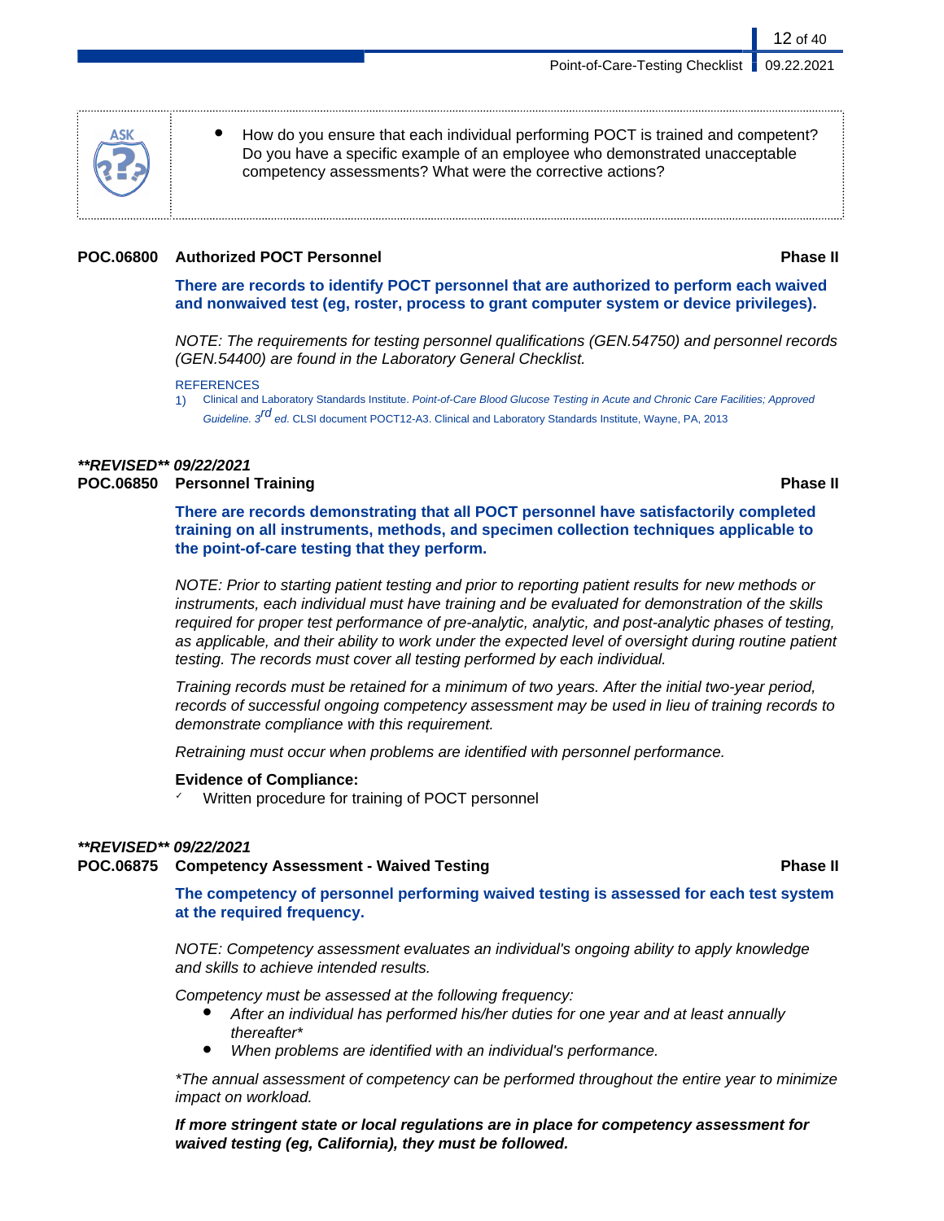- How do you ensure that each individual performing POCT is trained and competent? Do you have a specific example of an employee who demonstrated unacceptable competency assessments? What were the corrective actions?

**POC.06800 Authorized POCT Personnel** **Phase II**

**There are records to identify POCT personnel that are authorized to perform each waived and nonwaived test (eg, roster, process to grant computer system or device privileges).**

*NOTE: The requirements for testing personnel qualifications (GEN.54750) and personnel records (GEN.54400) are found in the Laboratory General Checklist.*

REFERENCES

1) Clinical and Laboratory Standards Institute. *Point-of-Care Blood Glucose Testing in Acute and Chronic Care Facilities; Approved Guideline. 3rd ed*. CLSI document POCT12-A3. Clinical and Laboratory Standards Institute, Wayne, PA, 2013

***\*\*REVISED\*\* 09/22/2021***

**POC.06850 Personnel Training** **Phase II**

**There are records demonstrating that all POCT personnel have satisfactorily completed training on all instruments, methods, and specimen collection techniques applicable to the point-of-care testing that they perform.**

*NOTE: Prior to starting patient testing and prior to reporting patient results for new methods or instruments, each individual must have training and be evaluated for demonstration of the skills required for proper test performance of pre-analytic, analytic, and post-analytic phases of testing, as applicable, and their ability to work under the expected level of oversight during routine patient testing. The records must cover all testing performed by each individual.*

*Training records must be retained for a minimum of two years. After the initial two-year period, records of successful ongoing competency assessment may be used in lieu of training records to demonstrate compliance with this requirement.*

*Retraining must occur when problems are identified with personnel performance.*

**Evidence of Compliance:**

- ✓ Written procedure for training of POCT personnel

***\*\*REVISED\*\* 09/22/2021***

**POC.06875 Competency Assessment - Waived Testing** **Phase II**

**The competency of personnel performing waived testing is assessed for each test system at the required frequency.**

*NOTE: Competency assessment evaluates an individual's ongoing ability to apply knowledge and skills to achieve intended results.*

*Competency must be assessed at the following frequency:*

- *After an individual has performed his/her duties for one year and at least annually thereafter\**
- *When problems are identified with an individual's performance.*

*\*The annual assessment of competency can be performed throughout the entire year to minimize impact on workload.*

***If more stringent state or local regulations are in place for competency assessment for waived testing (eg, California), they must be followed.***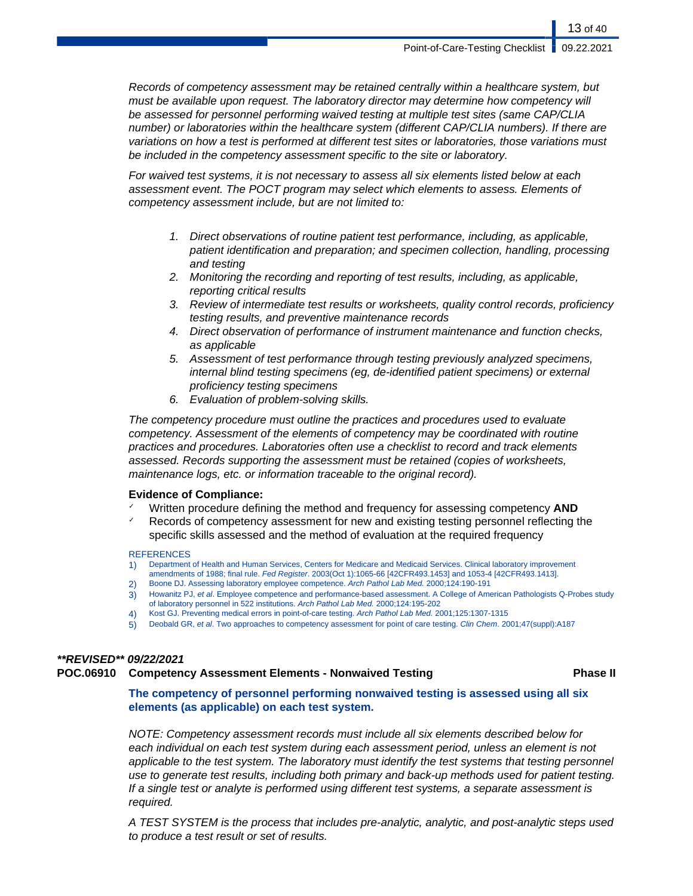*Records of competency assessment may be retained centrally within a healthcare system, but must be available upon request. The laboratory director may determine how competency will be assessed for personnel performing waived testing at multiple test sites (same CAP/CLIA number) or laboratories within the healthcare system (different CAP/CLIA numbers). If there are variations on how a test is performed at different test sites or laboratories, those variations must be included in the competency assessment specific to the site or laboratory.*

*For waived test systems, it is not necessary to assess all six elements listed below at each assessment event. The POCT program may select which elements to assess. Elements of competency assessment include, but are not limited to:*

1. *Direct observations of routine patient test performance, including, as applicable, patient identification and preparation; and specimen collection, handling, processing and testing*
2. *Monitoring the recording and reporting of test results, including, as applicable, reporting critical results*
3. *Review of intermediate test results or worksheets, quality control records, proficiency testing results, and preventive maintenance records*
4. *Direct observation of performance of instrument maintenance and function checks, as applicable*
5. *Assessment of test performance through testing previously analyzed specimens, internal blind testing specimens (eg, de-identified patient specimens) or external proficiency testing specimens*
6. *Evaluation of problem-solving skills.*

*The competency procedure must outline the practices and procedures used to evaluate competency. Assessment of the elements of competency may be coordinated with routine practices and procedures. Laboratories often use a checklist to record and track elements assessed. Records supporting the assessment must be retained (copies of worksheets, maintenance logs, etc. or information traceable to the original record).*

**Evidence of Compliance:**

- ✓ Written procedure defining the method and frequency for assessing competency **AND**
- ✓ Records of competency assessment for new and existing testing personnel reflecting the specific skills assessed and the method of evaluation at the required frequency

REFERENCES

1) Department of Health and Human Services, Centers for Medicare and Medicaid Services. Clinical laboratory improvement amendments of 1988; final rule. *Fed Register*. 2003(Oct 1):1065-66 [42CFR493.1453] and 1053-4 [42CFR493.1413].
2) Boone DJ. Assessing laboratory employee competence. *Arch Pathol Lab Med.* 2000;124:190-191
3) Howanitz PJ, *et al*. Employee competence and performance-based assessment. A College of American Pathologists Q-Probes study of laboratory personnel in 522 institutions. *Arch Pathol Lab Med.* 2000;124:195-202
4) Kost GJ. Preventing medical errors in point-of-care testing. *Arch Pathol Lab Med.* 2001;125:1307-1315
5) Deobald GR, *et al*. Two approaches to competency assessment for point of care testing. *Clin Chem*. 2001;47(suppl):A187

***\*\*REVISED\*\* 09/22/2021***

**POC.06910 Competency Assessment Elements - Nonwaived Testing** **Phase II**

**The competency of personnel performing nonwaived testing is assessed using all six elements (as applicable) on each test system.**

*NOTE: Competency assessment records must include all six elements described below for each individual on each test system during each assessment period, unless an element is not applicable to the test system. The laboratory must identify the test systems that testing personnel use to generate test results, including both primary and back-up methods used for patient testing. If a single test or analyte is performed using different test systems, a separate assessment is required.*

*A TEST SYSTEM is the process that includes pre-analytic, analytic, and post-analytic steps used to produce a test result or set of results.*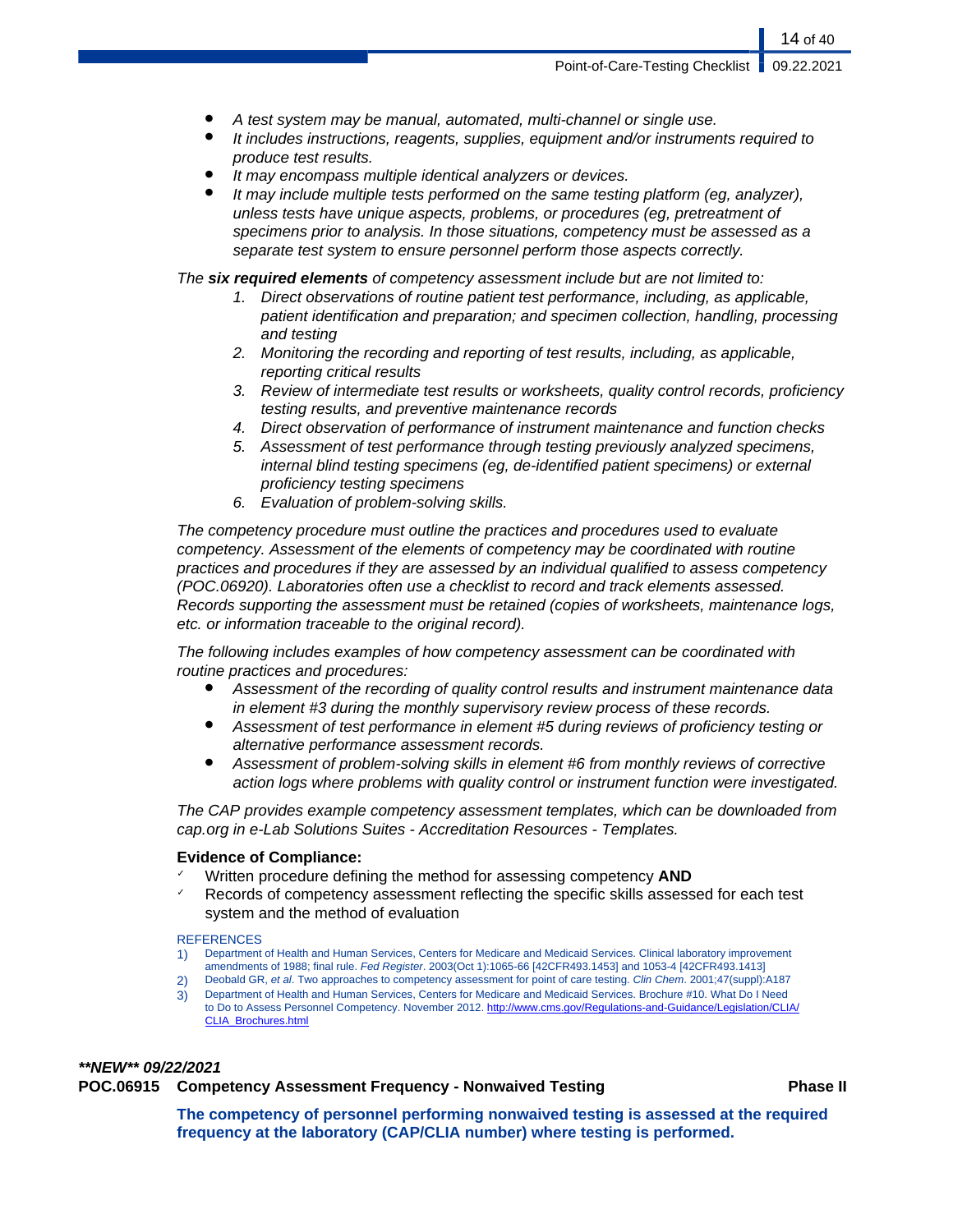- *A test system may be manual, automated, multi-channel or single use.*
- *It includes instructions, reagents, supplies, equipment and/or instruments required to produce test results.*
- *It may encompass multiple identical analyzers or devices.*
- *It may include multiple tests performed on the same testing platform (eg, analyzer), unless tests have unique aspects, problems, or procedures (eg, pretreatment of specimens prior to analysis. In those situations, competency must be assessed as a separate test system to ensure personnel perform those aspects correctly.*

*The* ***six required elements*** *of competency assessment include but are not limited to:*

1. *Direct observations of routine patient test performance, including, as applicable, patient identification and preparation; and specimen collection, handling, processing and testing*
2. *Monitoring the recording and reporting of test results, including, as applicable, reporting critical results*
3. *Review of intermediate test results or worksheets, quality control records, proficiency testing results, and preventive maintenance records*
4. *Direct observation of performance of instrument maintenance and function checks*
5. *Assessment of test performance through testing previously analyzed specimens, internal blind testing specimens (eg, de-identified patient specimens) or external proficiency testing specimens*
6. *Evaluation of problem-solving skills.*

*The competency procedure must outline the practices and procedures used to evaluate competency. Assessment of the elements of competency may be coordinated with routine practices and procedures if they are assessed by an individual qualified to assess competency (POC.06920). Laboratories often use a checklist to record and track elements assessed. Records supporting the assessment must be retained (copies of worksheets, maintenance logs, etc. or information traceable to the original record).*

*The following includes examples of how competency assessment can be coordinated with routine practices and procedures:*

- *Assessment of the recording of quality control results and instrument maintenance data in element #3 during the monthly supervisory review process of these records.*
- *Assessment of test performance in element #5 during reviews of proficiency testing or alternative performance assessment records.*
- *Assessment of problem-solving skills in element #6 from monthly reviews of corrective action logs where problems with quality control or instrument function were investigated.*

*The CAP provides example competency assessment templates, which can be downloaded from cap.org in e-Lab Solutions Suites - Accreditation Resources - Templates.*

**Evidence of Compliance:**

- ✓ Written procedure defining the method for assessing competency **AND**
- ✓ Records of competency assessment reflecting the specific skills assessed for each test system and the method of evaluation

REFERENCES

1) Department of Health and Human Services, Centers for Medicare and Medicaid Services. Clinical laboratory improvement amendments of 1988; final rule. *Fed Register*. 2003(Oct 1):1065-66 [42CFR493.1453] and 1053-4 [42CFR493.1413]
2) Deobald GR, *et al*. Two approaches to competency assessment for point of care testing. *Clin Chem*. 2001;47(suppl):A187
3) Department of Health and Human Services, Centers for Medicare and Medicaid Services. Brochure #10. What Do I Need to Do to Assess Personnel Competency. November 2012. http://www.cms.gov/Regulations-and-Guidance/Legislation/CLIA/CLIA_Brochures.html

***\*\*NEW\*\* 09/22/2021***

**POC.06915 Competency Assessment Frequency - Nonwaived Testing — Phase II**

**The competency of personnel performing nonwaived testing is assessed at the required frequency at the laboratory (CAP/CLIA number) where testing is performed.**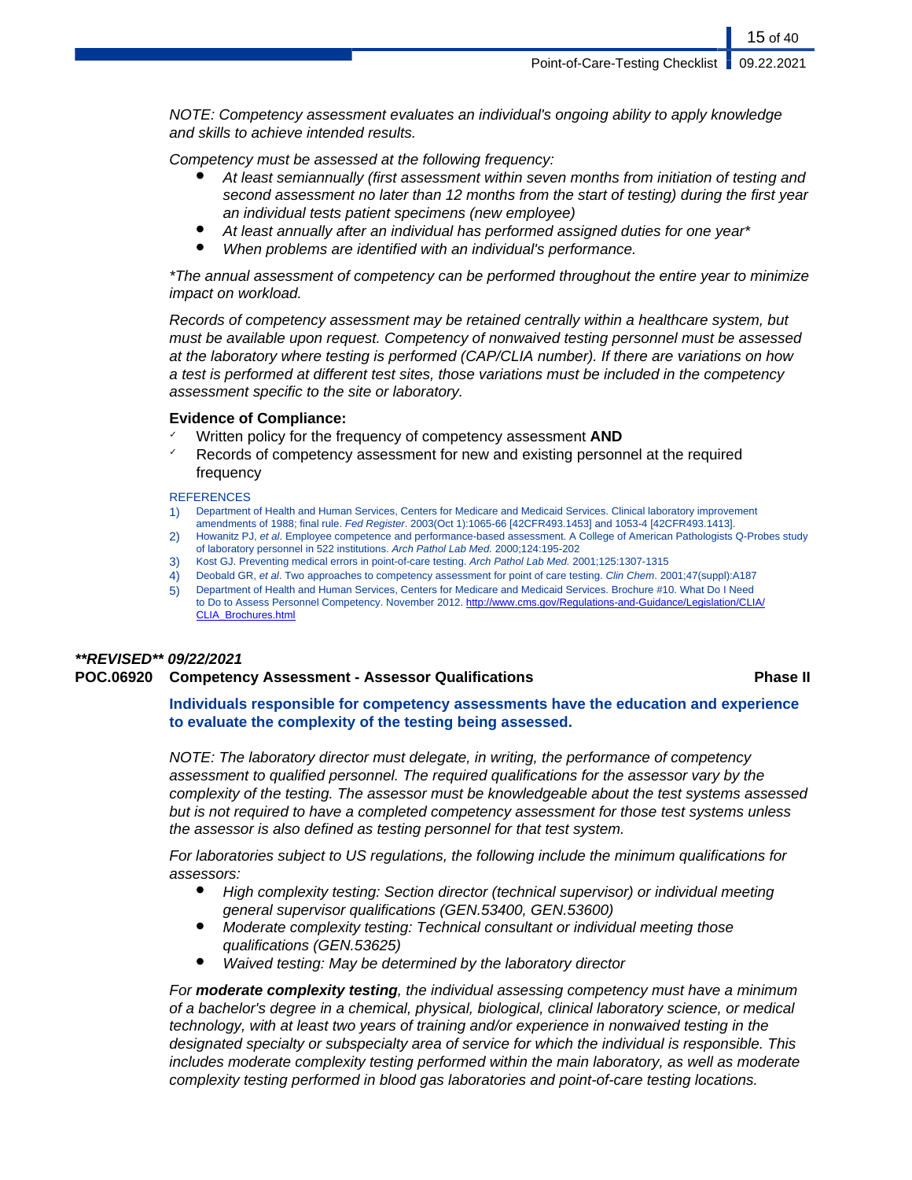*NOTE: Competency assessment evaluates an individual's ongoing ability to apply knowledge and skills to achieve intended results.*

*Competency must be assessed at the following frequency:*

- *At least semiannually (first assessment within seven months from initiation of testing and second assessment no later than 12 months from the start of testing) during the first year an individual tests patient specimens (new employee)*
- *At least annually after an individual has performed assigned duties for one year**
- *When problems are identified with an individual's performance.*

**The annual assessment of competency can be performed throughout the entire year to minimize impact on workload.*

*Records of competency assessment may be retained centrally within a healthcare system, but must be available upon request. Competency of nonwaived testing personnel must be assessed at the laboratory where testing is performed (CAP/CLIA number). If there are variations on how a test is performed at different test sites, those variations must be included in the competency assessment specific to the site or laboratory.*

**Evidence of Compliance:**

- ✓ Written policy for the frequency of competency assessment **AND**
- ✓ Records of competency assessment for new and existing personnel at the required frequency

REFERENCES

1) Department of Health and Human Services, Centers for Medicare and Medicaid Services. Clinical laboratory improvement amendments of 1988; final rule. *Fed Register*. 2003(Oct 1):1065-66 [42CFR493.1453] and 1053-4 [42CFR493.1413].
2) Howanitz PJ, *et al*. Employee competence and performance-based assessment. A College of American Pathologists Q-Probes study of laboratory personnel in 522 institutions. *Arch Pathol Lab Med.* 2000;124:195-202
3) Kost GJ. Preventing medical errors in point-of-care testing. *Arch Pathol Lab Med.* 2001;125:1307-1315
4) Deobald GR, *et al*. Two approaches to competency assessment for point of care testing. *Clin Chem*. 2001;47(suppl):A187
5) Department of Health and Human Services, Centers for Medicare and Medicaid Services. Brochure #10. What Do I Need to Do to Assess Personnel Competency. November 2012. http://www.cms.gov/Regulations-and-Guidance/Legislation/CLIA/CLIA_Brochures.html

***\*\*REVISED\*\* 09/22/2021***

**POC.06920 Competency Assessment - Assessor Qualifications** **Phase II**

**Individuals responsible for competency assessments have the education and experience to evaluate the complexity of the testing being assessed.**

*NOTE: The laboratory director must delegate, in writing, the performance of competency assessment to qualified personnel. The required qualifications for the assessor vary by the complexity of the testing. The assessor must be knowledgeable about the test systems assessed but is not required to have a completed competency assessment for those test systems unless the assessor is also defined as testing personnel for that test system.*

*For laboratories subject to US regulations, the following include the minimum qualifications for assessors:*

- *High complexity testing: Section director (technical supervisor) or individual meeting general supervisor qualifications (GEN.53400, GEN.53600)*
- *Moderate complexity testing: Technical consultant or individual meeting those qualifications (GEN.53625)*
- *Waived testing: May be determined by the laboratory director*

*For **moderate complexity testing**, the individual assessing competency must have a minimum of a bachelor's degree in a chemical, physical, biological, clinical laboratory science, or medical technology, with at least two years of training and/or experience in nonwaived testing in the designated specialty or subspecialty area of service for which the individual is responsible. This includes moderate complexity testing performed within the main laboratory, as well as moderate complexity testing performed in blood gas laboratories and point-of-care testing locations.*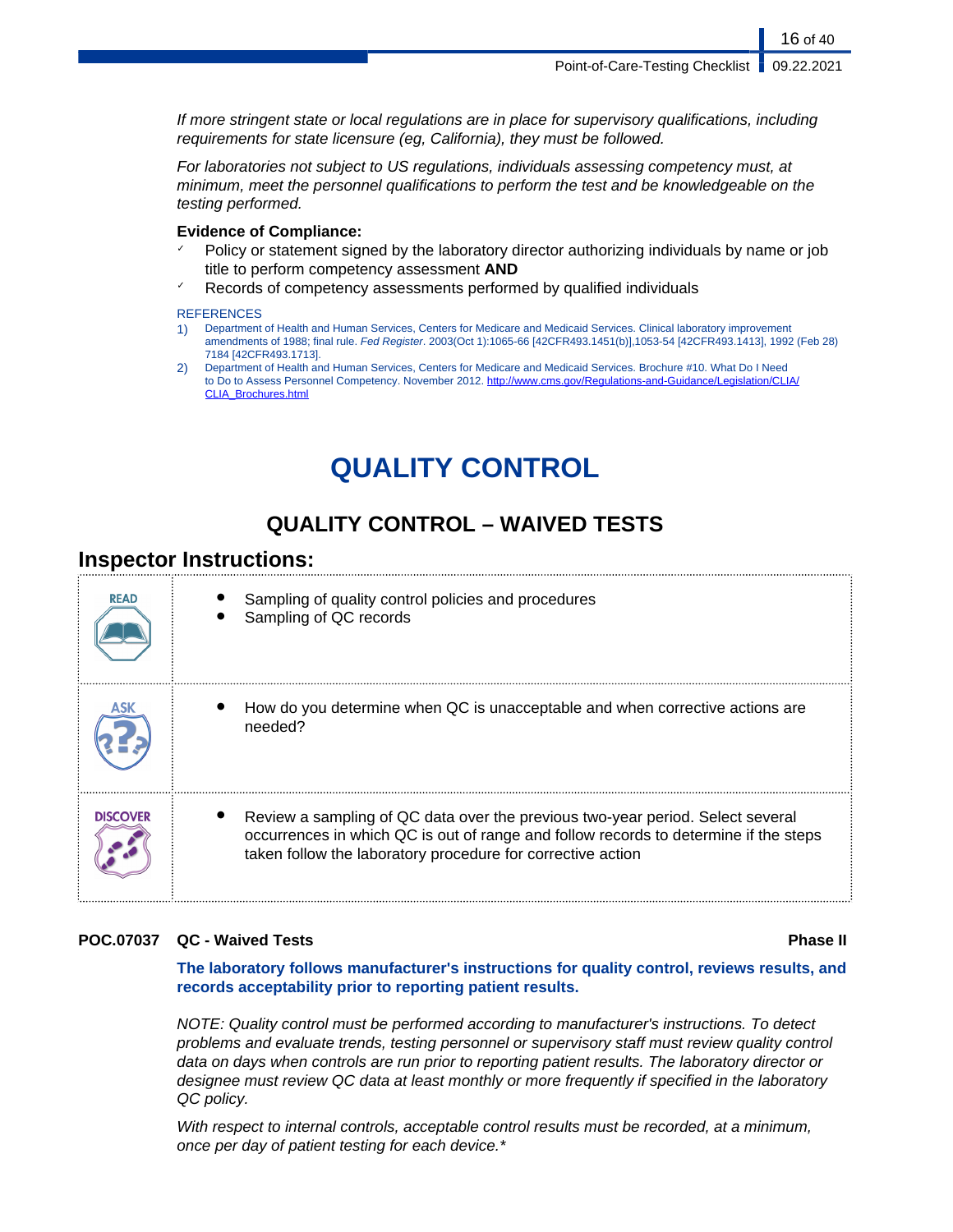*If more stringent state or local regulations are in place for supervisory qualifications, including requirements for state licensure (eg, California), they must be followed.*

*For laboratories not subject to US regulations, individuals assessing competency must, at minimum, meet the personnel qualifications to perform the test and be knowledgeable on the testing performed.*

**Evidence of Compliance:**

- ✓ Policy or statement signed by the laboratory director authorizing individuals by name or job title to perform competency assessment **AND**
- ✓ Records of competency assessments performed by qualified individuals

REFERENCES

1) Department of Health and Human Services, Centers for Medicare and Medicaid Services. Clinical laboratory improvement amendments of 1988; final rule. *Fed Register*. 2003(Oct 1):1065-66 [42CFR493.1451(b)],1053-54 [42CFR493.1413], 1992 (Feb 28) 7184 [42CFR493.1713].
2) Department of Health and Human Services, Centers for Medicare and Medicaid Services. Brochure #10. What Do I Need to Do to Assess Personnel Competency. November 2012. http://www.cms.gov/Regulations-and-Guidance/Legislation/CLIA/CLIA_Brochures.html

# QUALITY CONTROL

## QUALITY CONTROL – WAIVED TESTS

### Inspector Instructions:

| | |
|---|---|
| READ | • Sampling of quality control policies and procedures<br>• Sampling of QC records |
| ASK | • How do you determine when QC is unacceptable and when corrective actions are needed? |
| DISCOVER | • Review a sampling of QC data over the previous two-year period. Select several occurrences in which QC is out of range and follow records to determine if the steps taken follow the laboratory procedure for corrective action |

**POC.07037 QC - Waived Tests** **Phase II**

**The laboratory follows manufacturer's instructions for quality control, reviews results, and records acceptability prior to reporting patient results.**

*NOTE: Quality control must be performed according to manufacturer's instructions. To detect problems and evaluate trends, testing personnel or supervisory staff must review quality control data on days when controls are run prior to reporting patient results. The laboratory director or designee must review QC data at least monthly or more frequently if specified in the laboratory QC policy.*

*With respect to internal controls, acceptable control results must be recorded, at a minimum, once per day of patient testing for each device.**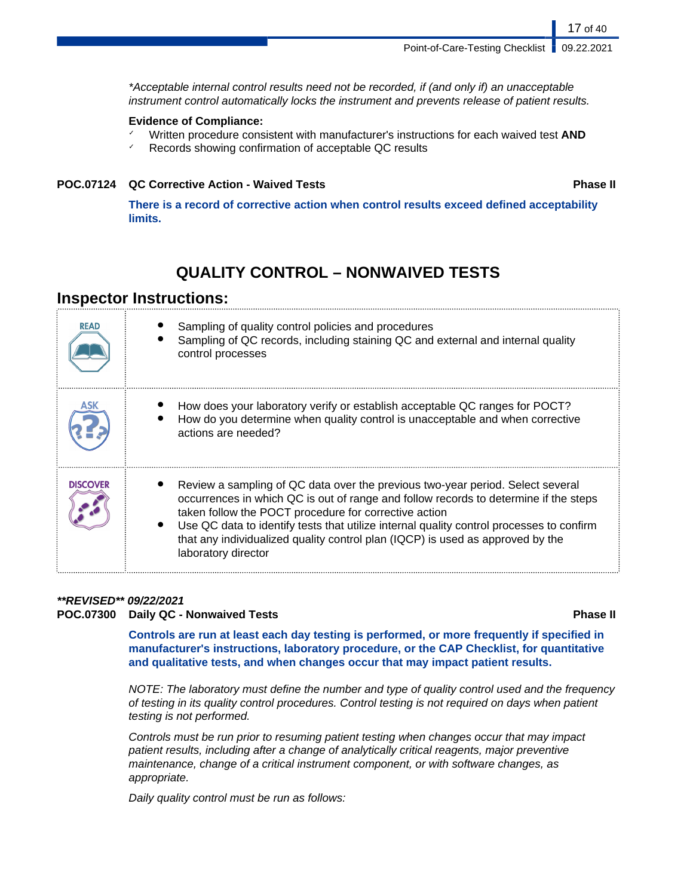*\*Acceptable internal control results need not be recorded, if (and only if) an unacceptable instrument control automatically locks the instrument and prevents release of patient results.*

**Evidence of Compliance:**

- ✓ Written procedure consistent with manufacturer's instructions for each waived test **AND**
- ✓ Records showing confirmation of acceptable QC results

**POC.07124 QC Corrective Action - Waived Tests** **Phase II**

**There is a record of corrective action when control results exceed defined acceptability limits.**

## QUALITY CONTROL – NONWAIVED TESTS

### Inspector Instructions:

| | |
|---|---|
| READ | • Sampling of quality control policies and procedures<br>• Sampling of QC records, including staining QC and external and internal quality control processes |
| ASK | • How does your laboratory verify or establish acceptable QC ranges for POCT?<br>• How do you determine when quality control is unacceptable and when corrective actions are needed? |
| DISCOVER | • Review a sampling of QC data over the previous two-year period. Select several occurrences in which QC is out of range and follow records to determine if the steps taken follow the POCT procedure for corrective action<br>• Use QC data to identify tests that utilize internal quality control processes to confirm that any individualized quality control plan (IQCP) is used as approved by the laboratory director |

***\*\*REVISED\*\* 09/22/2021***

**POC.07300 Daily QC - Nonwaived Tests** **Phase II**

**Controls are run at least each day testing is performed, or more frequently if specified in manufacturer's instructions, laboratory procedure, or the CAP Checklist, for quantitative and qualitative tests, and when changes occur that may impact patient results.**

*NOTE: The laboratory must define the number and type of quality control used and the frequency of testing in its quality control procedures. Control testing is not required on days when patient testing is not performed.*

*Controls must be run prior to resuming patient testing when changes occur that may impact patient results, including after a change of analytically critical reagents, major preventive maintenance, change of a critical instrument component, or with software changes, as appropriate.*

*Daily quality control must be run as follows:*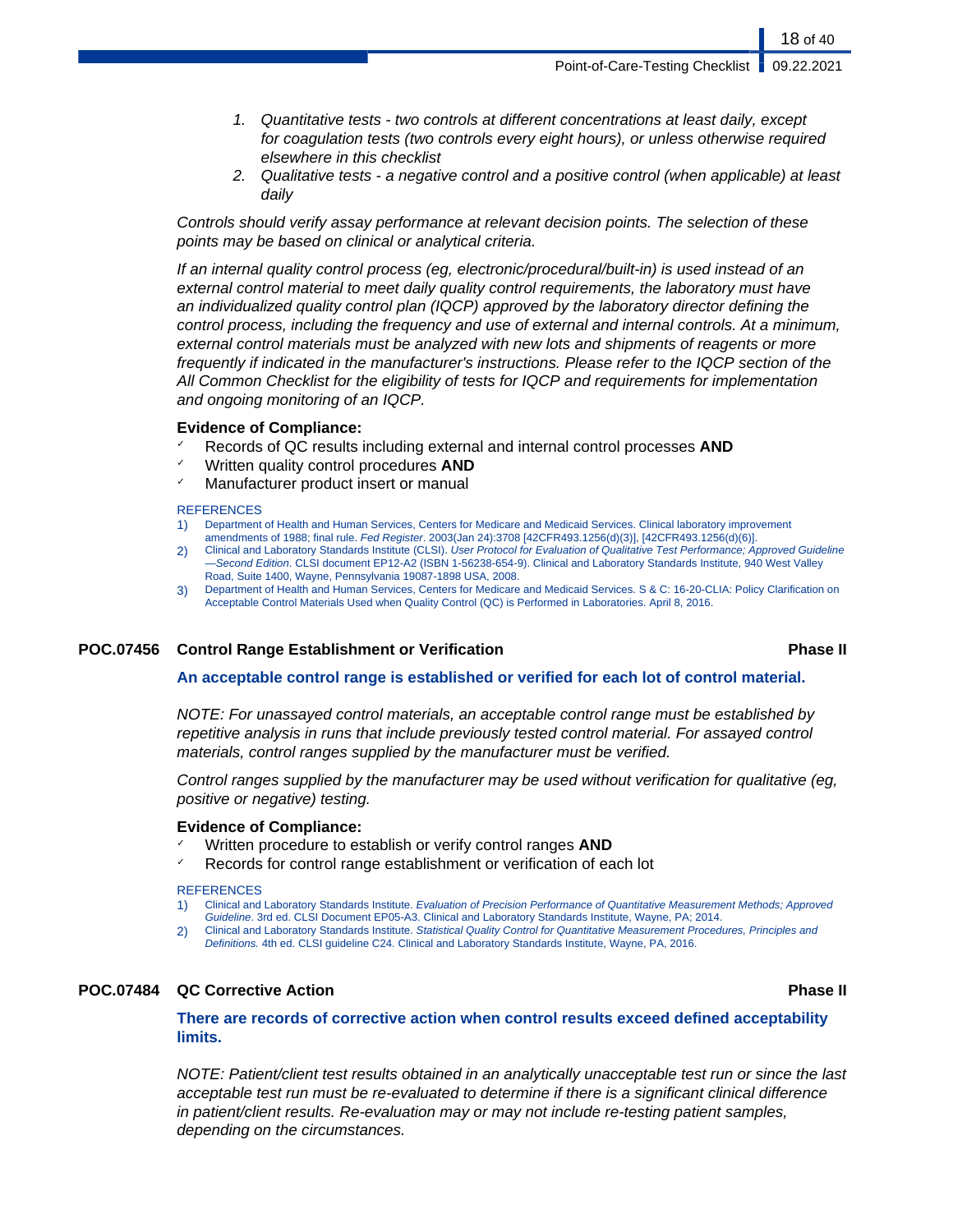1. *Quantitative tests - two controls at different concentrations at least daily, except for coagulation tests (two controls every eight hours), or unless otherwise required elsewhere in this checklist*
2. *Qualitative tests - a negative control and a positive control (when applicable) at least daily*

*Controls should verify assay performance at relevant decision points. The selection of these points may be based on clinical or analytical criteria.*

*If an internal quality control process (eg, electronic/procedural/built-in) is used instead of an external control material to meet daily quality control requirements, the laboratory must have an individualized quality control plan (IQCP) approved by the laboratory director defining the control process, including the frequency and use of external and internal controls. At a minimum, external control materials must be analyzed with new lots and shipments of reagents or more frequently if indicated in the manufacturer's instructions. Please refer to the IQCP section of the All Common Checklist for the eligibility of tests for IQCP and requirements for implementation and ongoing monitoring of an IQCP.*

**Evidence of Compliance:**

- ✓ Records of QC results including external and internal control processes **AND**
- ✓ Written quality control procedures **AND**
- ✓ Manufacturer product insert or manual

REFERENCES

1) Department of Health and Human Services, Centers for Medicare and Medicaid Services. Clinical laboratory improvement amendments of 1988; final rule. *Fed Register*. 2003(Jan 24):3708 [42CFR493.1256(d)(3)], [42CFR493.1256(d)(6)].
2) Clinical and Laboratory Standards Institute (CLSI). *User Protocol for Evaluation of Qualitative Test Performance; Approved Guideline —Second Edition*. CLSI document EP12-A2 (ISBN 1-56238-654-9). Clinical and Laboratory Standards Institute, 940 West Valley Road, Suite 1400, Wayne, Pennsylvania 19087-1898 USA, 2008.
3) Department of Health and Human Services, Centers for Medicare and Medicaid Services. S & C: 16-20-CLIA: Policy Clarification on Acceptable Control Materials Used when Quality Control (QC) is Performed in Laboratories. April 8, 2016.

## POC.07456 Control Range Establishment or Verification — Phase II

**An acceptable control range is established or verified for each lot of control material.**

*NOTE: For unassayed control materials, an acceptable control range must be established by repetitive analysis in runs that include previously tested control material. For assayed control materials, control ranges supplied by the manufacturer must be verified.*

*Control ranges supplied by the manufacturer may be used without verification for qualitative (eg, positive or negative) testing.*

**Evidence of Compliance:**

- ✓ Written procedure to establish or verify control ranges **AND**
- ✓ Records for control range establishment or verification of each lot

REFERENCES

1) Clinical and Laboratory Standards Institute. *Evaluation of Precision Performance of Quantitative Measurement Methods; Approved Guideline*. 3rd ed. CLSI Document EP05-A3. Clinical and Laboratory Standards Institute, Wayne, PA; 2014.
2) Clinical and Laboratory Standards Institute. *Statistical Quality Control for Quantitative Measurement Procedures, Principles and Definitions.* 4th ed. CLSI guideline C24. Clinical and Laboratory Standards Institute, Wayne, PA, 2016.

## POC.07484 QC Corrective Action — Phase II

**There are records of corrective action when control results exceed defined acceptability limits.**

*NOTE: Patient/client test results obtained in an analytically unacceptable test run or since the last acceptable test run must be re-evaluated to determine if there is a significant clinical difference in patient/client results. Re-evaluation may or may not include re-testing patient samples, depending on the circumstances.*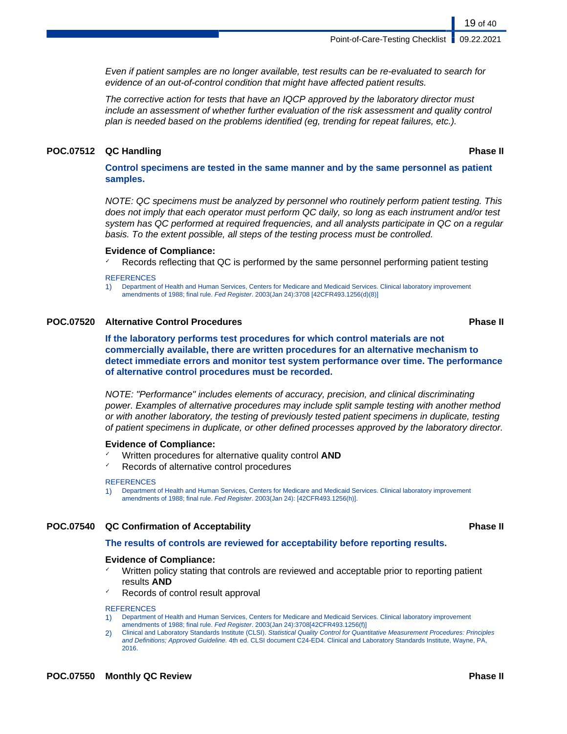*Even if patient samples are no longer available, test results can be re-evaluated to search for evidence of an out-of-control condition that might have affected patient results.*

*The corrective action for tests that have an IQCP approved by the laboratory director must include an assessment of whether further evaluation of the risk assessment and quality control plan is needed based on the problems identified (eg, trending for repeat failures, etc.).*

### POC.07512 QC Handling — Phase II

**Control specimens are tested in the same manner and by the same personnel as patient samples.**

*NOTE: QC specimens must be analyzed by personnel who routinely perform patient testing. This does not imply that each operator must perform QC daily, so long as each instrument and/or test system has QC performed at required frequencies, and all analysts participate in QC on a regular basis. To the extent possible, all steps of the testing process must be controlled.*

**Evidence of Compliance:**

- Records reflecting that QC is performed by the same personnel performing patient testing

REFERENCES

1) Department of Health and Human Services, Centers for Medicare and Medicaid Services. Clinical laboratory improvement amendments of 1988; final rule. *Fed Register*. 2003(Jan 24):3708 [42CFR493.1256(d)(8)]

### POC.07520 Alternative Control Procedures — Phase II

**If the laboratory performs test procedures for which control materials are not commercially available, there are written procedures for an alternative mechanism to detect immediate errors and monitor test system performance over time. The performance of alternative control procedures must be recorded.**

*NOTE: "Performance" includes elements of accuracy, precision, and clinical discriminating power. Examples of alternative procedures may include split sample testing with another method or with another laboratory, the testing of previously tested patient specimens in duplicate, testing of patient specimens in duplicate, or other defined processes approved by the laboratory director.*

**Evidence of Compliance:**

- Written procedures for alternative quality control **AND**
- Records of alternative control procedures

REFERENCES

1) Department of Health and Human Services, Centers for Medicare and Medicaid Services. Clinical laboratory improvement amendments of 1988; final rule. *Fed Register*. 2003(Jan 24): [42CFR493.1256(h)].

### POC.07540 QC Confirmation of Acceptability — Phase II

**The results of controls are reviewed for acceptability before reporting results.**

**Evidence of Compliance:**

- Written policy stating that controls are reviewed and acceptable prior to reporting patient results **AND**
- Records of control result approval

REFERENCES

1) Department of Health and Human Services, Centers for Medicare and Medicaid Services. Clinical laboratory improvement amendments of 1988; final rule. *Fed Register*. 2003(Jan 24):3708[42CFR493.1256(f)]
2) Clinical and Laboratory Standards Institute (CLSI). *Statistical Quality Control for Quantitative Measurement Procedures: Principles and Definitions; Approved Guideline.* 4th ed. CLSI document C24-ED4. Clinical and Laboratory Standards Institute, Wayne, PA, 2016.

### POC.07550 Monthly QC Review — Phase II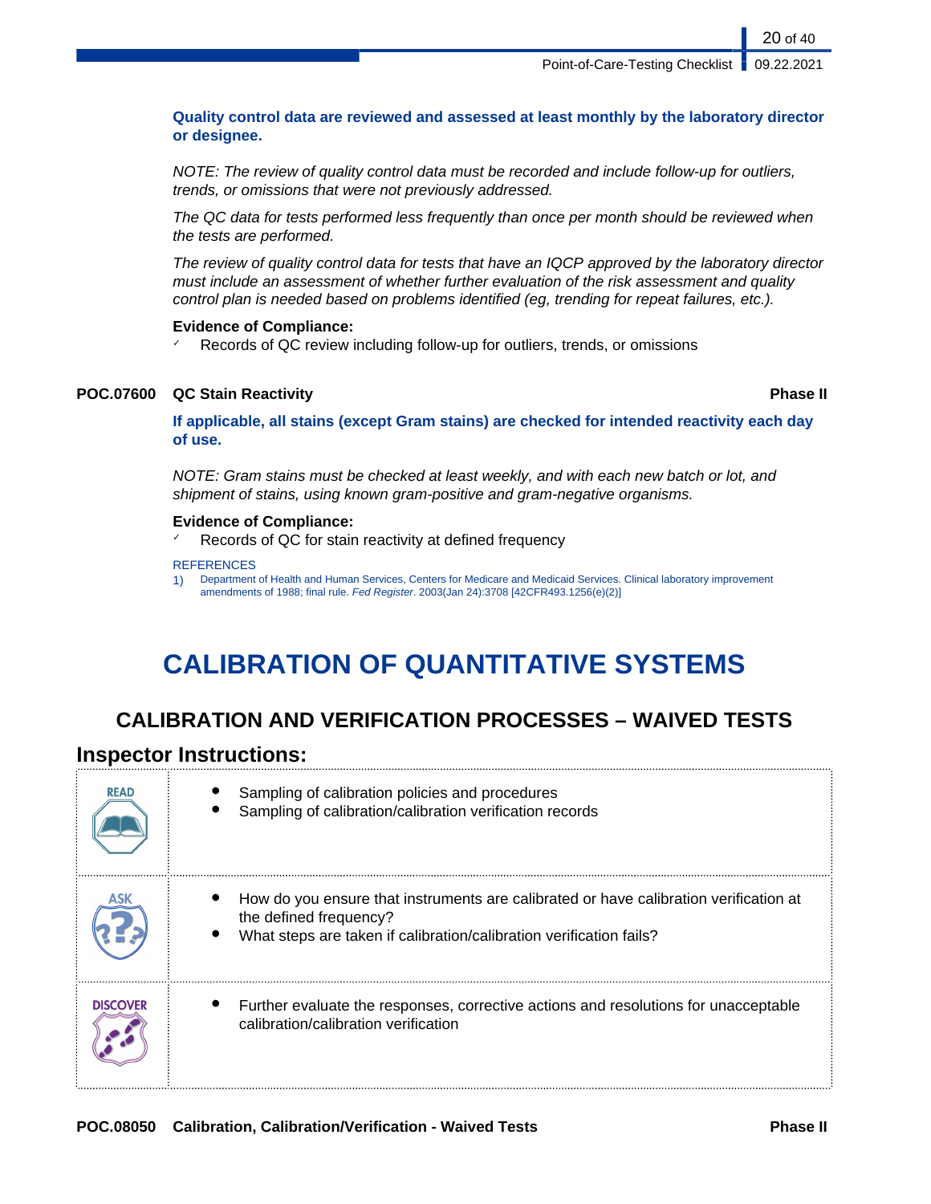**Quality control data are reviewed and assessed at least monthly by the laboratory director or designee.**

*NOTE: The review of quality control data must be recorded and include follow-up for outliers, trends, or omissions that were not previously addressed.*

*The QC data for tests performed less frequently than once per month should be reviewed when the tests are performed.*

*The review of quality control data for tests that have an IQCP approved by the laboratory director must include an assessment of whether further evaluation of the risk assessment and quality control plan is needed based on problems identified (eg, trending for repeat failures, etc.).*

**Evidence of Compliance:**

- ✓ Records of QC review including follow-up for outliers, trends, or omissions

**POC.07600 QC Stain Reactivity** — **Phase II**

**If applicable, all stains (except Gram stains) are checked for intended reactivity each day of use.**

*NOTE: Gram stains must be checked at least weekly, and with each new batch or lot, and shipment of stains, using known gram-positive and gram-negative organisms.*

**Evidence of Compliance:**

- ✓ Records of QC for stain reactivity at defined frequency

REFERENCES

1) Department of Health and Human Services, Centers for Medicare and Medicaid Services. Clinical laboratory improvement amendments of 1988; final rule. *Fed Register*. 2003(Jan 24):3708 [42CFR493.1256(e)(2)]

# CALIBRATION OF QUANTITATIVE SYSTEMS

## CALIBRATION AND VERIFICATION PROCESSES – WAIVED TESTS

### Inspector Instructions:

| | |
|---|---|
| READ | • Sampling of calibration policies and procedures<br>• Sampling of calibration/calibration verification records |
| ASK | • How do you ensure that instruments are calibrated or have calibration verification at the defined frequency?<br>• What steps are taken if calibration/calibration verification fails? |
| DISCOVER | • Further evaluate the responses, corrective actions and resolutions for unacceptable calibration/calibration verification |

**POC.08050 Calibration, Calibration/Verification - Waived Tests** — **Phase II**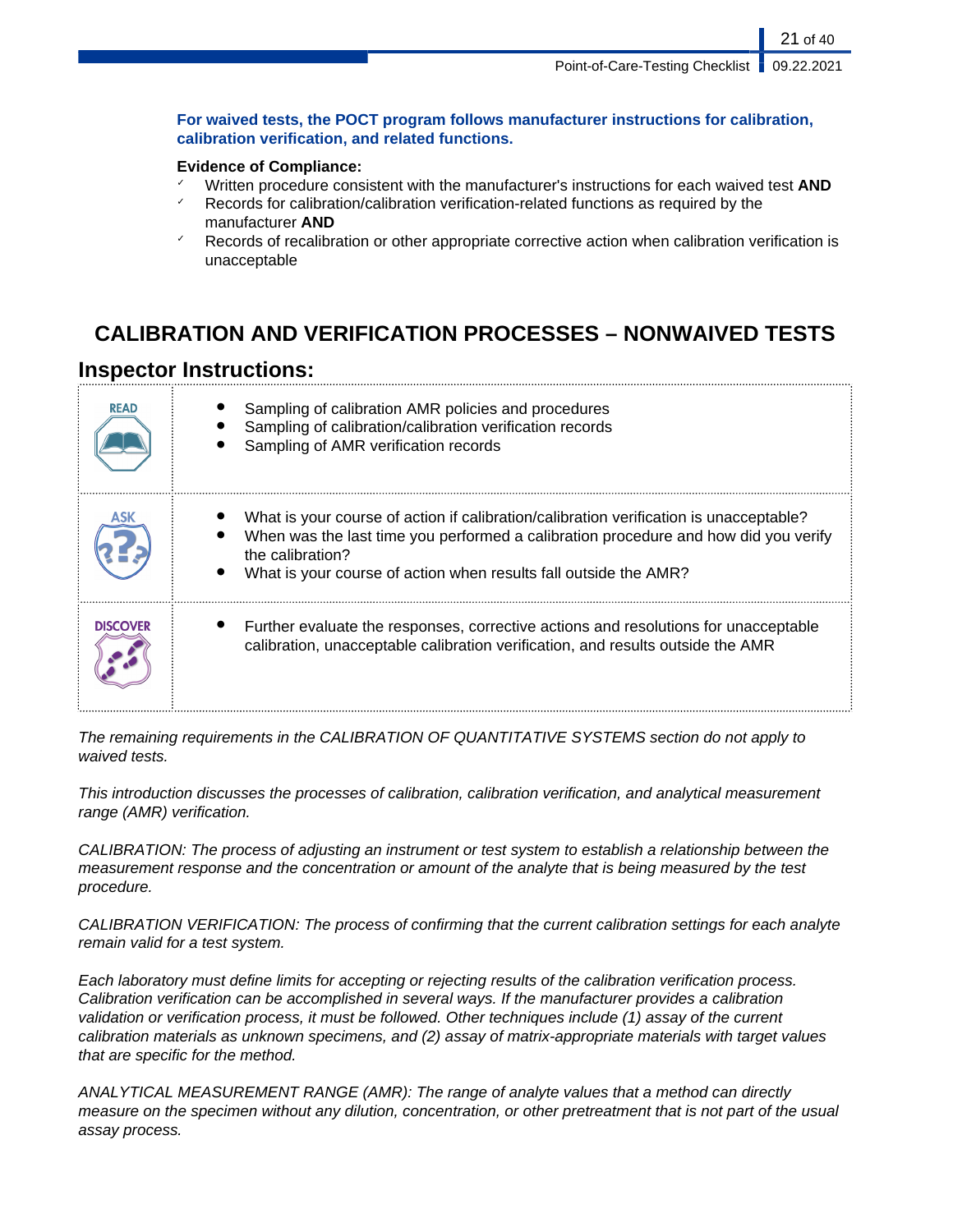**For waived tests, the POCT program follows manufacturer instructions for calibration, calibration verification, and related functions.**

**Evidence of Compliance:**

- ✓ Written procedure consistent with the manufacturer's instructions for each waived test **AND**
- ✓ Records for calibration/calibration verification-related functions as required by the manufacturer **AND**
- ✓ Records of recalibration or other appropriate corrective action when calibration verification is unacceptable

## CALIBRATION AND VERIFICATION PROCESSES – NONWAIVED TESTS

### Inspector Instructions:

| | |
|---|---|
| READ | • Sampling of calibration AMR policies and procedures<br>• Sampling of calibration/calibration verification records<br>• Sampling of AMR verification records |
| ASK | • What is your course of action if calibration/calibration verification is unacceptable?<br>• When was the last time you performed a calibration procedure and how did you verify the calibration?<br>• What is your course of action when results fall outside the AMR? |
| DISCOVER | • Further evaluate the responses, corrective actions and resolutions for unacceptable calibration, unacceptable calibration verification, and results outside the AMR |

*The remaining requirements in the CALIBRATION OF QUANTITATIVE SYSTEMS section do not apply to waived tests.*

*This introduction discusses the processes of calibration, calibration verification, and analytical measurement range (AMR) verification.*

*CALIBRATION: The process of adjusting an instrument or test system to establish a relationship between the measurement response and the concentration or amount of the analyte that is being measured by the test procedure.*

*CALIBRATION VERIFICATION: The process of confirming that the current calibration settings for each analyte remain valid for a test system.*

*Each laboratory must define limits for accepting or rejecting results of the calibration verification process. Calibration verification can be accomplished in several ways. If the manufacturer provides a calibration validation or verification process, it must be followed. Other techniques include (1) assay of the current calibration materials as unknown specimens, and (2) assay of matrix-appropriate materials with target values that are specific for the method.*

*ANALYTICAL MEASUREMENT RANGE (AMR): The range of analyte values that a method can directly measure on the specimen without any dilution, concentration, or other pretreatment that is not part of the usual assay process.*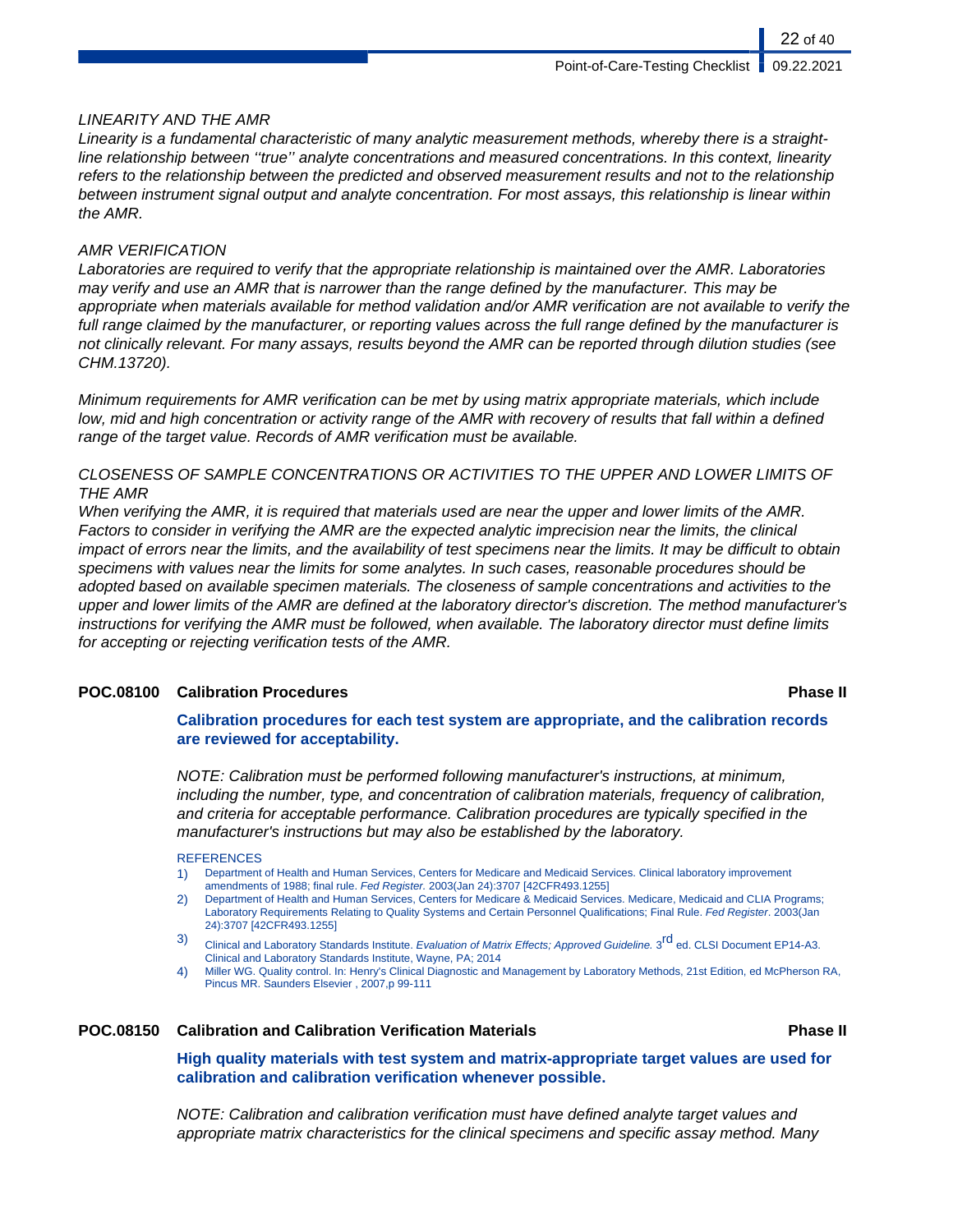*LINEARITY AND THE AMR*

*Linearity is a fundamental characteristic of many analytic measurement methods, whereby there is a straight-line relationship between ''true'' analyte concentrations and measured concentrations. In this context, linearity refers to the relationship between the predicted and observed measurement results and not to the relationship between instrument signal output and analyte concentration. For most assays, this relationship is linear within the AMR.*

*AMR VERIFICATION*

*Laboratories are required to verify that the appropriate relationship is maintained over the AMR. Laboratories may verify and use an AMR that is narrower than the range defined by the manufacturer. This may be appropriate when materials available for method validation and/or AMR verification are not available to verify the full range claimed by the manufacturer, or reporting values across the full range defined by the manufacturer is not clinically relevant. For many assays, results beyond the AMR can be reported through dilution studies (see CHM.13720).*

*Minimum requirements for AMR verification can be met by using matrix appropriate materials, which include low, mid and high concentration or activity range of the AMR with recovery of results that fall within a defined range of the target value. Records of AMR verification must be available.*

*CLOSENESS OF SAMPLE CONCENTRATIONS OR ACTIVITIES TO THE UPPER AND LOWER LIMITS OF THE AMR*

*When verifying the AMR, it is required that materials used are near the upper and lower limits of the AMR. Factors to consider in verifying the AMR are the expected analytic imprecision near the limits, the clinical impact of errors near the limits, and the availability of test specimens near the limits. It may be difficult to obtain specimens with values near the limits for some analytes. In such cases, reasonable procedures should be adopted based on available specimen materials. The closeness of sample concentrations and activities to the upper and lower limits of the AMR are defined at the laboratory director's discretion. The method manufacturer's instructions for verifying the AMR must be followed, when available. The laboratory director must define limits for accepting or rejecting verification tests of the AMR.*

## POC.08100 Calibration Procedures — Phase II

**Calibration procedures for each test system are appropriate, and the calibration records are reviewed for acceptability.**

*NOTE: Calibration must be performed following manufacturer's instructions, at minimum, including the number, type, and concentration of calibration materials, frequency of calibration, and criteria for acceptable performance. Calibration procedures are typically specified in the manufacturer's instructions but may also be established by the laboratory.*

REFERENCES

1) Department of Health and Human Services, Centers for Medicare and Medicaid Services. Clinical laboratory improvement amendments of 1988; final rule. *Fed Register.* 2003(Jan 24):3707 [42CFR493.1255]
2) Department of Health and Human Services, Centers for Medicare & Medicaid Services. Medicare, Medicaid and CLIA Programs; Laboratory Requirements Relating to Quality Systems and Certain Personnel Qualifications; Final Rule. *Fed Register*. 2003(Jan 24):3707 [42CFR493.1255]
3) Clinical and Laboratory Standards Institute. *Evaluation of Matrix Effects; Approved Guideline.* 3rd ed. CLSI Document EP14-A3. Clinical and Laboratory Standards Institute, Wayne, PA; 2014
4) Miller WG. Quality control. In: Henry's Clinical Diagnostic and Management by Laboratory Methods, 21st Edition, ed McPherson RA, Pincus MR. Saunders Elsevier , 2007,p 99-111

## POC.08150 Calibration and Calibration Verification Materials — Phase II

**High quality materials with test system and matrix-appropriate target values are used for calibration and calibration verification whenever possible.**

*NOTE: Calibration and calibration verification must have defined analyte target values and appropriate matrix characteristics for the clinical specimens and specific assay method. Many*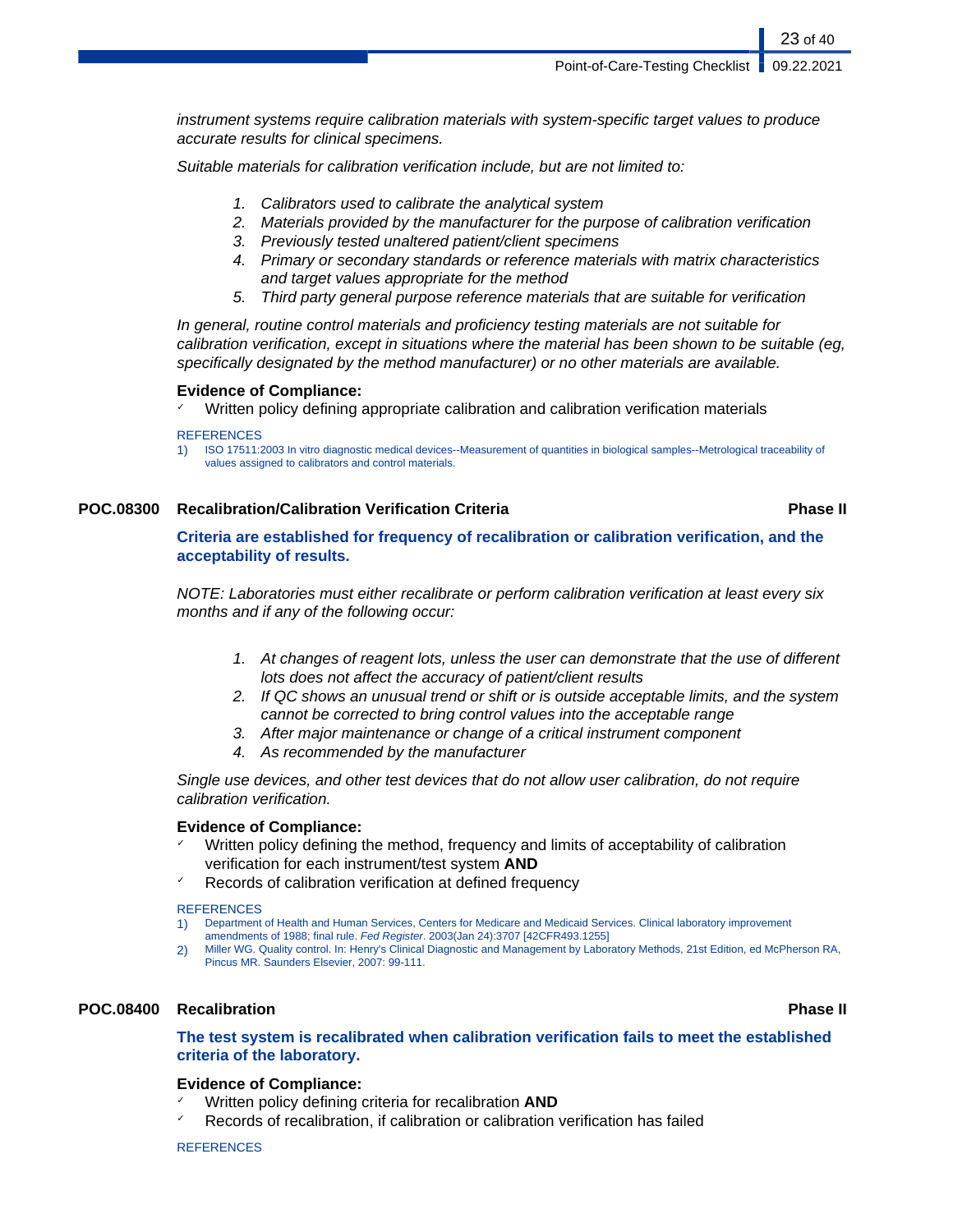*instrument systems require calibration materials with system-specific target values to produce accurate results for clinical specimens.*

*Suitable materials for calibration verification include, but are not limited to:*

1. *Calibrators used to calibrate the analytical system*
2. *Materials provided by the manufacturer for the purpose of calibration verification*
3. *Previously tested unaltered patient/client specimens*
4. *Primary or secondary standards or reference materials with matrix characteristics and target values appropriate for the method*
5. *Third party general purpose reference materials that are suitable for verification*

*In general, routine control materials and proficiency testing materials are not suitable for calibration verification, except in situations where the material has been shown to be suitable (eg, specifically designated by the method manufacturer) or no other materials are available.*

**Evidence of Compliance:**

- ✓ Written policy defining appropriate calibration and calibration verification materials

REFERENCES

1) ISO 17511:2003 In vitro diagnostic medical devices--Measurement of quantities in biological samples--Metrological traceability of values assigned to calibrators and control materials.

### POC.08300 Recalibration/Calibration Verification Criteria — Phase II

**Criteria are established for frequency of recalibration or calibration verification, and the acceptability of results.**

*NOTE: Laboratories must either recalibrate or perform calibration verification at least every six months and if any of the following occur:*

1. *At changes of reagent lots, unless the user can demonstrate that the use of different lots does not affect the accuracy of patient/client results*
2. *If QC shows an unusual trend or shift or is outside acceptable limits, and the system cannot be corrected to bring control values into the acceptable range*
3. *After major maintenance or change of a critical instrument component*
4. *As recommended by the manufacturer*

*Single use devices, and other test devices that do not allow user calibration, do not require calibration verification.*

**Evidence of Compliance:**

- ✓ Written policy defining the method, frequency and limits of acceptability of calibration verification for each instrument/test system **AND**
- ✓ Records of calibration verification at defined frequency

REFERENCES

1) Department of Health and Human Services, Centers for Medicare and Medicaid Services. Clinical laboratory improvement amendments of 1988; final rule. *Fed Register*. 2003(Jan 24):3707 [42CFR493.1255]
2) Miller WG. Quality control. In: Henry's Clinical Diagnostic and Management by Laboratory Methods, 21st Edition, ed McPherson RA, Pincus MR. Saunders Elsevier, 2007: 99-111.

### POC.08400 Recalibration — Phase II

**The test system is recalibrated when calibration verification fails to meet the established criteria of the laboratory.**

**Evidence of Compliance:**

- ✓ Written policy defining criteria for recalibration **AND**
- ✓ Records of recalibration, if calibration or calibration verification has failed

REFERENCES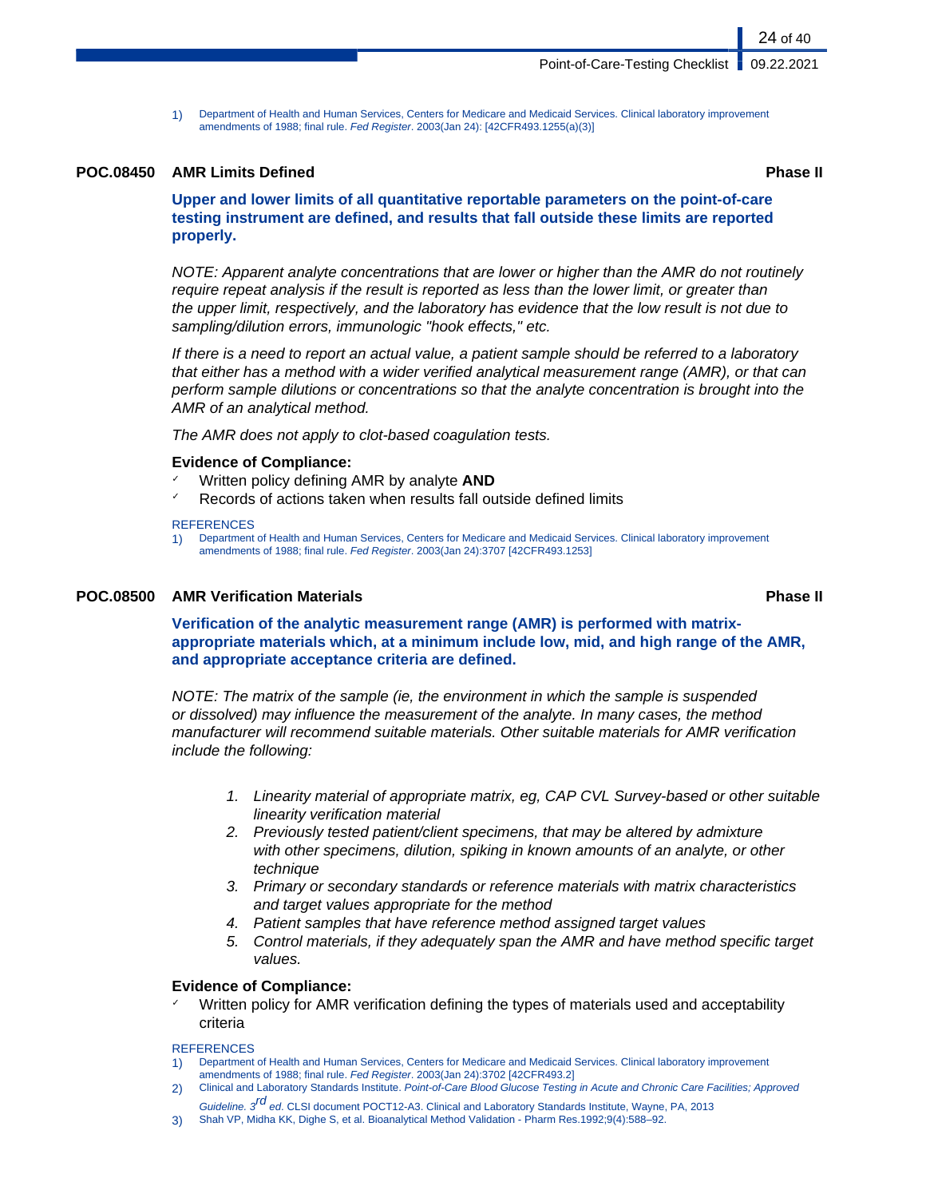1) Department of Health and Human Services, Centers for Medicare and Medicaid Services. Clinical laboratory improvement amendments of 1988; final rule. *Fed Register*. 2003(Jan 24): [42CFR493.1255(a)(3)]

### POC.08450 AMR Limits Defined — Phase II

**Upper and lower limits of all quantitative reportable parameters on the point-of-care testing instrument are defined, and results that fall outside these limits are reported properly.**

*NOTE: Apparent analyte concentrations that are lower or higher than the AMR do not routinely require repeat analysis if the result is reported as less than the lower limit, or greater than the upper limit, respectively, and the laboratory has evidence that the low result is not due to sampling/dilution errors, immunologic "hook effects," etc.*

*If there is a need to report an actual value, a patient sample should be referred to a laboratory that either has a method with a wider verified analytical measurement range (AMR), or that can perform sample dilutions or concentrations so that the analyte concentration is brought into the AMR of an analytical method.*

*The AMR does not apply to clot-based coagulation tests.*

**Evidence of Compliance:**

- ✓ Written policy defining AMR by analyte **AND**
- ✓ Records of actions taken when results fall outside defined limits

REFERENCES

1) Department of Health and Human Services, Centers for Medicare and Medicaid Services. Clinical laboratory improvement amendments of 1988; final rule. *Fed Register*. 2003(Jan 24):3707 [42CFR493.1253]

### POC.08500 AMR Verification Materials — Phase II

**Verification of the analytic measurement range (AMR) is performed with matrix-appropriate materials which, at a minimum include low, mid, and high range of the AMR, and appropriate acceptance criteria are defined.**

*NOTE: The matrix of the sample (ie, the environment in which the sample is suspended or dissolved) may influence the measurement of the analyte. In many cases, the method manufacturer will recommend suitable materials. Other suitable materials for AMR verification include the following:*

1. *Linearity material of appropriate matrix, eg, CAP CVL Survey-based or other suitable linearity verification material*
2. *Previously tested patient/client specimens, that may be altered by admixture with other specimens, dilution, spiking in known amounts of an analyte, or other technique*
3. *Primary or secondary standards or reference materials with matrix characteristics and target values appropriate for the method*
4. *Patient samples that have reference method assigned target values*
5. *Control materials, if they adequately span the AMR and have method specific target values.*

**Evidence of Compliance:**

- ✓ Written policy for AMR verification defining the types of materials used and acceptability criteria

REFERENCES

1) Department of Health and Human Services, Centers for Medicare and Medicaid Services. Clinical laboratory improvement amendments of 1988; final rule. *Fed Register*. 2003(Jan 24):3702 [42CFR493.2]
2) Clinical and Laboratory Standards Institute. *Point-of-Care Blood Glucose Testing in Acute and Chronic Care Facilities; Approved Guideline. 3rd ed*. CLSI document POCT12-A3. Clinical and Laboratory Standards Institute, Wayne, PA, 2013
3) Shah VP, Midha KK, Dighe S, et al. Bioanalytical Method Validation - Pharm Res.1992;9(4):588–92.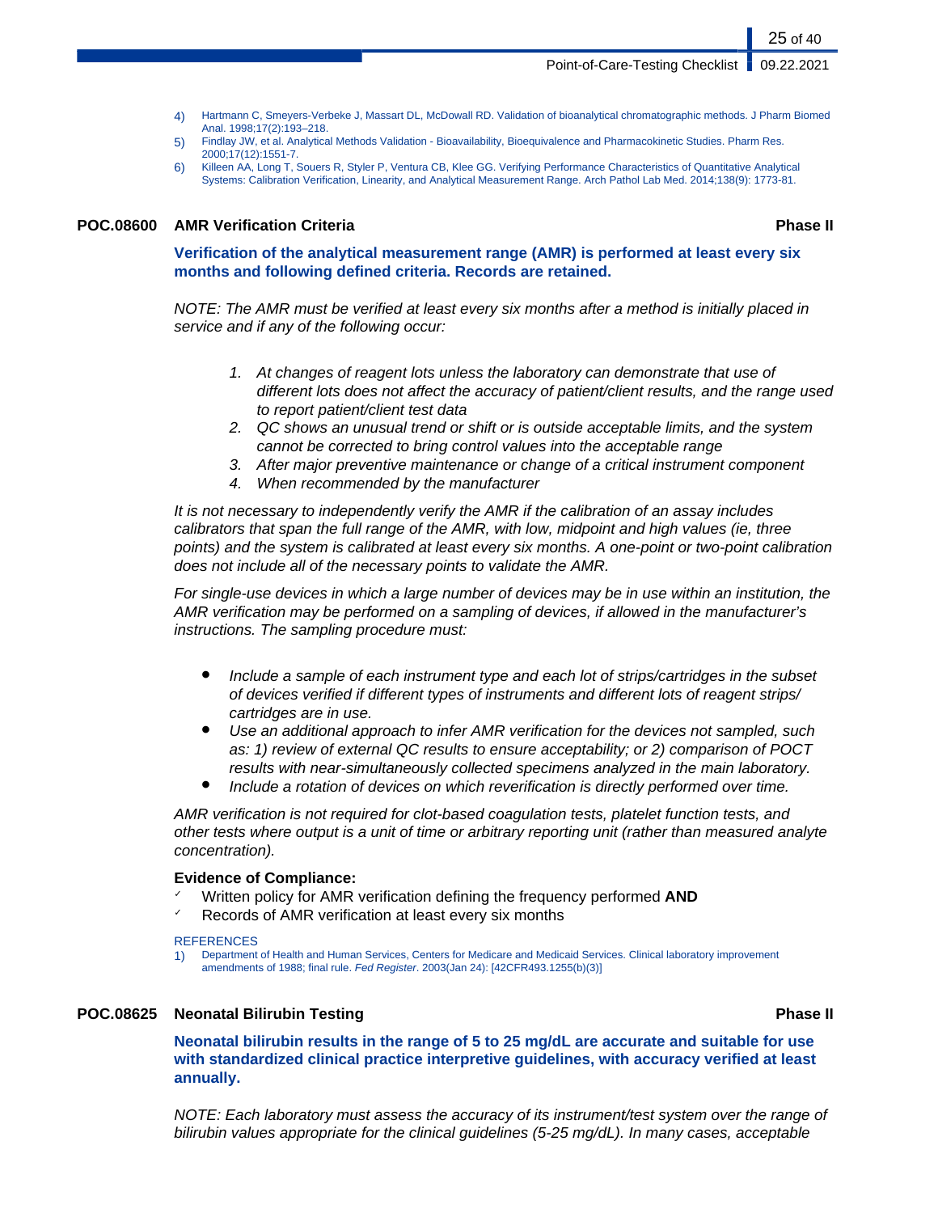4) Hartmann C, Smeyers-Verbeke J, Massart DL, McDowall RD. Validation of bioanalytical chromatographic methods. J Pharm Biomed Anal. 1998;17(2):193–218.
5) Findlay JW, et al. Analytical Methods Validation - Bioavailability, Bioequivalence and Pharmacokinetic Studies. Pharm Res. 2000;17(12):1551-7.
6) Killeen AA, Long T, Souers R, Styler P, Ventura CB, Klee GG. Verifying Performance Characteristics of Quantitative Analytical Systems: Calibration Verification, Linearity, and Analytical Measurement Range. Arch Pathol Lab Med. 2014;138(9): 1773-81.

### POC.08600 AMR Verification Criteria — Phase II

**Verification of the analytical measurement range (AMR) is performed at least every six months and following defined criteria. Records are retained.**

*NOTE: The AMR must be verified at least every six months after a method is initially placed in service and if any of the following occur:*

1. *At changes of reagent lots unless the laboratory can demonstrate that use of different lots does not affect the accuracy of patient/client results, and the range used to report patient/client test data*
2. *QC shows an unusual trend or shift or is outside acceptable limits, and the system cannot be corrected to bring control values into the acceptable range*
3. *After major preventive maintenance or change of a critical instrument component*
4. *When recommended by the manufacturer*

*It is not necessary to independently verify the AMR if the calibration of an assay includes calibrators that span the full range of the AMR, with low, midpoint and high values (ie, three points) and the system is calibrated at least every six months. A one-point or two-point calibration does not include all of the necessary points to validate the AMR.*

*For single-use devices in which a large number of devices may be in use within an institution, the AMR verification may be performed on a sampling of devices, if allowed in the manufacturer's instructions. The sampling procedure must:*

- *Include a sample of each instrument type and each lot of strips/cartridges in the subset of devices verified if different types of instruments and different lots of reagent strips/cartridges are in use.*
- *Use an additional approach to infer AMR verification for the devices not sampled, such as: 1) review of external QC results to ensure acceptability; or 2) comparison of POCT results with near-simultaneously collected specimens analyzed in the main laboratory.*
- *Include a rotation of devices on which reverification is directly performed over time.*

*AMR verification is not required for clot-based coagulation tests, platelet function tests, and other tests where output is a unit of time or arbitrary reporting unit (rather than measured analyte concentration).*

**Evidence of Compliance:**

- ✓ Written policy for AMR verification defining the frequency performed **AND**
- ✓ Records of AMR verification at least every six months

REFERENCES

1) Department of Health and Human Services, Centers for Medicare and Medicaid Services. Clinical laboratory improvement amendments of 1988; final rule. *Fed Register*. 2003(Jan 24): [42CFR493.1255(b)(3)]

### POC.08625 Neonatal Bilirubin Testing — Phase II

**Neonatal bilirubin results in the range of 5 to 25 mg/dL are accurate and suitable for use with standardized clinical practice interpretive guidelines, with accuracy verified at least annually.**

*NOTE: Each laboratory must assess the accuracy of its instrument/test system over the range of bilirubin values appropriate for the clinical guidelines (5-25 mg/dL). In many cases, acceptable*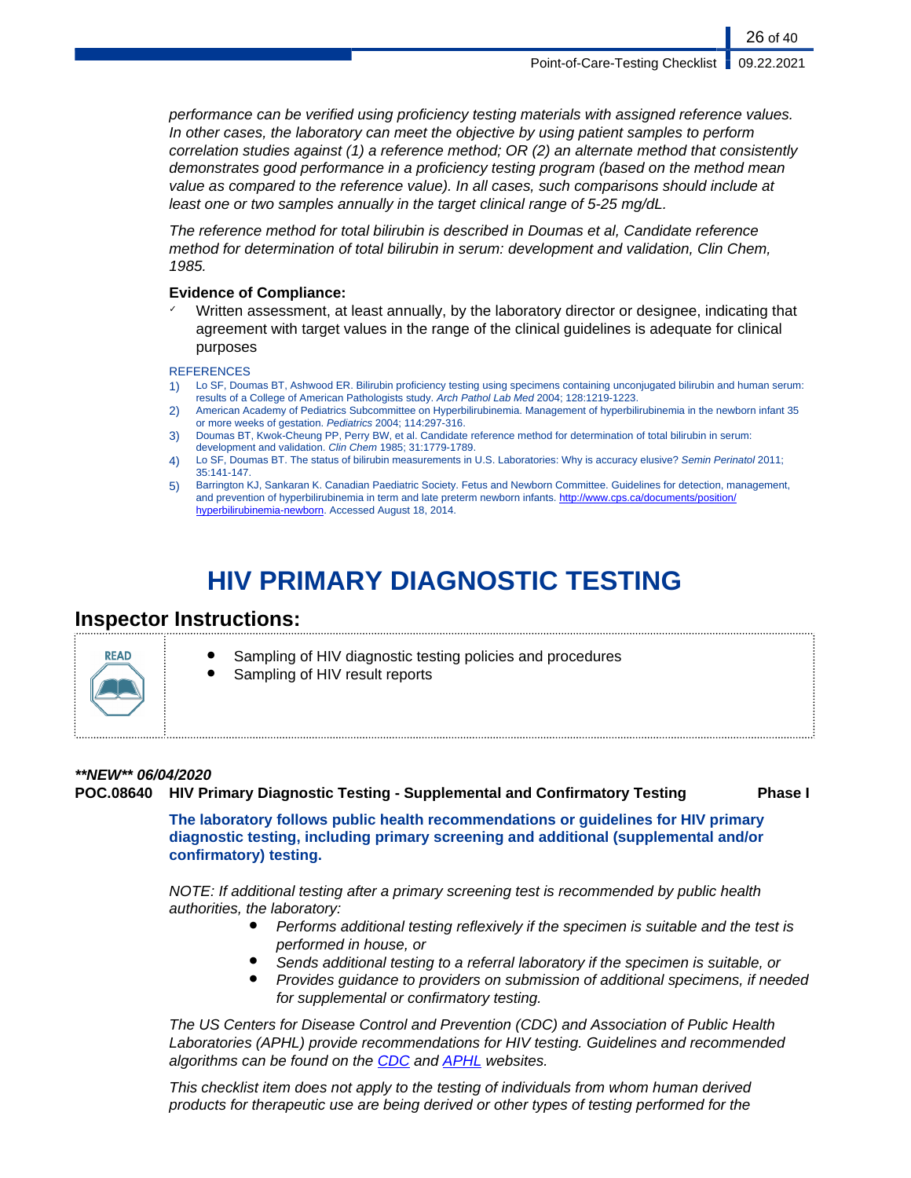*performance can be verified using proficiency testing materials with assigned reference values. In other cases, the laboratory can meet the objective by using patient samples to perform correlation studies against (1) a reference method; OR (2) an alternate method that consistently demonstrates good performance in a proficiency testing program (based on the method mean value as compared to the reference value). In all cases, such comparisons should include at least one or two samples annually in the target clinical range of 5-25 mg/dL.*

*The reference method for total bilirubin is described in Doumas et al, Candidate reference method for determination of total bilirubin in serum: development and validation, Clin Chem, 1985.*

**Evidence of Compliance:**

- ✓ Written assessment, at least annually, by the laboratory director or designee, indicating that agreement with target values in the range of the clinical guidelines is adequate for clinical purposes

REFERENCES

1) Lo SF, Doumas BT, Ashwood ER. Bilirubin proficiency testing using specimens containing unconjugated bilirubin and human serum: results of a College of American Pathologists study. *Arch Pathol Lab Med* 2004; 128:1219-1223.
2) American Academy of Pediatrics Subcommittee on Hyperbilirubinemia. Management of hyperbilirubinemia in the newborn infant 35 or more weeks of gestation. *Pediatrics* 2004; 114:297-316.
3) Doumas BT, Kwok-Cheung PP, Perry BW, et al. Candidate reference method for determination of total bilirubin in serum: development and validation. *Clin Chem* 1985; 31:1779-1789.
4) Lo SF, Doumas BT. The status of bilirubin measurements in U.S. Laboratories: Why is accuracy elusive? *Semin Perinatol* 2011; 35:141-147.
5) Barrington KJ, Sankaran K. Canadian Paediatric Society. Fetus and Newborn Committee. Guidelines for detection, management, and prevention of hyperbilirubinemia in term and late preterm newborn infants. http://www.cps.ca/documents/position/hyperbilirubinemia-newborn. Accessed August 18, 2014.

# HIV PRIMARY DIAGNOSTIC TESTING

## Inspector Instructions:

READ

- Sampling of HIV diagnostic testing policies and procedures
- Sampling of HIV result reports

***\*\*NEW\*\* 06/04/2020***

**POC.08640 HIV Primary Diagnostic Testing - Supplemental and Confirmatory Testing — Phase I**

**The laboratory follows public health recommendations or guidelines for HIV primary diagnostic testing, including primary screening and additional (supplemental and/or confirmatory) testing.**

*NOTE: If additional testing after a primary screening test is recommended by public health authorities, the laboratory:*

- *Performs additional testing reflexively if the specimen is suitable and the test is performed in house, or*
- *Sends additional testing to a referral laboratory if the specimen is suitable, or*
- *Provides guidance to providers on submission of additional specimens, if needed for supplemental or confirmatory testing.*

*The US Centers for Disease Control and Prevention (CDC) and Association of Public Health Laboratories (APHL) provide recommendations for HIV testing. Guidelines and recommended algorithms can be found on the CDC and APHL websites.*

*This checklist item does not apply to the testing of individuals from whom human derived products for therapeutic use are being derived or other types of testing performed for the*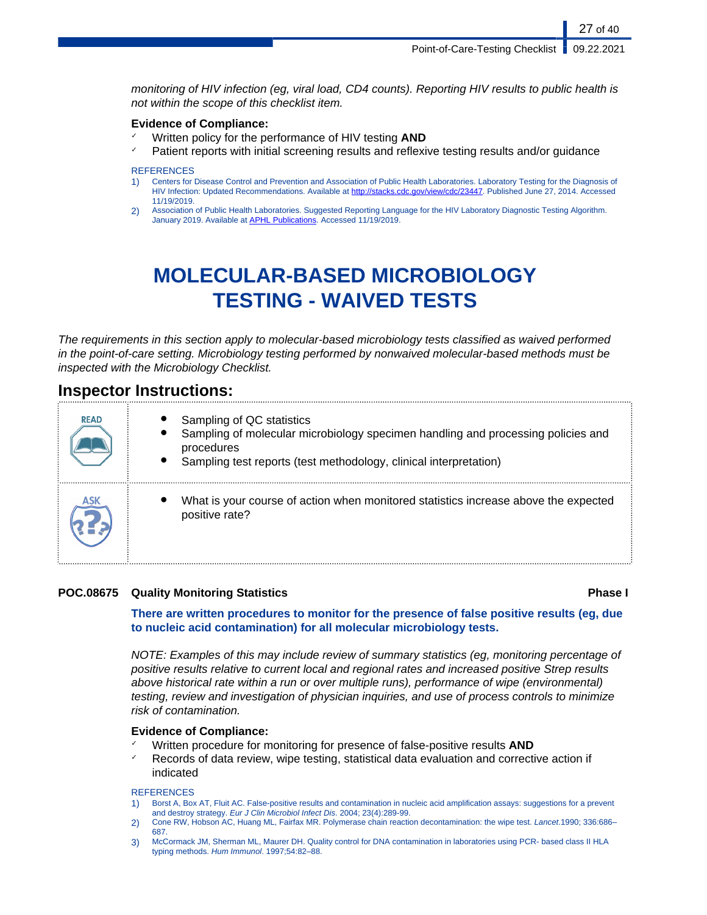*monitoring of HIV infection (eg, viral load, CD4 counts). Reporting HIV results to public health is not within the scope of this checklist item.*

**Evidence of Compliance:**

- ✓ Written policy for the performance of HIV testing **AND**
- ✓ Patient reports with initial screening results and reflexive testing results and/or guidance

REFERENCES

1) Centers for Disease Control and Prevention and Association of Public Health Laboratories. Laboratory Testing for the Diagnosis of HIV Infection: Updated Recommendations. Available at http://stacks.cdc.gov/view/cdc/23447. Published June 27, 2014. Accessed 11/19/2019.
2) Association of Public Health Laboratories. Suggested Reporting Language for the HIV Laboratory Diagnostic Testing Algorithm. January 2019. Available at APHL Publications. Accessed 11/19/2019.

# MOLECULAR-BASED MICROBIOLOGY TESTING - WAIVED TESTS

*The requirements in this section apply to molecular-based microbiology tests classified as waived performed in the point-of-care setting. Microbiology testing performed by nonwaived molecular-based methods must be inspected with the Microbiology Checklist.*

## Inspector Instructions:

| | |
|---|---|
| READ | • Sampling of QC statistics<br>• Sampling of molecular microbiology specimen handling and processing policies and procedures<br>• Sampling test reports (test methodology, clinical interpretation) |
| ASK | • What is your course of action when monitored statistics increase above the expected positive rate? |

**POC.08675 Quality Monitoring Statistics** **Phase I**

**There are written procedures to monitor for the presence of false positive results (eg, due to nucleic acid contamination) for all molecular microbiology tests.**

*NOTE: Examples of this may include review of summary statistics (eg, monitoring percentage of positive results relative to current local and regional rates and increased positive Strep results above historical rate within a run or over multiple runs), performance of wipe (environmental) testing, review and investigation of physician inquiries, and use of process controls to minimize risk of contamination.*

**Evidence of Compliance:**

- ✓ Written procedure for monitoring for presence of false-positive results **AND**
- ✓ Records of data review, wipe testing, statistical data evaluation and corrective action if indicated

REFERENCES

1) Borst A, Box AT, Fluit AC. False-positive results and contamination in nucleic acid amplification assays: suggestions for a prevent and destroy strategy. *Eur J Clin Microbiol Infect Dis*. 2004; 23(4):289-99.
2) Cone RW, Hobson AC, Huang ML, Fairfax MR. Polymerase chain reaction decontamination: the wipe test. *Lancet*.1990; 336:686–687.
3) McCormack JM, Sherman ML, Maurer DH. Quality control for DNA contamination in laboratories using PCR- based class II HLA typing methods. *Hum Immunol*. 1997;54:82–88.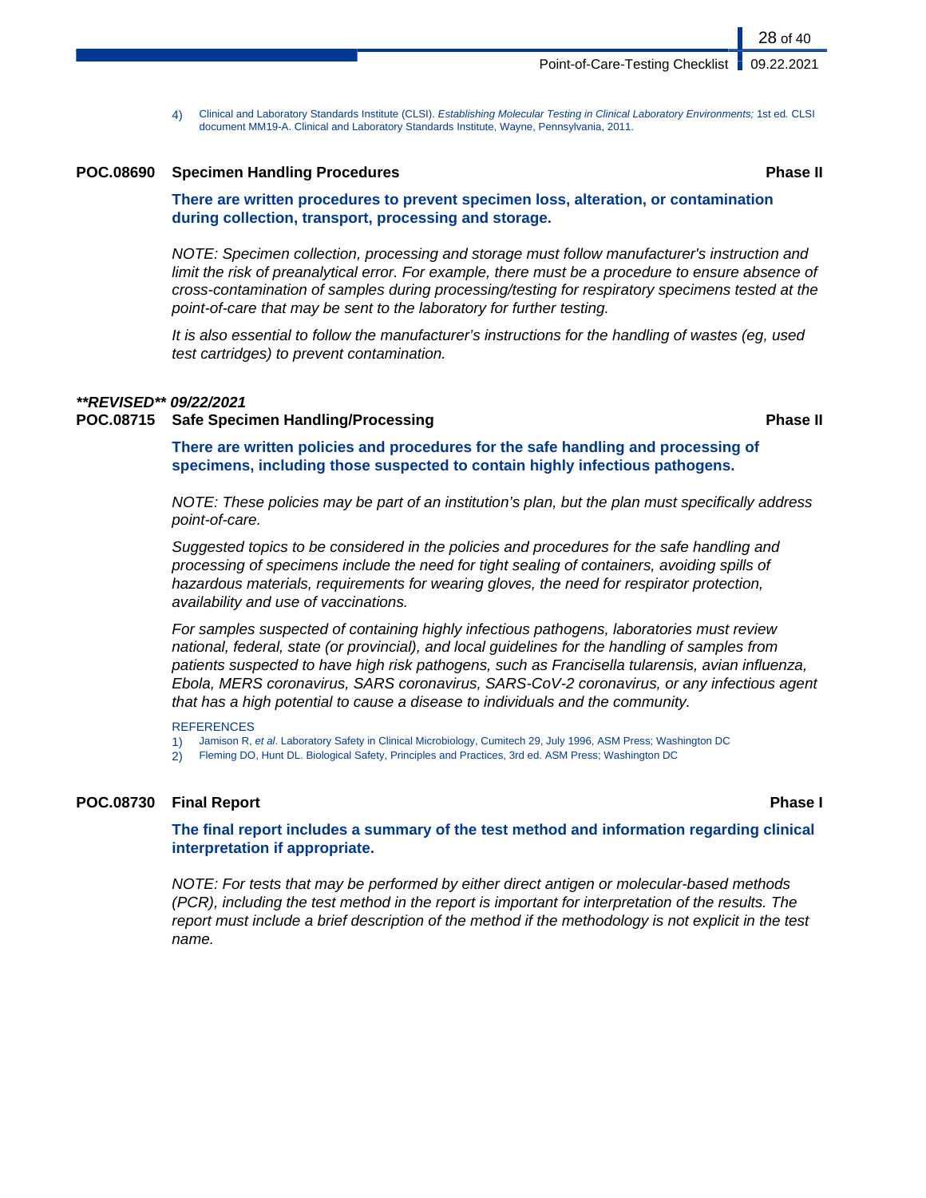4) Clinical and Laboratory Standards Institute (CLSI). *Establishing Molecular Testing in Clinical Laboratory Environments;* 1st ed. CLSI document MM19-A. Clinical and Laboratory Standards Institute, Wayne, Pennsylvania, 2011.

### POC.08690 Specimen Handling Procedures — Phase II

**There are written procedures to prevent specimen loss, alteration, or contamination during collection, transport, processing and storage.**

*NOTE: Specimen collection, processing and storage must follow manufacturer's instruction and limit the risk of preanalytical error. For example, there must be a procedure to ensure absence of cross-contamination of samples during processing/testing for respiratory specimens tested at the point-of-care that may be sent to the laboratory for further testing.*

*It is also essential to follow the manufacturer's instructions for the handling of wastes (eg, used test cartridges) to prevent contamination.*

***\*\*REVISED\*\* 09/22/2021***

### POC.08715 Safe Specimen Handling/Processing — Phase II

**There are written policies and procedures for the safe handling and processing of specimens, including those suspected to contain highly infectious pathogens.**

*NOTE: These policies may be part of an institution's plan, but the plan must specifically address point-of-care.*

*Suggested topics to be considered in the policies and procedures for the safe handling and processing of specimens include the need for tight sealing of containers, avoiding spills of hazardous materials, requirements for wearing gloves, the need for respirator protection, availability and use of vaccinations.*

*For samples suspected of containing highly infectious pathogens, laboratories must review national, federal, state (or provincial), and local guidelines for the handling of samples from patients suspected to have high risk pathogens, such as Francisella tularensis, avian influenza, Ebola, MERS coronavirus, SARS coronavirus, SARS-CoV-2 coronavirus, or any infectious agent that has a high potential to cause a disease to individuals and the community.*

REFERENCES

1) Jamison R, *et al*. Laboratory Safety in Clinical Microbiology, Cumitech 29, July 1996, ASM Press; Washington DC
2) Fleming DO, Hunt DL. Biological Safety, Principles and Practices, 3rd ed. ASM Press; Washington DC

### POC.08730 Final Report — Phase I

**The final report includes a summary of the test method and information regarding clinical interpretation if appropriate.**

*NOTE: For tests that may be performed by either direct antigen or molecular-based methods (PCR), including the test method in the report is important for interpretation of the results. The report must include a brief description of the method if the methodology is not explicit in the test name.*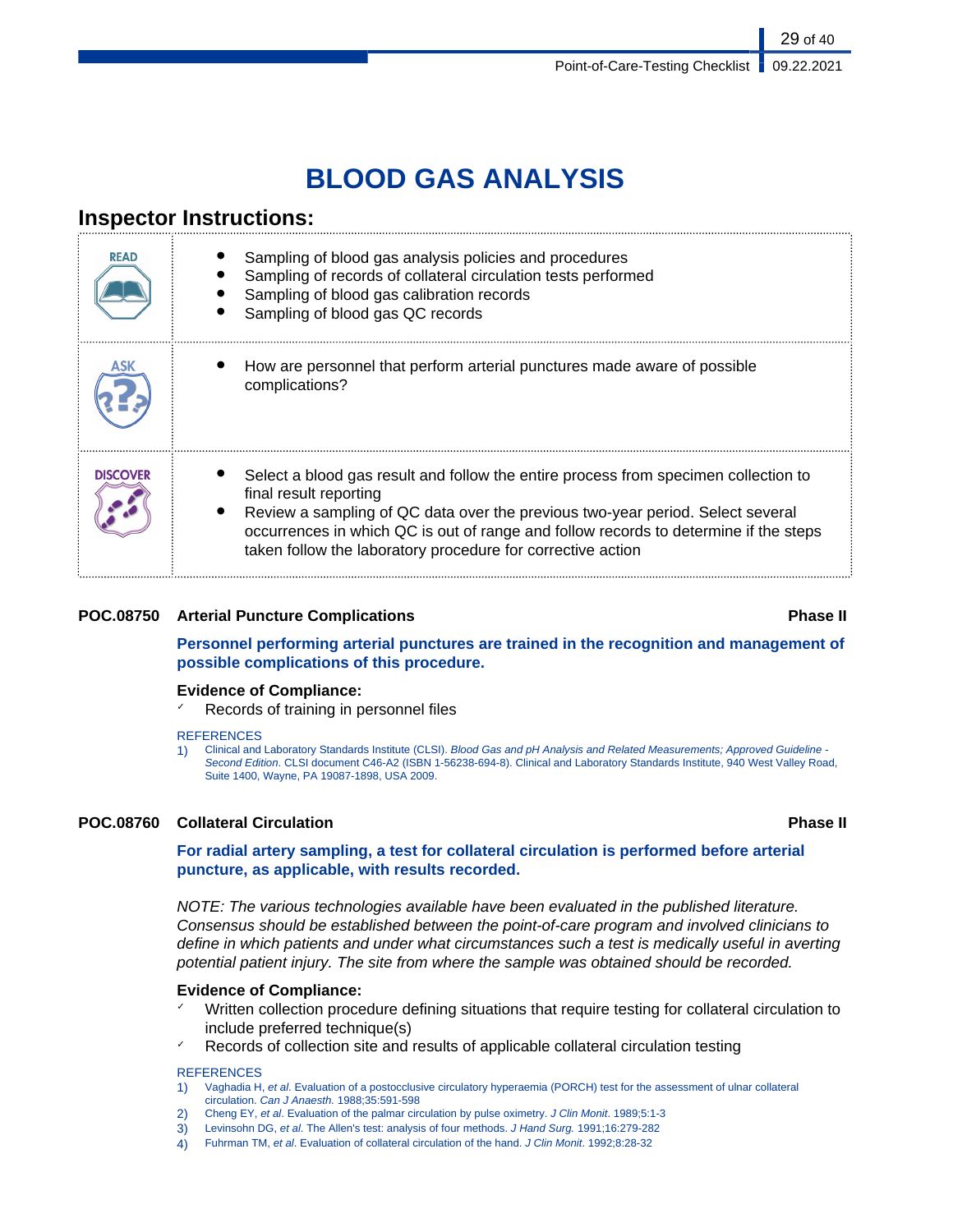# BLOOD GAS ANALYSIS

## Inspector Instructions:

| | |
|---|---|
| **READ** | • Sampling of blood gas analysis policies and procedures<br>• Sampling of records of collateral circulation tests performed<br>• Sampling of blood gas calibration records<br>• Sampling of blood gas QC records |
| **ASK** | • How are personnel that perform arterial punctures made aware of possible complications? |
| **DISCOVER** | • Select a blood gas result and follow the entire process from specimen collection to final result reporting<br>• Review a sampling of QC data over the previous two-year period. Select several occurrences in which QC is out of range and follow records to determine if the steps taken follow the laboratory procedure for corrective action |

### POC.08750 Arterial Puncture Complications — Phase II

**Personnel performing arterial punctures are trained in the recognition and management of possible complications of this procedure.**

**Evidence of Compliance:**

- ✓ Records of training in personnel files

REFERENCES

1) Clinical and Laboratory Standards Institute (CLSI). *Blood Gas and pH Analysis and Related Measurements; Approved Guideline - Second Edition.* CLSI document C46-A2 (ISBN 1-56238-694-8). Clinical and Laboratory Standards Institute, 940 West Valley Road, Suite 1400, Wayne, PA 19087-1898, USA 2009.

### POC.08760 Collateral Circulation — Phase II

**For radial artery sampling, a test for collateral circulation is performed before arterial puncture, as applicable, with results recorded.**

*NOTE: The various technologies available have been evaluated in the published literature. Consensus should be established between the point-of-care program and involved clinicians to define in which patients and under what circumstances such a test is medically useful in averting potential patient injury. The site from where the sample was obtained should be recorded.*

**Evidence of Compliance:**

- ✓ Written collection procedure defining situations that require testing for collateral circulation to include preferred technique(s)
- ✓ Records of collection site and results of applicable collateral circulation testing

REFERENCES

1) Vaghadia H, *et al*. Evaluation of a postocclusive circulatory hyperaemia (PORCH) test for the assessment of ulnar collateral circulation. *Can J Anaesth.* 1988;35:591-598
2) Cheng EY, *et al*. Evaluation of the palmar circulation by pulse oximetry. *J Clin Monit*. 1989;5:1-3
3) Levinsohn DG, *et al.* The Allen's test: analysis of four methods. *J Hand Surg.* 1991;16:279-282
4) Fuhrman TM, *et al*. Evaluation of collateral circulation of the hand. *J Clin Monit*. 1992;8:28-32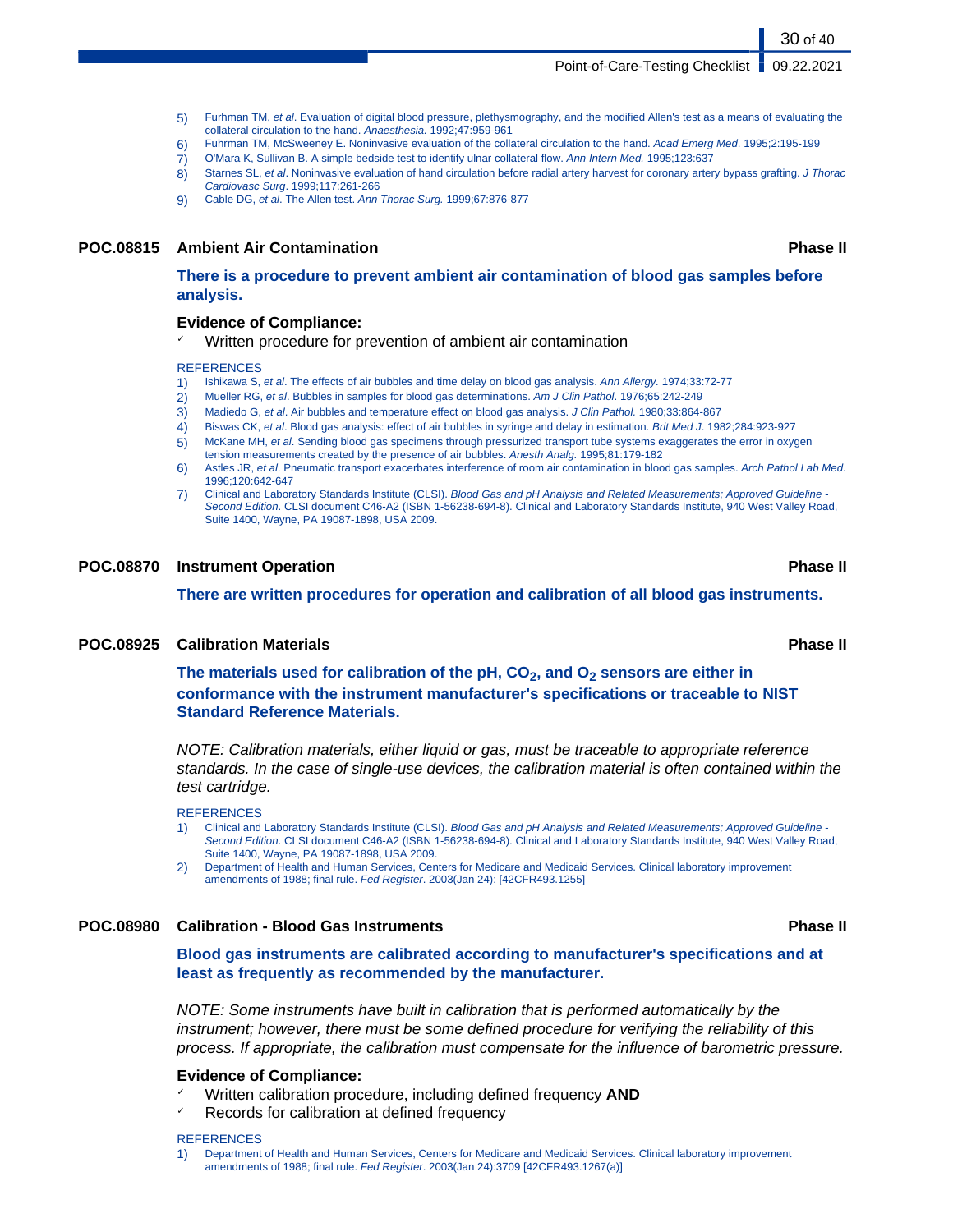5) Furhman TM, *et al*. Evaluation of digital blood pressure, plethysmography, and the modified Allen's test as a means of evaluating the collateral circulation to the hand. *Anaesthesia.* 1992;47:959-961
6) Fuhrman TM, McSweeney E. Noninvasive evaluation of the collateral circulation to the hand. *Acad Emerg Med*. 1995;2:195-199
7) O'Mara K, Sullivan B. A simple bedside test to identify ulnar collateral flow. *Ann Intern Med.* 1995;123:637
8) Starnes SL, *et al*. Noninvasive evaluation of hand circulation before radial artery harvest for coronary artery bypass grafting. *J Thorac Cardiovasc Surg*. 1999;117:261-266
9) Cable DG, *et al*. The Allen test. *Ann Thorac Surg.* 1999;67:876-877

### POC.08815 Ambient Air Contamination — Phase II

**There is a procedure to prevent ambient air contamination of blood gas samples before analysis.**

**Evidence of Compliance:**

- ✓ Written procedure for prevention of ambient air contamination

REFERENCES

1) Ishikawa S, *et al*. The effects of air bubbles and time delay on blood gas analysis. *Ann Allergy.* 1974;33:72-77
2) Mueller RG, *et al*. Bubbles in samples for blood gas determinations. *Am J Clin Pathol*. 1976;65:242-249
3) Madiedo G, *et al*. Air bubbles and temperature effect on blood gas analysis. *J Clin Pathol.* 1980;33:864-867
4) Biswas CK, *et al*. Blood gas analysis: effect of air bubbles in syringe and delay in estimation. *Brit Med J*. 1982;284:923-927
5) McKane MH, *et al*. Sending blood gas specimens through pressurized transport tube systems exaggerates the error in oxygen tension measurements created by the presence of air bubbles. *Anesth Analg.* 1995;81:179-182
6) Astles JR, *et al.* Pneumatic transport exacerbates interference of room air contamination in blood gas samples. *Arch Pathol Lab Med.* 1996;120:642-647
7) Clinical and Laboratory Standards Institute (CLSI). *Blood Gas and pH Analysis and Related Measurements; Approved Guideline - Second Edition.* CLSI document C46-A2 (ISBN 1-56238-694-8). Clinical and Laboratory Standards Institute, 940 West Valley Road, Suite 1400, Wayne, PA 19087-1898, USA 2009.

### POC.08870 Instrument Operation — Phase II

**There are written procedures for operation and calibration of all blood gas instruments.**

### POC.08925 Calibration Materials — Phase II

**The materials used for calibration of the pH, $CO_2$, and $O_2$ sensors are either in conformance with the instrument manufacturer's specifications or traceable to NIST Standard Reference Materials.**

*NOTE: Calibration materials, either liquid or gas, must be traceable to appropriate reference standards. In the case of single-use devices, the calibration material is often contained within the test cartridge.*

REFERENCES

1) Clinical and Laboratory Standards Institute (CLSI). *Blood Gas and pH Analysis and Related Measurements; Approved Guideline - Second Edition.* CLSI document C46-A2 (ISBN 1-56238-694-8). Clinical and Laboratory Standards Institute, 940 West Valley Road, Suite 1400, Wayne, PA 19087-1898, USA 2009.
2) Department of Health and Human Services, Centers for Medicare and Medicaid Services. Clinical laboratory improvement amendments of 1988; final rule. *Fed Register*. 2003(Jan 24): [42CFR493.1255]

### POC.08980 Calibration - Blood Gas Instruments — Phase II

**Blood gas instruments are calibrated according to manufacturer's specifications and at least as frequently as recommended by the manufacturer.**

*NOTE: Some instruments have built in calibration that is performed automatically by the instrument; however, there must be some defined procedure for verifying the reliability of this process. If appropriate, the calibration must compensate for the influence of barometric pressure.*

**Evidence of Compliance:**

- ✓ Written calibration procedure, including defined frequency **AND**
- ✓ Records for calibration at defined frequency

REFERENCES

1) Department of Health and Human Services, Centers for Medicare and Medicaid Services. Clinical laboratory improvement amendments of 1988; final rule. *Fed Register*. 2003(Jan 24):3709 [42CFR493.1267(a)]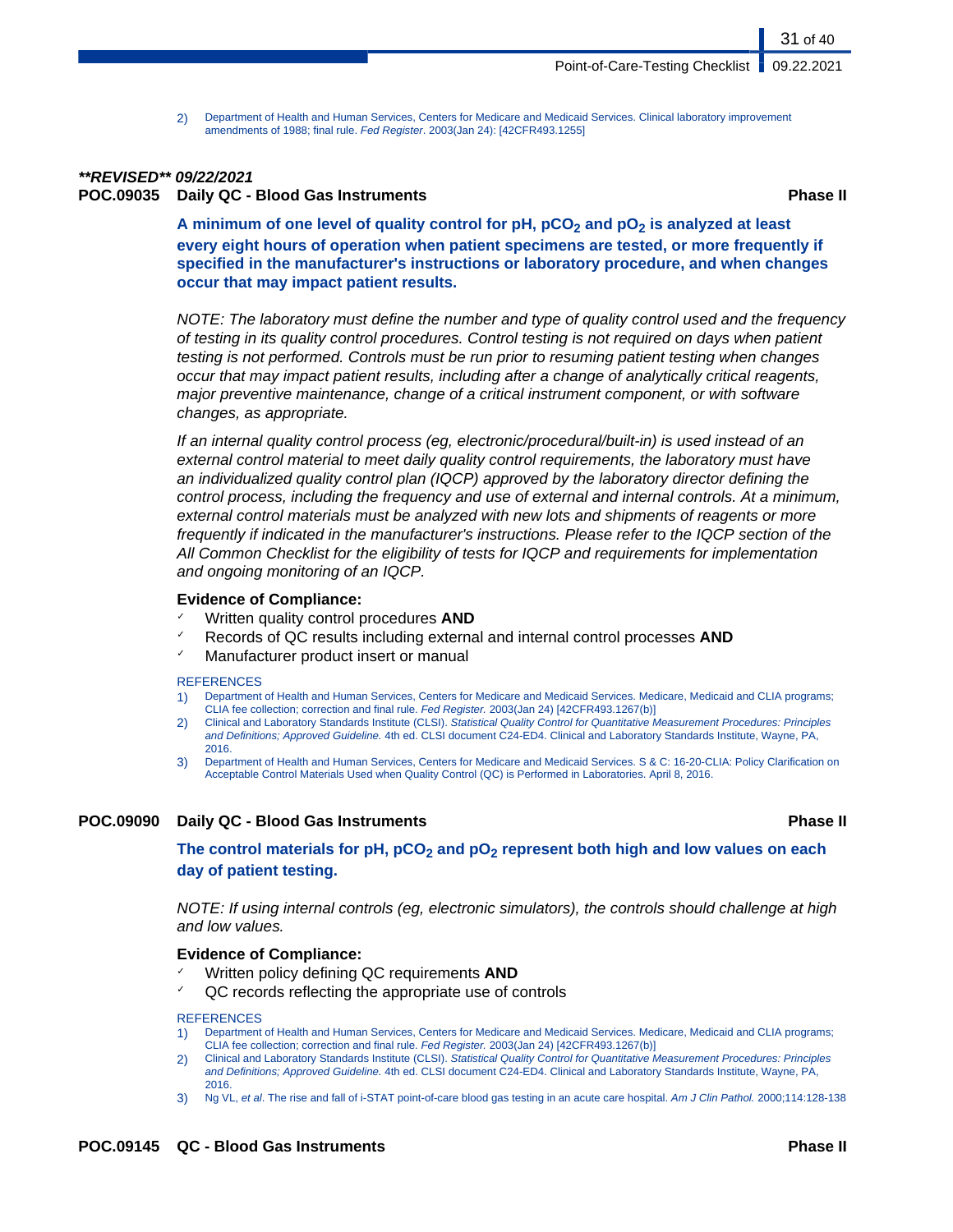2) Department of Health and Human Services, Centers for Medicare and Medicaid Services. Clinical laboratory improvement amendments of 1988; final rule. *Fed Register*. 2003(Jan 24): [42CFR493.1255]

***\*\*REVISED\*\* 09/22/2021***

### POC.09035 Daily QC - Blood Gas Instruments — Phase II

**A minimum of one level of quality control for pH, $pCO_2$ and $pO_2$ is analyzed at least every eight hours of operation when patient specimens are tested, or more frequently if specified in the manufacturer's instructions or laboratory procedure, and when changes occur that may impact patient results.**

*NOTE: The laboratory must define the number and type of quality control used and the frequency of testing in its quality control procedures. Control testing is not required on days when patient testing is not performed. Controls must be run prior to resuming patient testing when changes occur that may impact patient results, including after a change of analytically critical reagents, major preventive maintenance, change of a critical instrument component, or with software changes, as appropriate.*

*If an internal quality control process (eg, electronic/procedural/built-in) is used instead of an external control material to meet daily quality control requirements, the laboratory must have an individualized quality control plan (IQCP) approved by the laboratory director defining the control process, including the frequency and use of external and internal controls. At a minimum, external control materials must be analyzed with new lots and shipments of reagents or more frequently if indicated in the manufacturer's instructions. Please refer to the IQCP section of the All Common Checklist for the eligibility of tests for IQCP and requirements for implementation and ongoing monitoring of an IQCP.*

**Evidence of Compliance:**

- Written quality control procedures **AND**
- Records of QC results including external and internal control processes **AND**
- Manufacturer product insert or manual

REFERENCES

1) Department of Health and Human Services, Centers for Medicare and Medicaid Services. Medicare, Medicaid and CLIA programs; CLIA fee collection; correction and final rule. *Fed Register.* 2003(Jan 24) [42CFR493.1267(b)]
2) Clinical and Laboratory Standards Institute (CLSI). *Statistical Quality Control for Quantitative Measurement Procedures: Principles and Definitions; Approved Guideline.* 4th ed. CLSI document C24-ED4. Clinical and Laboratory Standards Institute, Wayne, PA, 2016.
3) Department of Health and Human Services, Centers for Medicare and Medicaid Services. S & C: 16-20-CLIA: Policy Clarification on Acceptable Control Materials Used when Quality Control (QC) is Performed in Laboratories. April 8, 2016.

### POC.09090 Daily QC - Blood Gas Instruments — Phase II

**The control materials for pH, $pCO_2$ and $pO_2$ represent both high and low values on each day of patient testing.**

*NOTE: If using internal controls (eg, electronic simulators), the controls should challenge at high and low values.*

**Evidence of Compliance:**

- Written policy defining QC requirements **AND**
- QC records reflecting the appropriate use of controls

REFERENCES

1) Department of Health and Human Services, Centers for Medicare and Medicaid Services. Medicare, Medicaid and CLIA programs; CLIA fee collection; correction and final rule. *Fed Register.* 2003(Jan 24) [42CFR493.1267(b)]
2) Clinical and Laboratory Standards Institute (CLSI). *Statistical Quality Control for Quantitative Measurement Procedures: Principles and Definitions; Approved Guideline.* 4th ed. CLSI document C24-ED4. Clinical and Laboratory Standards Institute, Wayne, PA, 2016.
3) Ng VL, *et al*. The rise and fall of i-STAT point-of-care blood gas testing in an acute care hospital. *Am J Clin Pathol.* 2000;114:128-138

### POC.09145 QC - Blood Gas Instruments — Phase II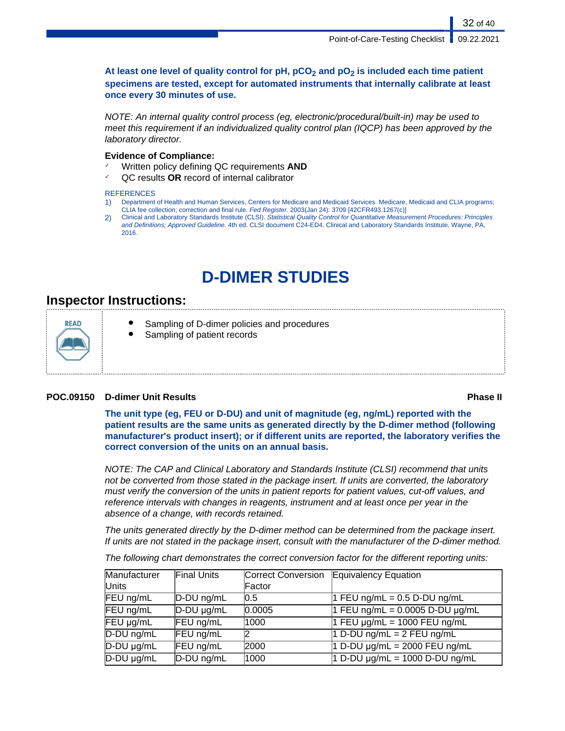**At least one level of quality control for pH, $pCO_2$ and $pO_2$ is included each time patient specimens are tested, except for automated instruments that internally calibrate at least once every 30 minutes of use.**

*NOTE: An internal quality control process (eg, electronic/procedural/built-in) may be used to meet this requirement if an individualized quality control plan (IQCP) has been approved by the laboratory director.*

**Evidence of Compliance:**

- ✓ Written policy defining QC requirements **AND**
- ✓ QC results **OR** record of internal calibrator

REFERENCES

1) Department of Health and Human Services, Centers for Medicare and Medicaid Services. Medicare, Medicaid and CLIA programs; CLIA fee collection; correction and final rule. *Fed Register.* 2003(Jan 24): 3709 [42CFR493.1267(c)]
2) Clinical and Laboratory Standards Institute (CLSI). *Statistical Quality Control for Quantitative Measurement Procedures: Principles and Definitions; Approved Guideline.* 4th ed. CLSI document C24-ED4. Clinical and Laboratory Standards Institute, Wayne, PA, 2016.

# D-DIMER STUDIES

## Inspector Instructions:

READ

- Sampling of D-dimer policies and procedures
- Sampling of patient records

**POC.09150 D-dimer Unit Results** **Phase II**

**The unit type (eg, FEU or D-DU) and unit of magnitude (eg, ng/mL) reported with the patient results are the same units as generated directly by the D-dimer method (following manufacturer's product insert); or if different units are reported, the laboratory verifies the correct conversion of the units on an annual basis.**

*NOTE: The CAP and Clinical Laboratory and Standards Institute (CLSI) recommend that units not be converted from those stated in the package insert. If units are converted, the laboratory must verify the conversion of the units in patient reports for patient values, cut-off values, and reference intervals with changes in reagents, instrument and at least once per year in the absence of a change, with records retained.*

*The units generated directly by the D-dimer method can be determined from the package insert. If units are not stated in the package insert, consult with the manufacturer of the D-dimer method.*

*The following chart demonstrates the correct conversion factor for the different reporting units:*

| Manufacturer Units | Final Units | Correct Conversion Factor | Equivalency Equation |
|---|---|---|---|
| FEU ng/mL | D-DU ng/mL | 0.5 | 1 FEU ng/mL = 0.5 D-DU ng/mL |
| FEU ng/mL | D-DU µg/mL | 0.0005 | 1 FEU ng/mL = 0.0005 D-DU µg/mL |
| FEU µg/mL | FEU ng/mL | 1000 | 1 FEU µg/mL = 1000 FEU ng/mL |
| D-DU ng/mL | FEU ng/mL | 2 | 1 D-DU ng/mL = 2 FEU ng/mL |
| D-DU µg/mL | FEU ng/mL | 2000 | 1 D-DU µg/mL = 2000 FEU ng/mL |
| D-DU µg/mL | D-DU ng/mL | 1000 | 1 D-DU µg/mL = 1000 D-DU ng/mL |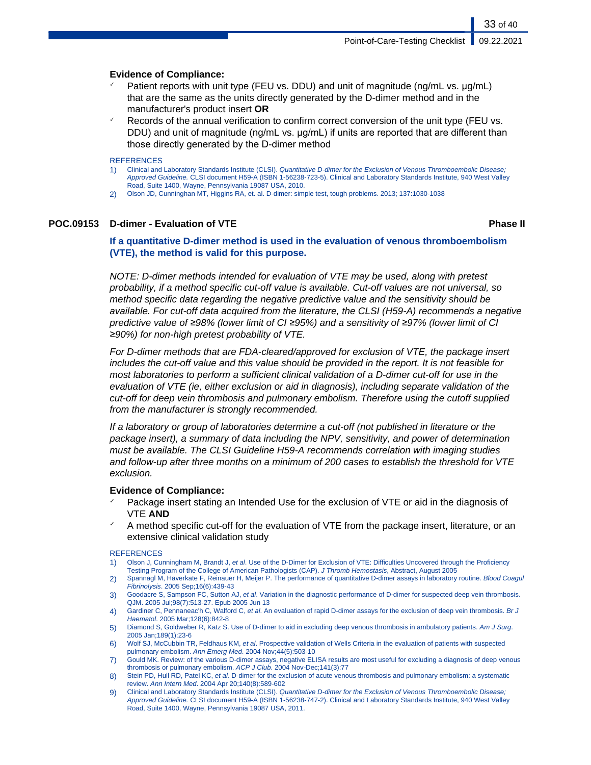**Evidence of Compliance:**

- ✓ Patient reports with unit type (FEU vs. DDU) and unit of magnitude (ng/mL vs. µg/mL) that are the same as the units directly generated by the D-dimer method and in the manufacturer's product insert **OR**
- ✓ Records of the annual verification to confirm correct conversion of the unit type (FEU vs. DDU) and unit of magnitude (ng/mL vs. µg/mL) if units are reported that are different than those directly generated by the D-dimer method

REFERENCES

1) Clinical and Laboratory Standards Institute (CLSI). *Quantitative D-dimer for the Exclusion of Venous Thromboembolic Disease; Approved Guideline.* CLSI document H59-A (ISBN 1-56238-723-5). Clinical and Laboratory Standards Institute, 940 West Valley Road, Suite 1400, Wayne, Pennsylvania 19087 USA, 2010.
2) Olson JD, Cunninghan MT, Higgins RA, et. al. D-dimer: simple test, tough problems. 2013; 137:1030-1038

## POC.09153 D-dimer - Evaluation of VTE — Phase II

**If a quantitative D-dimer method is used in the evaluation of venous thromboembolism (VTE), the method is valid for this purpose.**

*NOTE: D-dimer methods intended for evaluation of VTE may be used, along with pretest probability, if a method specific cut-off value is available. Cut-off values are not universal, so method specific data regarding the negative predictive value and the sensitivity should be available. For cut-off data acquired from the literature, the CLSI (H59-A) recommends a negative predictive value of ≥98% (lower limit of CI ≥95%) and a sensitivity of ≥97% (lower limit of CI ≥90%) for non-high pretest probability of VTE.*

*For D-dimer methods that are FDA-cleared/approved for exclusion of VTE, the package insert includes the cut-off value and this value should be provided in the report. It is not feasible for most laboratories to perform a sufficient clinical validation of a D-dimer cut-off for use in the evaluation of VTE (ie, either exclusion or aid in diagnosis), including separate validation of the cut-off for deep vein thrombosis and pulmonary embolism. Therefore using the cutoff supplied from the manufacturer is strongly recommended.*

*If a laboratory or group of laboratories determine a cut-off (not published in literature or the package insert), a summary of data including the NPV, sensitivity, and power of determination must be available. The CLSI Guideline H59-A recommends correlation with imaging studies and follow-up after three months on a minimum of 200 cases to establish the threshold for VTE exclusion.*

**Evidence of Compliance:**

- ✓ Package insert stating an Intended Use for the exclusion of VTE or aid in the diagnosis of VTE **AND**
- ✓ A method specific cut-off for the evaluation of VTE from the package insert, literature, or an extensive clinical validation study

REFERENCES

1) Olson J, Cunningham M, Brandt J, *et al*. Use of the D-Dimer for Exclusion of VTE: Difficulties Uncovered through the Proficiency Testing Program of the College of American Pathologists (CAP). *J Thromb Hemostasis*, Abstract, August 2005
2) Spannagl M, Haverkate F, Reinauer H, Meijer P. The performance of quantitative D-dimer assays in laboratory routine. *Blood Coagul Fibrinolysis*. 2005 Sep;16(6):439-43
3) Goodacre S, Sampson FC, Sutton AJ, *et al*. Variation in the diagnostic performance of D-dimer for suspected deep vein thrombosis. QJM. 2005 Jul;98(7):513-27. Epub 2005 Jun 13
4) Gardiner C, Pennaneac'h C, Walford C, *et al*. An evaluation of rapid D-dimer assays for the exclusion of deep vein thrombosis. *Br J Haematol*. 2005 Mar;128(6):842-8
5) Diamond S, Goldweber R, Katz S. Use of D-dimer to aid in excluding deep venous thrombosis in ambulatory patients. *Am J Surg*. 2005 Jan;189(1):23-6
6) Wolf SJ, McCubbin TR, Feldhaus KM, *et al*. Prospective validation of Wells Criteria in the evaluation of patients with suspected pulmonary embolism. *Ann Emerg Med*. 2004 Nov;44(5):503-10
7) Gould MK. Review: of the various D-dimer assays, negative ELISA results are most useful for excluding a diagnosis of deep venous thrombosis or pulmonary embolism. *ACP J Club*. 2004 Nov-Dec;141(3):77
8) Stein PD, Hull RD, Patel KC, *et al*. D-dimer for the exclusion of acute venous thrombosis and pulmonary embolism: a systematic review. *Ann Intern Med*. 2004 Apr 20;140(8):589-602
9) Clinical and Laboratory Standards Institute (CLSI). *Quantitative D-dimer for the Exclusion of Venous Thromboembolic Disease; Approved Guideline.* CLSI document H59-A (ISBN 1-56238-747-2). Clinical and Laboratory Standards Institute, 940 West Valley Road, Suite 1400, Wayne, Pennsylvania 19087 USA, 2011.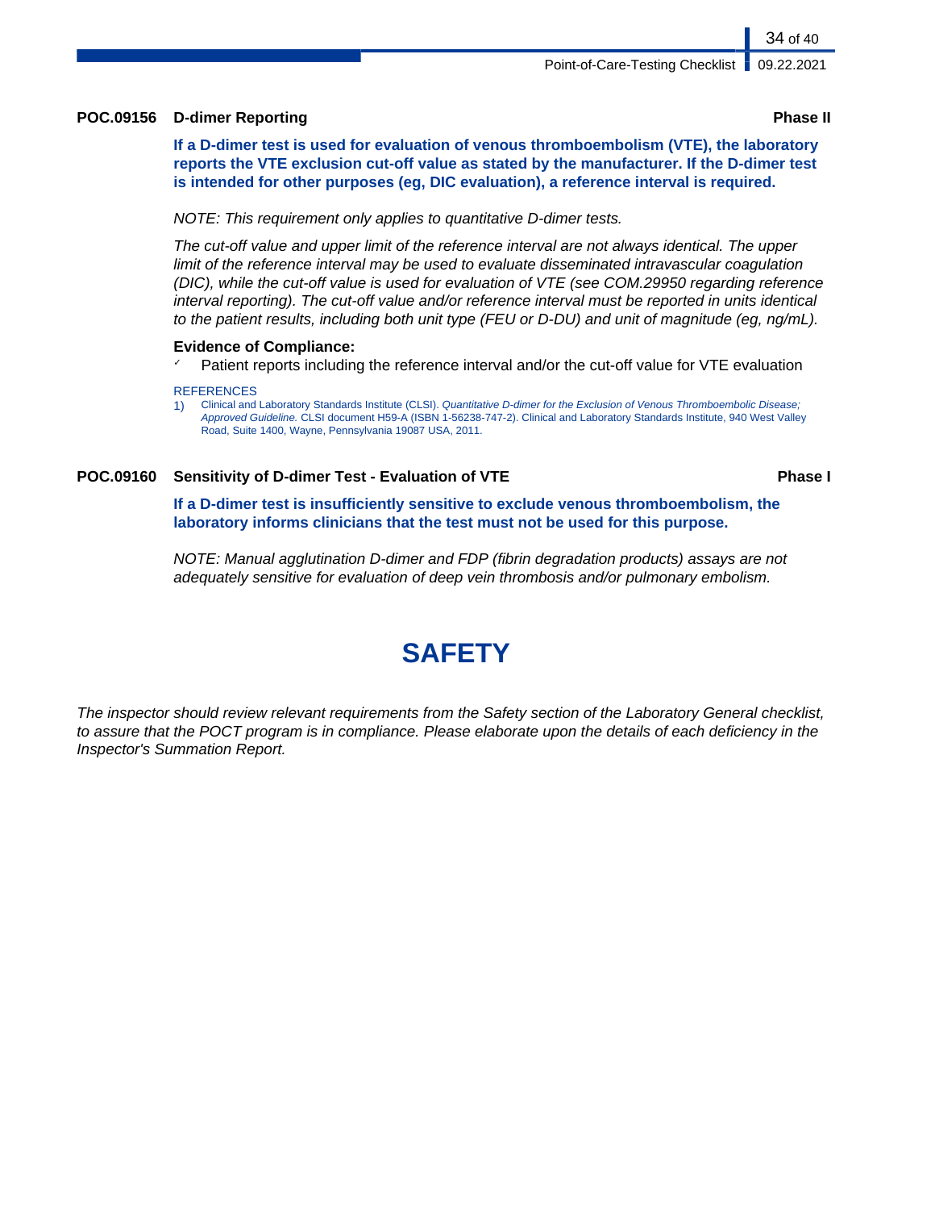**POC.09156 D-dimer Reporting** **Phase II**

**If a D-dimer test is used for evaluation of venous thromboembolism (VTE), the laboratory reports the VTE exclusion cut-off value as stated by the manufacturer. If the D-dimer test is intended for other purposes (eg, DIC evaluation), a reference interval is required.**

*NOTE: This requirement only applies to quantitative D-dimer tests.*

*The cut-off value and upper limit of the reference interval are not always identical. The upper limit of the reference interval may be used to evaluate disseminated intravascular coagulation (DIC), while the cut-off value is used for evaluation of VTE (see COM.29950 regarding reference interval reporting). The cut-off value and/or reference interval must be reported in units identical to the patient results, including both unit type (FEU or D-DU) and unit of magnitude (eg, ng/mL).*

**Evidence of Compliance:**

- ✓ Patient reports including the reference interval and/or the cut-off value for VTE evaluation

REFERENCES

1) Clinical and Laboratory Standards Institute (CLSI). *Quantitative D-dimer for the Exclusion of Venous Thromboembolic Disease; Approved Guideline.* CLSI document H59-A (ISBN 1-56238-747-2). Clinical and Laboratory Standards Institute, 940 West Valley Road, Suite 1400, Wayne, Pennsylvania 19087 USA, 2011.

**POC.09160 Sensitivity of D-dimer Test - Evaluation of VTE** **Phase I**

**If a D-dimer test is insufficiently sensitive to exclude venous thromboembolism, the laboratory informs clinicians that the test must not be used for this purpose.**

*NOTE: Manual agglutination D-dimer and FDP (fibrin degradation products) assays are not adequately sensitive for evaluation of deep vein thrombosis and/or pulmonary embolism.*

# SAFETY

*The inspector should review relevant requirements from the Safety section of the Laboratory General checklist, to assure that the POCT program is in compliance. Please elaborate upon the details of each deficiency in the Inspector's Summation Report.*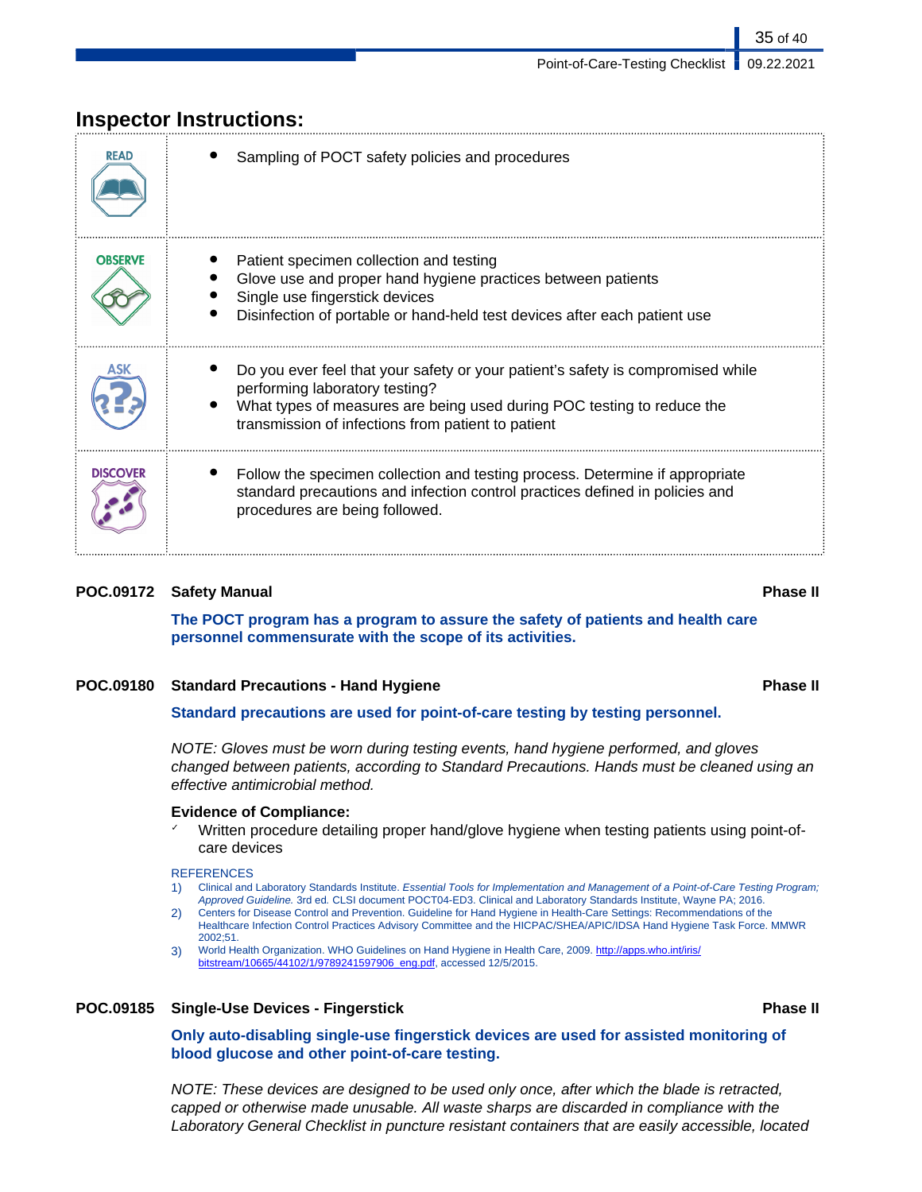## Inspector Instructions:

| | |
|---|---|
| READ | • Sampling of POCT safety policies and procedures |
| OBSERVE | • Patient specimen collection and testing<br>• Glove use and proper hand hygiene practices between patients<br>• Single use fingerstick devices<br>• Disinfection of portable or hand-held test devices after each patient use |
| ASK | • Do you ever feel that your safety or your patient's safety is compromised while performing laboratory testing?<br>• What types of measures are being used during POC testing to reduce the transmission of infections from patient to patient |
| DISCOVER | • Follow the specimen collection and testing process. Determine if appropriate standard precautions and infection control practices defined in policies and procedures are being followed. |

**POC.09172 Safety Manual** **Phase II**

**The POCT program has a program to assure the safety of patients and health care personnel commensurate with the scope of its activities.**

**POC.09180 Standard Precautions - Hand Hygiene** **Phase II**

**Standard precautions are used for point-of-care testing by testing personnel.**

*NOTE: Gloves must be worn during testing events, hand hygiene performed, and gloves changed between patients, according to Standard Precautions. Hands must be cleaned using an effective antimicrobial method.*

**Evidence of Compliance:**

- ✓ Written procedure detailing proper hand/glove hygiene when testing patients using point-of-care devices

REFERENCES

1) Clinical and Laboratory Standards Institute. *Essential Tools for Implementation and Management of a Point-of-Care Testing Program; Approved Guideline.* 3rd ed*.* CLSI document POCT04-ED3. Clinical and Laboratory Standards Institute, Wayne PA; 2016.
2) Centers for Disease Control and Prevention. Guideline for Hand Hygiene in Health-Care Settings: Recommendations of the Healthcare Infection Control Practices Advisory Committee and the HICPAC/SHEA/APIC/IDSA Hand Hygiene Task Force. MMWR 2002;51.
3) World Health Organization. WHO Guidelines on Hand Hygiene in Health Care, 2009. http://apps.who.int/iris/bitstream/10665/44102/1/9789241597906_eng.pdf, accessed 12/5/2015.

**POC.09185 Single-Use Devices - Fingerstick** **Phase II**

**Only auto-disabling single-use fingerstick devices are used for assisted monitoring of blood glucose and other point-of-care testing.**

*NOTE: These devices are designed to be used only once, after which the blade is retracted, capped or otherwise made unusable. All waste sharps are discarded in compliance with the Laboratory General Checklist in puncture resistant containers that are easily accessible, located*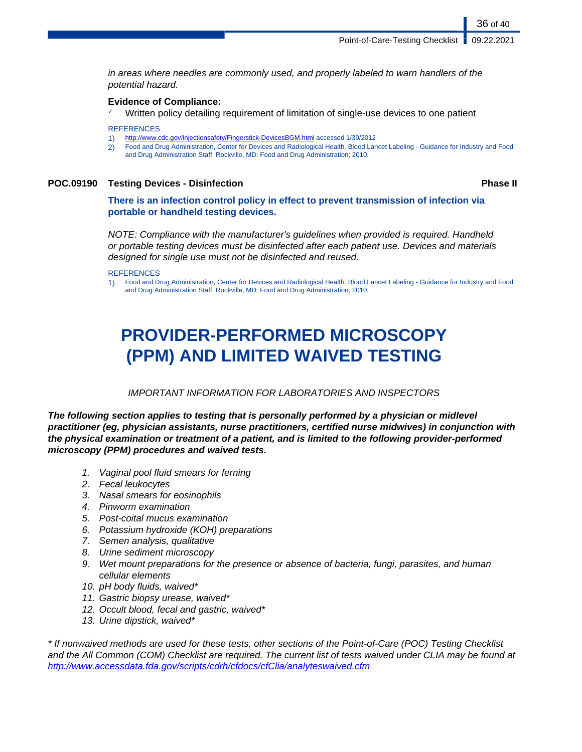*in areas where needles are commonly used, and properly labeled to warn handlers of the potential hazard.*

**Evidence of Compliance:**

- ✓ Written policy detailing requirement of limitation of single-use devices to one patient

REFERENCES

1) http://www.cdc.gov/injectionsafety/Fingerstick-DevicesBGM.html accessed 1/30/2012
2) Food and Drug Administration, Center for Devices and Radiological Health. Blood Lancet Labeling - Guidance for Industry and Food and Drug Administration Staff. Rockville, MD: Food and Drug Administration; 2010.

### POC.09190 Testing Devices - Disinfection — Phase II

**There is an infection control policy in effect to prevent transmission of infection via portable or handheld testing devices.**

*NOTE: Compliance with the manufacturer's guidelines when provided is required. Handheld or portable testing devices must be disinfected after each patient use. Devices and materials designed for single use must not be disinfected and reused.*

REFERENCES

1) Food and Drug Administration, Center for Devices and Radiological Health. Blood Lancet Labeling - Guidance for Industry and Food and Drug Administration Staff. Rockville, MD: Food and Drug Administration; 2010.

# PROVIDER-PERFORMED MICROSCOPY (PPM) AND LIMITED WAIVED TESTING

*IMPORTANT INFORMATION FOR LABORATORIES AND INSPECTORS*

***The following section applies to testing that is personally performed by a physician or midlevel practitioner (eg, physician assistants, nurse practitioners, certified nurse midwives) in conjunction with the physical examination or treatment of a patient, and is limited to the following provider-performed microscopy (PPM) procedures and waived tests.***

1. *Vaginal pool fluid smears for ferning*
2. *Fecal leukocytes*
3. *Nasal smears for eosinophils*
4. *Pinworm examination*
5. *Post-coital mucus examination*
6. *Potassium hydroxide (KOH) preparations*
7. *Semen analysis, qualitative*
8. *Urine sediment microscopy*
9. *Wet mount preparations for the presence or absence of bacteria, fungi, parasites, and human cellular elements*
10. *pH body fluids, waived**
11. *Gastric biopsy urease, waived**
12. *Occult blood, fecal and gastric, waived**
13. *Urine dipstick, waived**

*\* If nonwaived methods are used for these tests, other sections of the Point-of-Care (POC) Testing Checklist and the All Common (COM) Checklist are required. The current list of tests waived under CLIA may be found at http://www.accessdata.fda.gov/scripts/cdrh/cfdocs/cfClia/analyteswaived.cfm*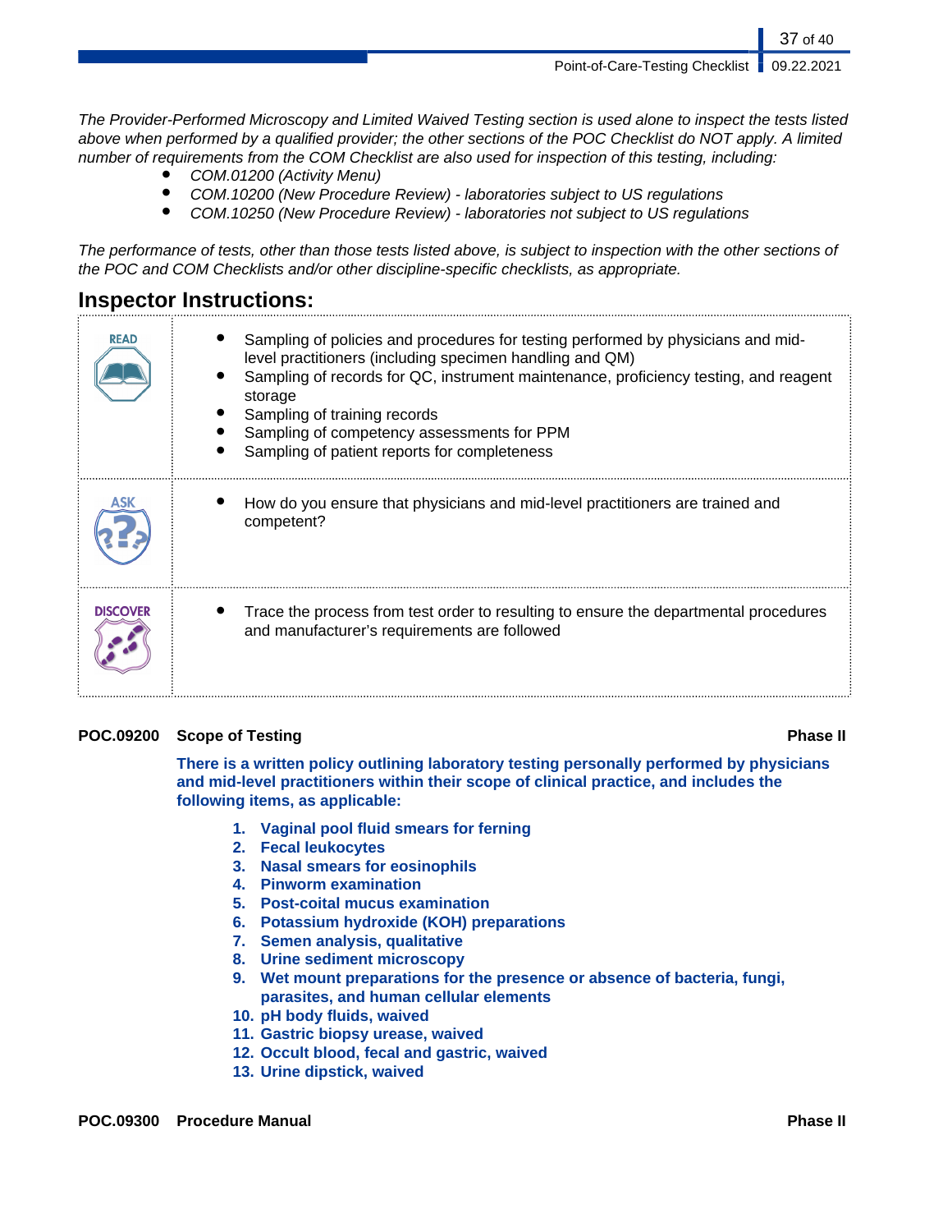*The Provider-Performed Microscopy and Limited Waived Testing section is used alone to inspect the tests listed above when performed by a qualified provider; the other sections of the POC Checklist do NOT apply. A limited number of requirements from the COM Checklist are also used for inspection of this testing, including:*

- *COM.01200 (Activity Menu)*
- *COM.10200 (New Procedure Review) - laboratories subject to US regulations*
- *COM.10250 (New Procedure Review) - laboratories not subject to US regulations*

*The performance of tests, other than those tests listed above, is subject to inspection with the other sections of the POC and COM Checklists and/or other discipline-specific checklists, as appropriate.*

## Inspector Instructions:

| | |
|---|---|
| READ | • Sampling of policies and procedures for testing performed by physicians and mid-level practitioners (including specimen handling and QM)<br>• Sampling of records for QC, instrument maintenance, proficiency testing, and reagent storage<br>• Sampling of training records<br>• Sampling of competency assessments for PPM<br>• Sampling of patient reports for completeness |
| ASK | • How do you ensure that physicians and mid-level practitioners are trained and competent? |
| DISCOVER | • Trace the process from test order to resulting to ensure the departmental procedures and manufacturer's requirements are followed |

**POC.09200 Scope of Testing** **Phase II**

**There is a written policy outlining laboratory testing personally performed by physicians and mid-level practitioners within their scope of clinical practice, and includes the following items, as applicable:**

1. **Vaginal pool fluid smears for ferning**
2. **Fecal leukocytes**
3. **Nasal smears for eosinophils**
4. **Pinworm examination**
5. **Post-coital mucus examination**
6. **Potassium hydroxide (KOH) preparations**
7. **Semen analysis, qualitative**
8. **Urine sediment microscopy**
9. **Wet mount preparations for the presence or absence of bacteria, fungi, parasites, and human cellular elements**
10. **pH body fluids, waived**
11. **Gastric biopsy urease, waived**
12. **Occult blood, fecal and gastric, waived**
13. **Urine dipstick, waived**

**POC.09300 Procedure Manual** **Phase II**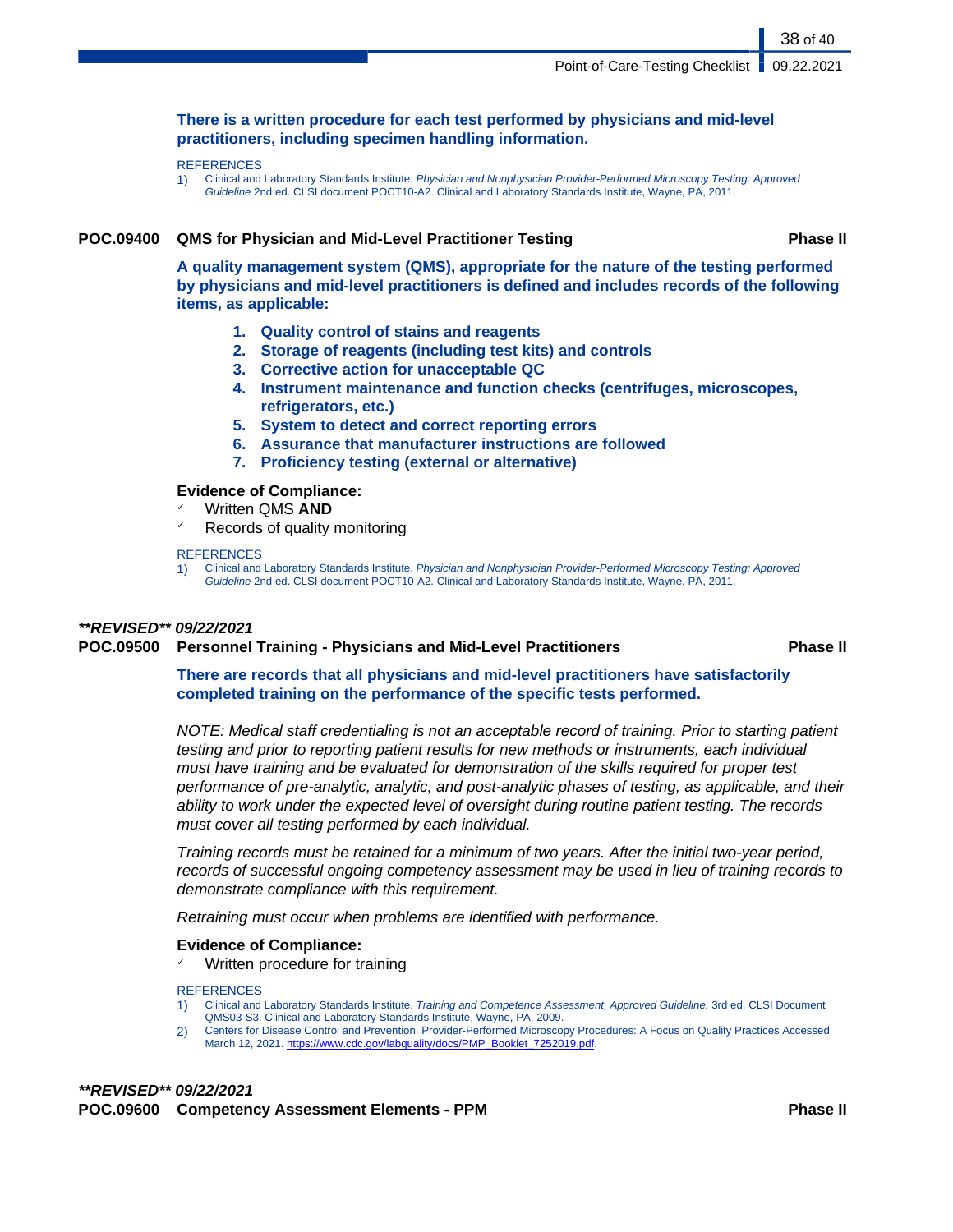**There is a written procedure for each test performed by physicians and mid-level practitioners, including specimen handling information.**

REFERENCES

1) Clinical and Laboratory Standards Institute. *Physician and Nonphysician Provider-Performed Microscopy Testing; Approved Guideline* 2nd ed. CLSI document POCT10-A2. Clinical and Laboratory Standards Institute, Wayne, PA, 2011.

### POC.09400 QMS for Physician and Mid-Level Practitioner Testing — Phase II

**A quality management system (QMS), appropriate for the nature of the testing performed by physicians and mid-level practitioners is defined and includes records of the following items, as applicable:**

1. **Quality control of stains and reagents**
2. **Storage of reagents (including test kits) and controls**
3. **Corrective action for unacceptable QC**
4. **Instrument maintenance and function checks (centrifuges, microscopes, refrigerators, etc.)**
5. **System to detect and correct reporting errors**
6. **Assurance that manufacturer instructions are followed**
7. **Proficiency testing (external or alternative)**

**Evidence of Compliance:**

- ✓ Written QMS **AND**
- ✓ Records of quality monitoring

REFERENCES

1) Clinical and Laboratory Standards Institute. *Physician and Nonphysician Provider-Performed Microscopy Testing; Approved Guideline* 2nd ed. CLSI document POCT10-A2. Clinical and Laboratory Standards Institute, Wayne, PA, 2011.

***REVISED** 09/22/2021*

### POC.09500 Personnel Training - Physicians and Mid-Level Practitioners — Phase II

**There are records that all physicians and mid-level practitioners have satisfactorily completed training on the performance of the specific tests performed.**

*NOTE: Medical staff credentialing is not an acceptable record of training. Prior to starting patient testing and prior to reporting patient results for new methods or instruments, each individual must have training and be evaluated for demonstration of the skills required for proper test performance of pre-analytic, analytic, and post-analytic phases of testing, as applicable, and their ability to work under the expected level of oversight during routine patient testing. The records must cover all testing performed by each individual.*

*Training records must be retained for a minimum of two years. After the initial two-year period, records of successful ongoing competency assessment may be used in lieu of training records to demonstrate compliance with this requirement.*

*Retraining must occur when problems are identified with performance.*

**Evidence of Compliance:**

- ✓ Written procedure for training

REFERENCES

1) Clinical and Laboratory Standards Institute. *Training and Competence Assessment, Approved Guideline.* 3rd ed. CLSI Document QMS03-S3. Clinical and Laboratory Standards Institute, Wayne, PA, 2009.
2) Centers for Disease Control and Prevention. Provider-Performed Microscopy Procedures: A Focus on Quality Practices Accessed March 12, 2021. https://www.cdc.gov/labquality/docs/PMP_Booklet_7252019.pdf.

***REVISED** 09/22/2021*

### POC.09600 Competency Assessment Elements - PPM — Phase II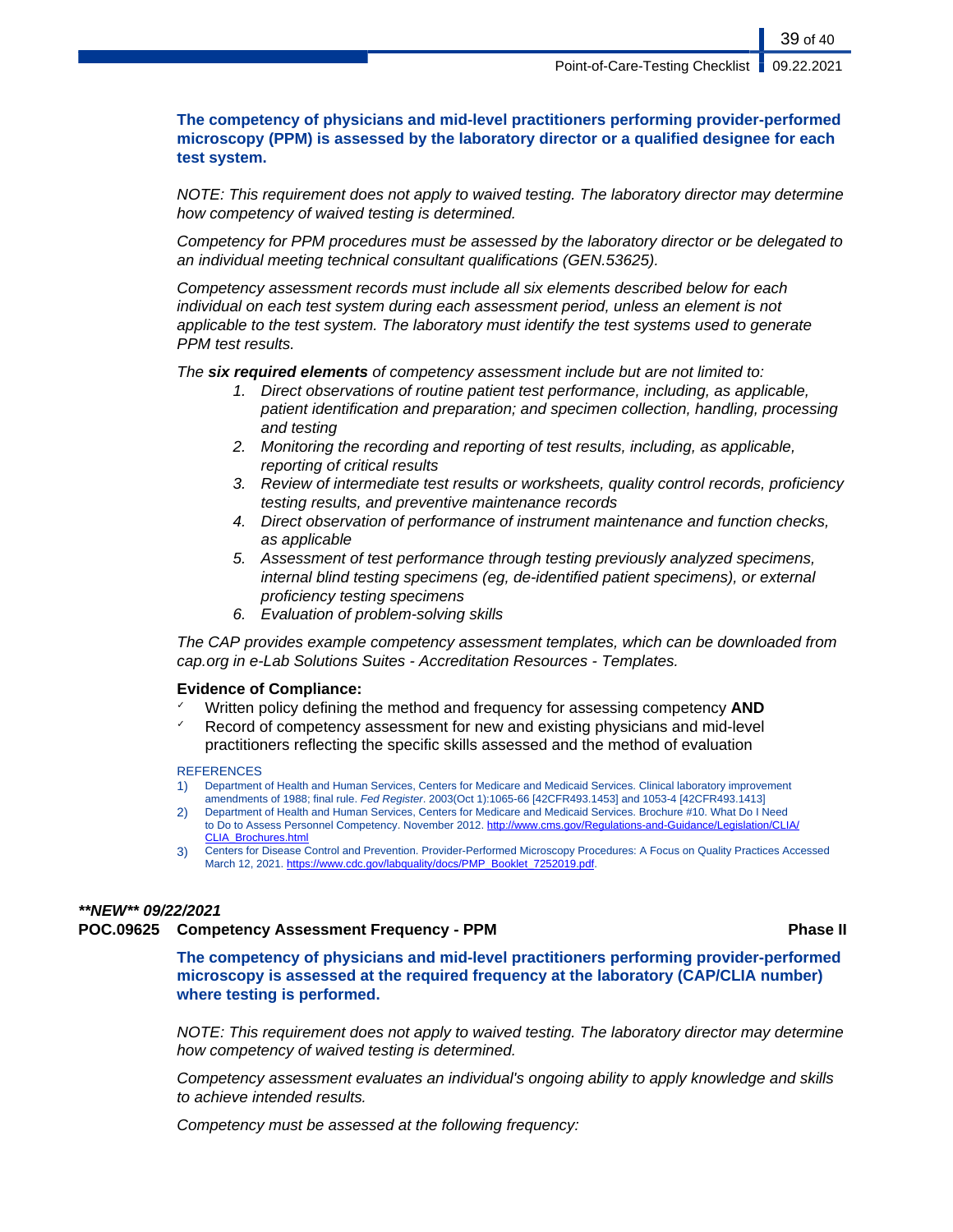**The competency of physicians and mid-level practitioners performing provider-performed microscopy (PPM) is assessed by the laboratory director or a qualified designee for each test system.**

*NOTE: This requirement does not apply to waived testing. The laboratory director may determine how competency of waived testing is determined.*

*Competency for PPM procedures must be assessed by the laboratory director or be delegated to an individual meeting technical consultant qualifications (GEN.53625).*

*Competency assessment records must include all six elements described below for each individual on each test system during each assessment period, unless an element is not applicable to the test system. The laboratory must identify the test systems used to generate PPM test results.*

*The **six required elements** of competency assessment include but are not limited to:*

1. *Direct observations of routine patient test performance, including, as applicable, patient identification and preparation; and specimen collection, handling, processing and testing*
2. *Monitoring the recording and reporting of test results, including, as applicable, reporting of critical results*
3. *Review of intermediate test results or worksheets, quality control records, proficiency testing results, and preventive maintenance records*
4. *Direct observation of performance of instrument maintenance and function checks, as applicable*
5. *Assessment of test performance through testing previously analyzed specimens, internal blind testing specimens (eg, de-identified patient specimens), or external proficiency testing specimens*
6. *Evaluation of problem-solving skills*

*The CAP provides example competency assessment templates, which can be downloaded from cap.org in e-Lab Solutions Suites - Accreditation Resources - Templates.*

**Evidence of Compliance:**

- ✓ Written policy defining the method and frequency for assessing competency **AND**
- ✓ Record of competency assessment for new and existing physicians and mid-level practitioners reflecting the specific skills assessed and the method of evaluation

REFERENCES

1) Department of Health and Human Services, Centers for Medicare and Medicaid Services. Clinical laboratory improvement amendments of 1988; final rule. *Fed Register*. 2003(Oct 1):1065-66 [42CFR493.1453] and 1053-4 [42CFR493.1413]
2) Department of Health and Human Services, Centers for Medicare and Medicaid Services. Brochure #10. What Do I Need to Do to Assess Personnel Competency. November 2012. http://www.cms.gov/Regulations-and-Guidance/Legislation/CLIA/CLIA_Brochures.html
3) Centers for Disease Control and Prevention. Provider-Performed Microscopy Procedures: A Focus on Quality Practices Accessed March 12, 2021. https://www.cdc.gov/labquality/docs/PMP_Booklet_7252019.pdf.

***\*\*NEW\*\* 09/22/2021***

### POC.09625 Competency Assessment Frequency - PPM — Phase II

**The competency of physicians and mid-level practitioners performing provider-performed microscopy is assessed at the required frequency at the laboratory (CAP/CLIA number) where testing is performed.**

*NOTE: This requirement does not apply to waived testing. The laboratory director may determine how competency of waived testing is determined.*

*Competency assessment evaluates an individual's ongoing ability to apply knowledge and skills to achieve intended results.*

*Competency must be assessed at the following frequency:*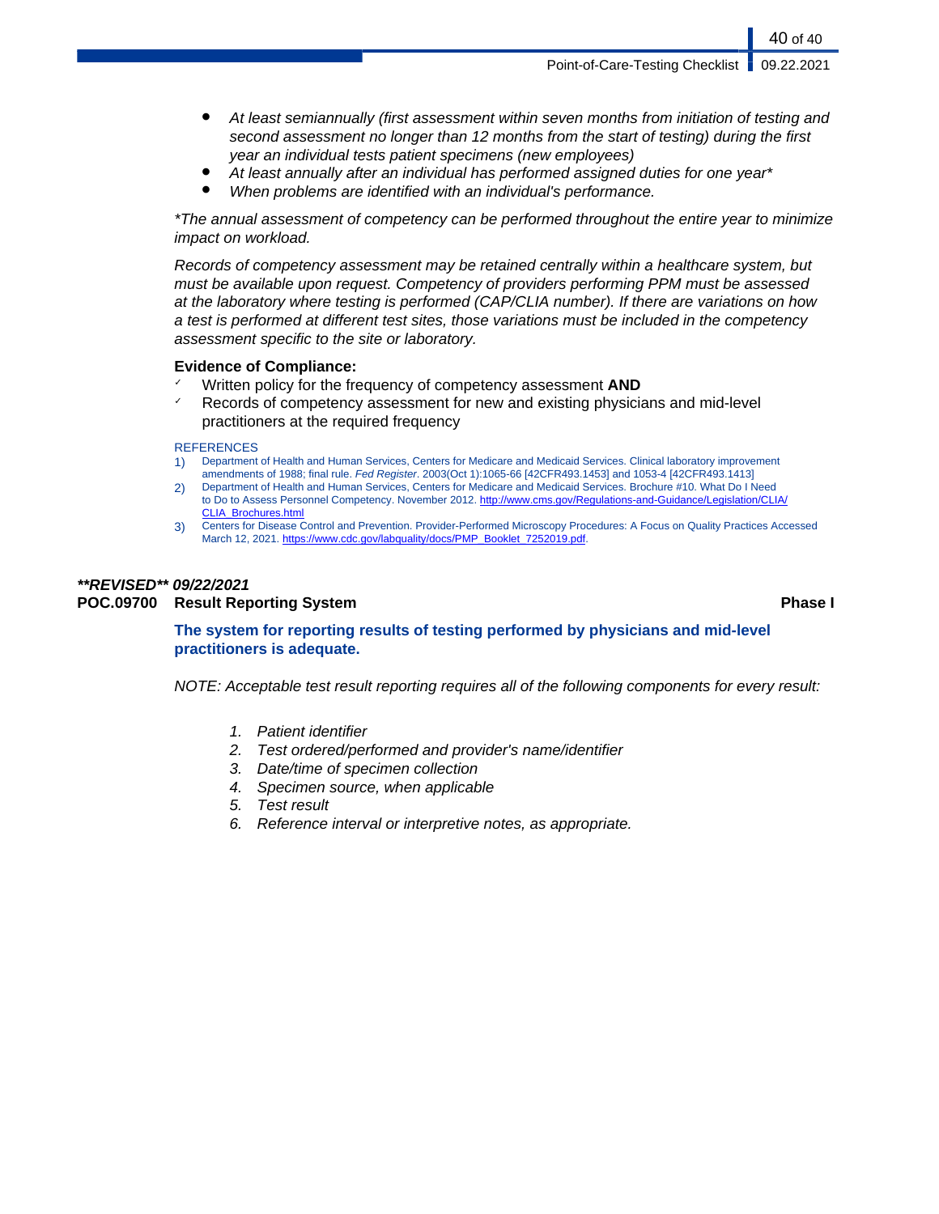- *At least semiannually (first assessment within seven months from initiation of testing and second assessment no longer than 12 months from the start of testing) during the first year an individual tests patient specimens (new employees)*
- *At least annually after an individual has performed assigned duties for one year**
- *When problems are identified with an individual's performance.*

**The annual assessment of competency can be performed throughout the entire year to minimize impact on workload.*

*Records of competency assessment may be retained centrally within a healthcare system, but must be available upon request. Competency of providers performing PPM must be assessed at the laboratory where testing is performed (CAP/CLIA number). If there are variations on how a test is performed at different test sites, those variations must be included in the competency assessment specific to the site or laboratory.*

**Evidence of Compliance:**

- ✓ Written policy for the frequency of competency assessment **AND**
- ✓ Records of competency assessment for new and existing physicians and mid-level practitioners at the required frequency

REFERENCES

1) Department of Health and Human Services, Centers for Medicare and Medicaid Services. Clinical laboratory improvement amendments of 1988; final rule. *Fed Register*. 2003(Oct 1):1065-66 [42CFR493.1453] and 1053-4 [42CFR493.1413]
2) Department of Health and Human Services, Centers for Medicare and Medicaid Services. Brochure #10. What Do I Need to Do to Assess Personnel Competency. November 2012. http://www.cms.gov/Regulations-and-Guidance/Legislation/CLIA/CLIA_Brochures.html
3) Centers for Disease Control and Prevention. Provider-Performed Microscopy Procedures: A Focus on Quality Practices Accessed March 12, 2021. https://www.cdc.gov/labquality/docs/PMP_Booklet_7252019.pdf.

***\*\*REVISED\*\* 09/22/2021***

**POC.09700 Result Reporting System** **Phase I**

**The system for reporting results of testing performed by physicians and mid-level practitioners is adequate.**

*NOTE: Acceptable test result reporting requires all of the following components for every result:*

1. *Patient identifier*
2. *Test ordered/performed and provider's name/identifier*
3. *Date/time of specimen collection*
4. *Specimen source, when applicable*
5. *Test result*
6. *Reference interval or interpretive notes, as appropriate.*